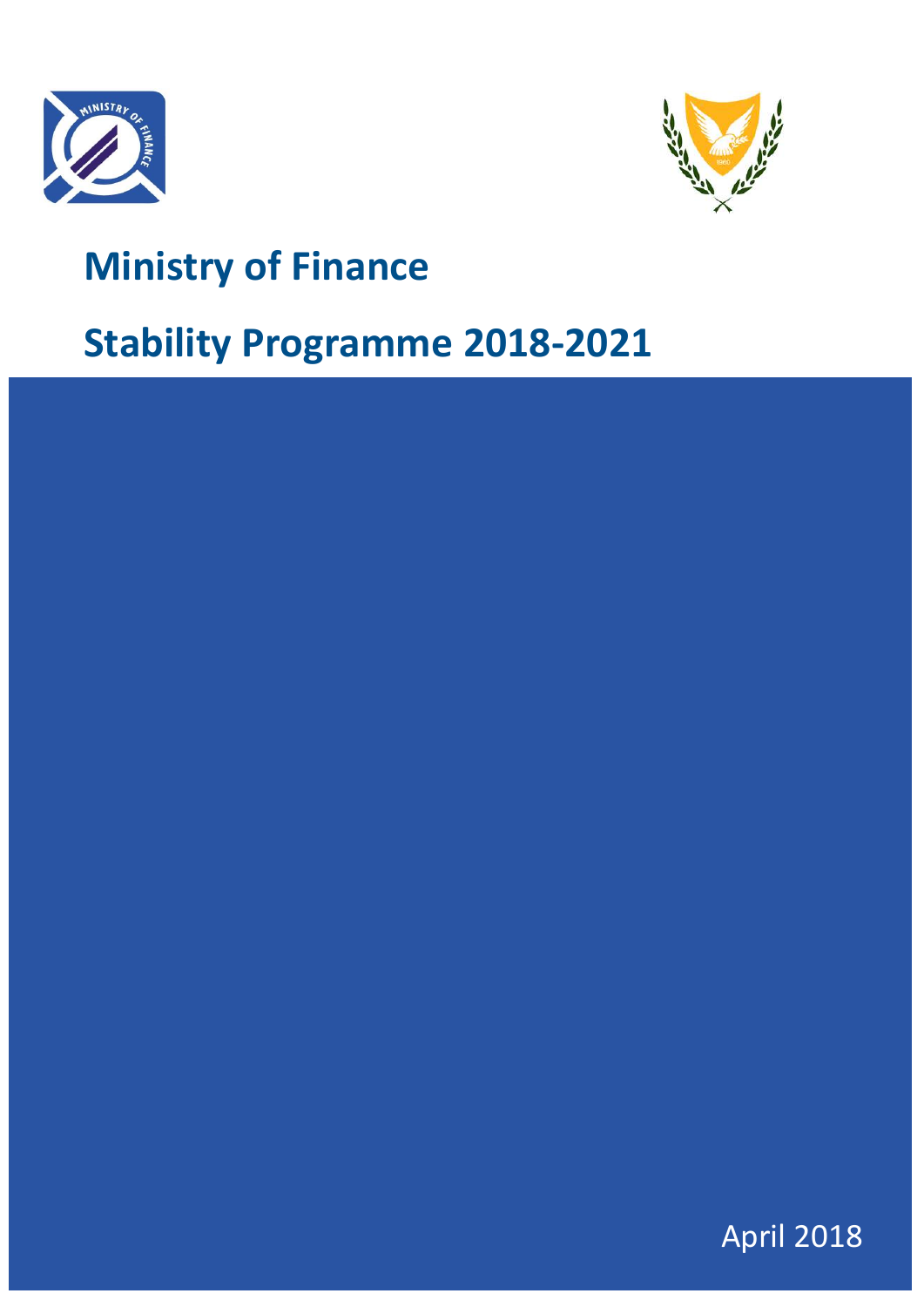# Ministry of Finance

# Stability Programme 2018-2021

April 2018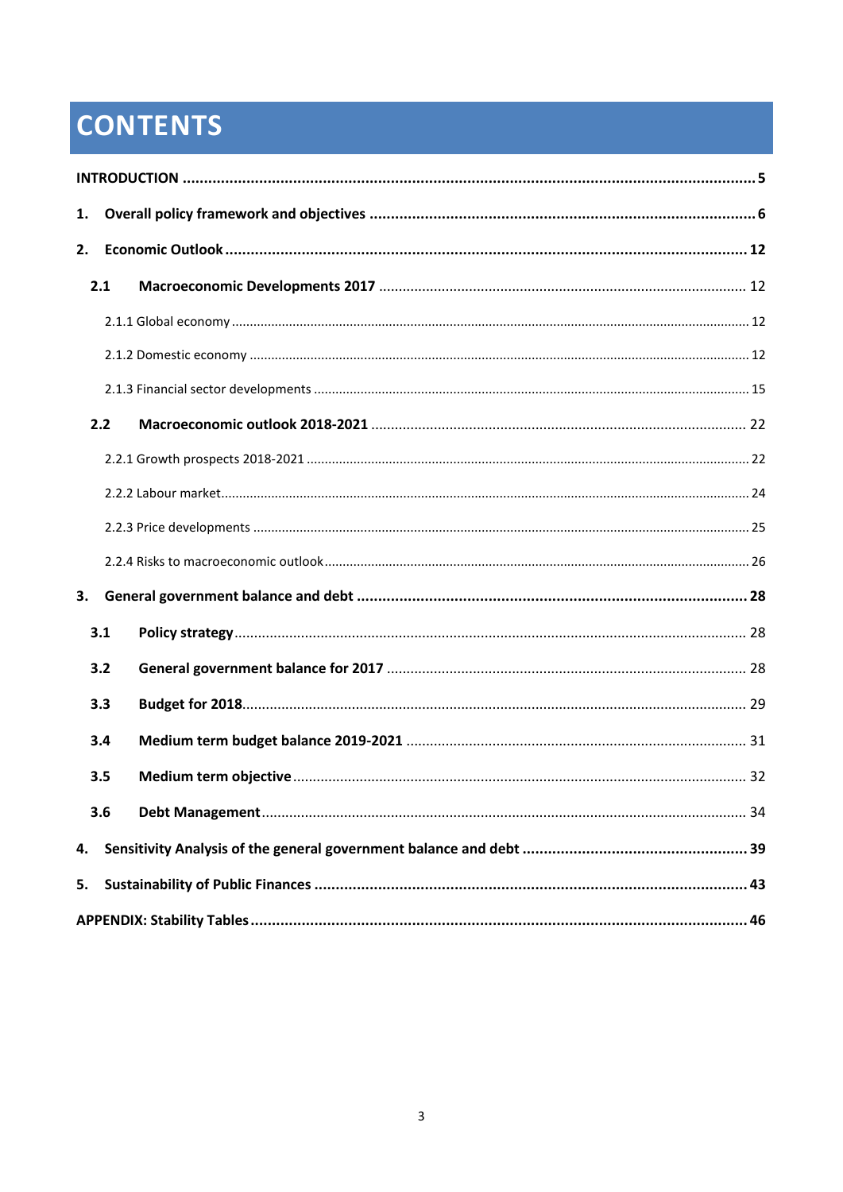# CONTENTS

**INTRODUCTION** ..... **5**

**1. Overall policy framework and objectives** ..... **6**

**2. Economic Outlook** ..... **12**

- **2.1 Macroeconomic Developments 2017** ..... 12
  - 2.1.1 Global economy ..... 12
  - 2.1.2 Domestic economy ..... 12
  - 2.1.3 Financial sector developments ..... 15
- **2.2 Macroeconomic outlook 2018-2021** ..... 22
  - 2.2.1 Growth prospects 2018-2021 ..... 22
  - 2.2.2 Labour market ..... 24
  - 2.2.3 Price developments ..... 25
  - 2.2.4 Risks to macroeconomic outlook ..... 26

**3. General government balance and debt** ..... **28**

- **3.1 Policy strategy** ..... 28
- **3.2 General government balance for 2017** ..... 28
- **3.3 Budget for 2018** ..... 29
- **3.4 Medium term budget balance 2019-2021** ..... 31
- **3.5 Medium term objective** ..... 32
- **3.6 Debt Management** ..... 34

**4. Sensitivity Analysis of the general government balance and debt** ..... **39**

**5. Sustainability of Public Finances** ..... **43**

**APPENDIX: Stability Tables** ..... **46**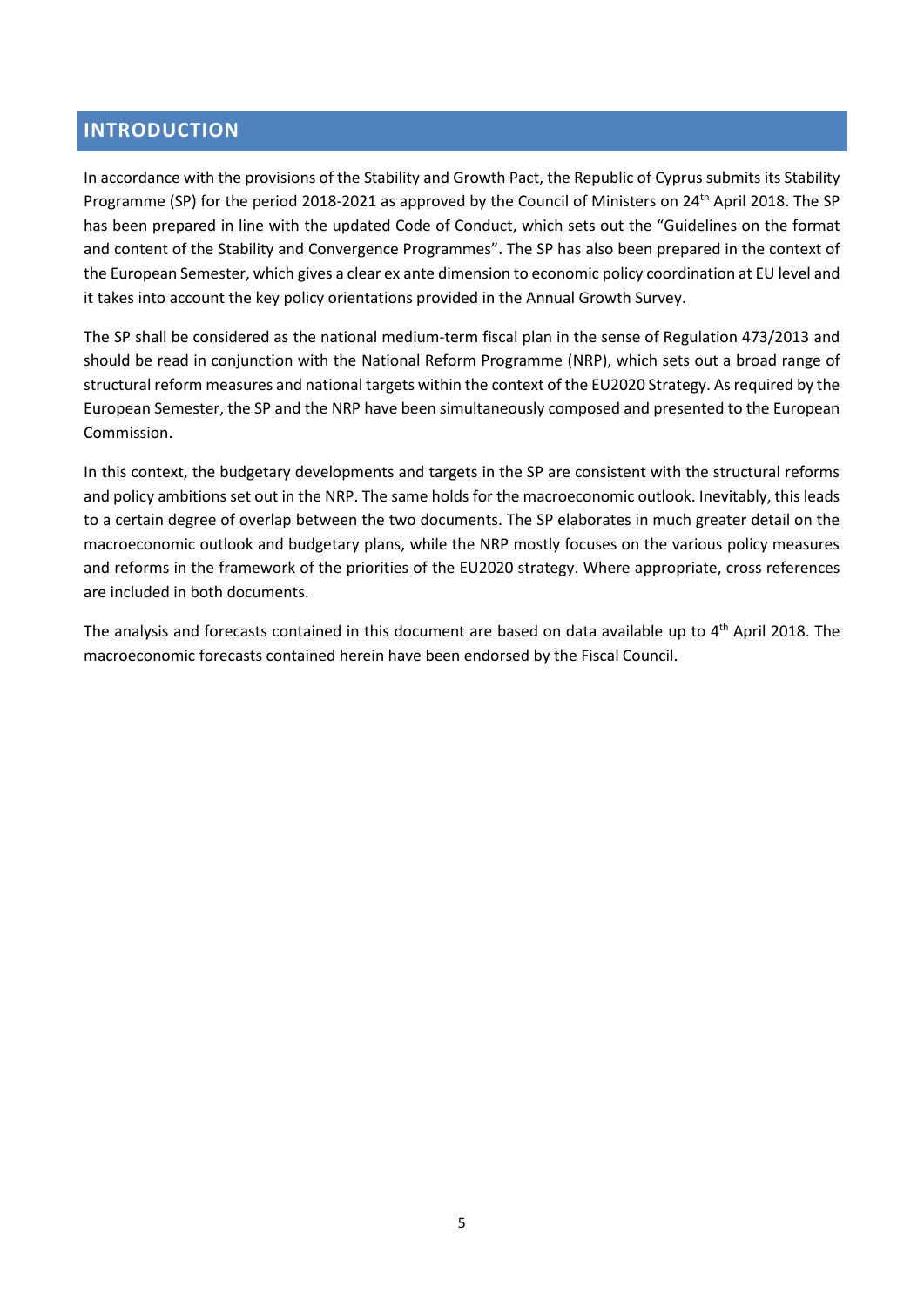# INTRODUCTION

In accordance with the provisions of the Stability and Growth Pact, the Republic of Cyprus submits its Stability Programme (SP) for the period 2018-2021 as approved by the Council of Ministers on 24th April 2018. The SP has been prepared in line with the updated Code of Conduct, which sets out the "Guidelines on the format and content of the Stability and Convergence Programmes". The SP has also been prepared in the context of the European Semester, which gives a clear ex ante dimension to economic policy coordination at EU level and it takes into account the key policy orientations provided in the Annual Growth Survey.

The SP shall be considered as the national medium-term fiscal plan in the sense of Regulation 473/2013 and should be read in conjunction with the National Reform Programme (NRP), which sets out a broad range of structural reform measures and national targets within the context of the EU2020 Strategy. As required by the European Semester, the SP and the NRP have been simultaneously composed and presented to the European Commission.

In this context, the budgetary developments and targets in the SP are consistent with the structural reforms and policy ambitions set out in the NRP. The same holds for the macroeconomic outlook. Inevitably, this leads to a certain degree of overlap between the two documents. The SP elaborates in much greater detail on the macroeconomic outlook and budgetary plans, while the NRP mostly focuses on the various policy measures and reforms in the framework of the priorities of the EU2020 strategy. Where appropriate, cross references are included in both documents.

The analysis and forecasts contained in this document are based on data available up to 4th April 2018. The macroeconomic forecasts contained herein have been endorsed by the Fiscal Council.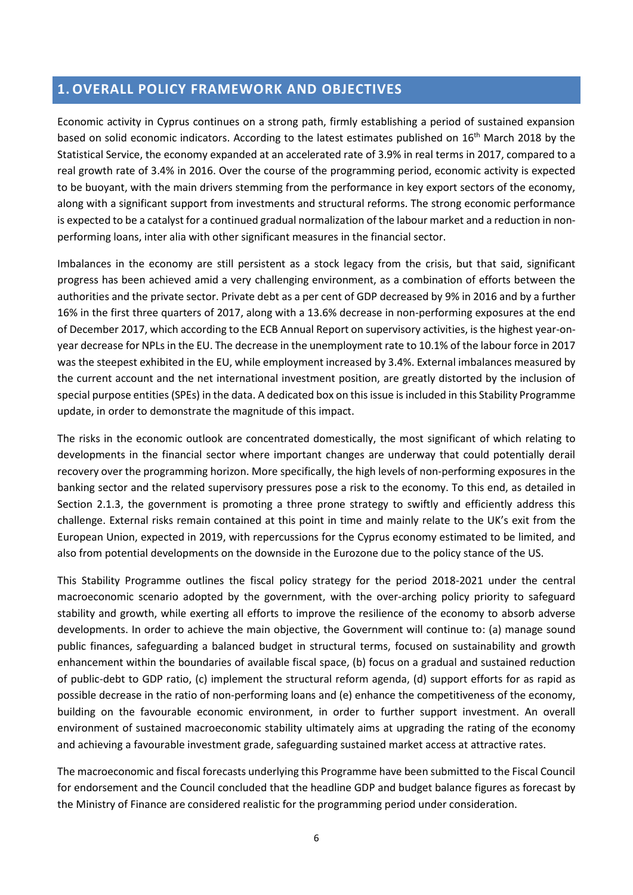# 1. OVERALL POLICY FRAMEWORK AND OBJECTIVES

Economic activity in Cyprus continues on a strong path, firmly establishing a period of sustained expansion based on solid economic indicators. According to the latest estimates published on 16th March 2018 by the Statistical Service, the economy expanded at an accelerated rate of 3.9% in real terms in 2017, compared to a real growth rate of 3.4% in 2016. Over the course of the programming period, economic activity is expected to be buoyant, with the main drivers stemming from the performance in key export sectors of the economy, along with a significant support from investments and structural reforms. The strong economic performance is expected to be a catalyst for a continued gradual normalization of the labour market and a reduction in non-performing loans, inter alia with other significant measures in the financial sector.

Imbalances in the economy are still persistent as a stock legacy from the crisis, but that said, significant progress has been achieved amid a very challenging environment, as a combination of efforts between the authorities and the private sector. Private debt as a per cent of GDP decreased by 9% in 2016 and by a further 16% in the first three quarters of 2017, along with a 13.6% decrease in non-performing exposures at the end of December 2017, which according to the ECB Annual Report on supervisory activities, is the highest year-on-year decrease for NPLs in the EU. The decrease in the unemployment rate to 10.1% of the labour force in 2017 was the steepest exhibited in the EU, while employment increased by 3.4%. External imbalances measured by the current account and the net international investment position, are greatly distorted by the inclusion of special purpose entities (SPEs) in the data. A dedicated box on this issue is included in this Stability Programme update, in order to demonstrate the magnitude of this impact.

The risks in the economic outlook are concentrated domestically, the most significant of which relating to developments in the financial sector where important changes are underway that could potentially derail recovery over the programming horizon. More specifically, the high levels of non-performing exposures in the banking sector and the related supervisory pressures pose a risk to the economy. To this end, as detailed in Section 2.1.3, the government is promoting a three prone strategy to swiftly and efficiently address this challenge. External risks remain contained at this point in time and mainly relate to the UK's exit from the European Union, expected in 2019, with repercussions for the Cyprus economy estimated to be limited, and also from potential developments on the downside in the Eurozone due to the policy stance of the US.

This Stability Programme outlines the fiscal policy strategy for the period 2018-2021 under the central macroeconomic scenario adopted by the government, with the over-arching policy priority to safeguard stability and growth, while exerting all efforts to improve the resilience of the economy to absorb adverse developments. In order to achieve the main objective, the Government will continue to: (a) manage sound public finances, safeguarding a balanced budget in structural terms, focused on sustainability and growth enhancement within the boundaries of available fiscal space, (b) focus on a gradual and sustained reduction of public-debt to GDP ratio, (c) implement the structural reform agenda, (d) support efforts for as rapid as possible decrease in the ratio of non-performing loans and (e) enhance the competitiveness of the economy, building on the favourable economic environment, in order to further support investment. An overall environment of sustained macroeconomic stability ultimately aims at upgrading the rating of the economy and achieving a favourable investment grade, safeguarding sustained market access at attractive rates.

The macroeconomic and fiscal forecasts underlying this Programme have been submitted to the Fiscal Council for endorsement and the Council concluded that the headline GDP and budget balance figures as forecast by the Ministry of Finance are considered realistic for the programming period under consideration.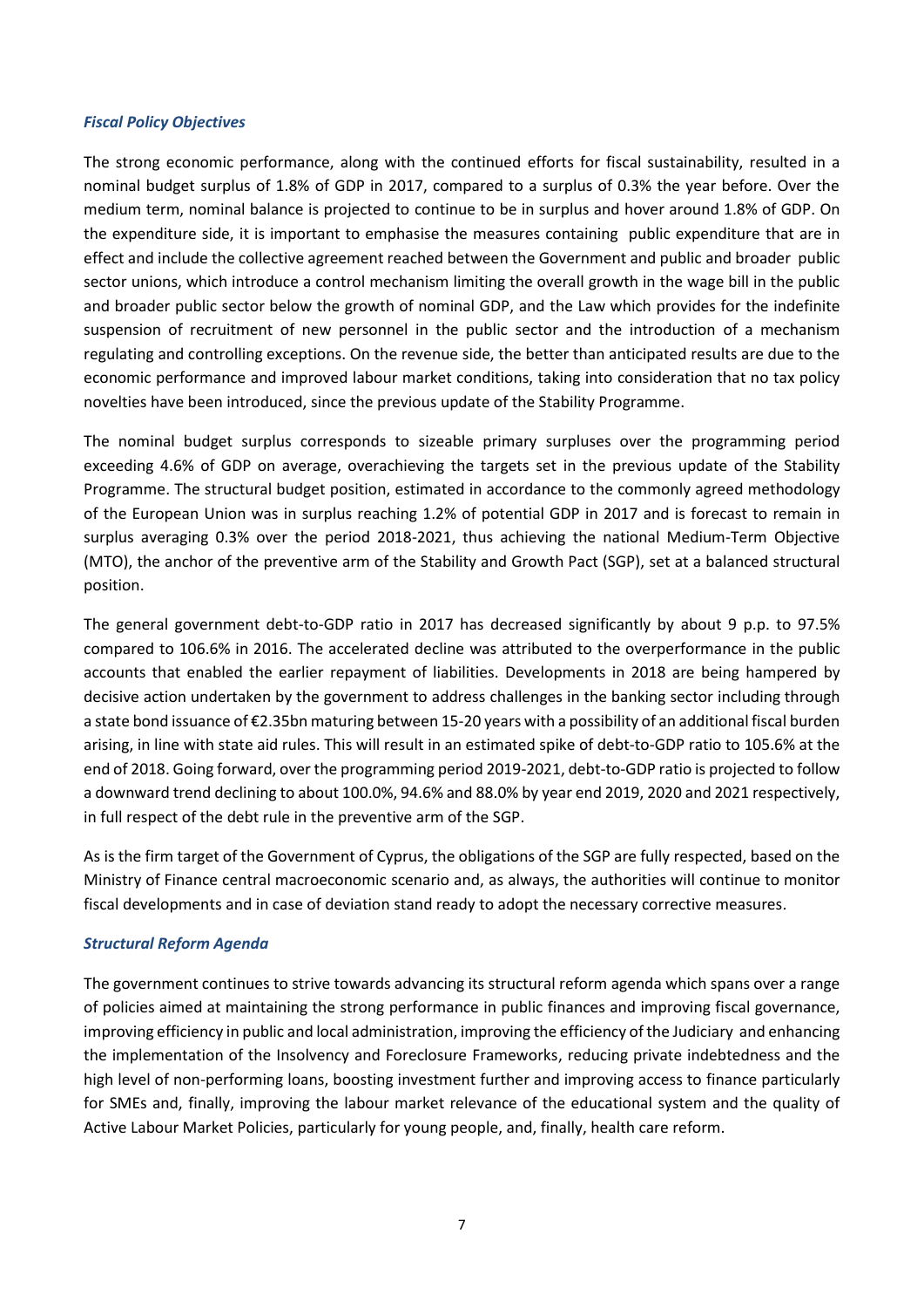### *Fiscal Policy Objectives*

The strong economic performance, along with the continued efforts for fiscal sustainability, resulted in a nominal budget surplus of 1.8% of GDP in 2017, compared to a surplus of 0.3% the year before. Over the medium term, nominal balance is projected to continue to be in surplus and hover around 1.8% of GDP. On the expenditure side, it is important to emphasise the measures containing public expenditure that are in effect and include the collective agreement reached between the Government and public and broader public sector unions, which introduce a control mechanism limiting the overall growth in the wage bill in the public and broader public sector below the growth of nominal GDP, and the Law which provides for the indefinite suspension of recruitment of new personnel in the public sector and the introduction of a mechanism regulating and controlling exceptions. On the revenue side, the better than anticipated results are due to the economic performance and improved labour market conditions, taking into consideration that no tax policy novelties have been introduced, since the previous update of the Stability Programme.

The nominal budget surplus corresponds to sizeable primary surpluses over the programming period exceeding 4.6% of GDP on average, overachieving the targets set in the previous update of the Stability Programme. The structural budget position, estimated in accordance to the commonly agreed methodology of the European Union was in surplus reaching 1.2% of potential GDP in 2017 and is forecast to remain in surplus averaging 0.3% over the period 2018-2021, thus achieving the national Medium-Term Objective (MTO), the anchor of the preventive arm of the Stability and Growth Pact (SGP), set at a balanced structural position.

The general government debt-to-GDP ratio in 2017 has decreased significantly by about 9 p.p. to 97.5% compared to 106.6% in 2016. The accelerated decline was attributed to the overperformance in the public accounts that enabled the earlier repayment of liabilities. Developments in 2018 are being hampered by decisive action undertaken by the government to address challenges in the banking sector including through a state bond issuance of €2.35bn maturing between 15-20 years with a possibility of an additional fiscal burden arising, in line with state aid rules. This will result in an estimated spike of debt-to-GDP ratio to 105.6% at the end of 2018. Going forward, over the programming period 2019-2021, debt-to-GDP ratio is projected to follow a downward trend declining to about 100.0%, 94.6% and 88.0% by year end 2019, 2020 and 2021 respectively, in full respect of the debt rule in the preventive arm of the SGP.

As is the firm target of the Government of Cyprus, the obligations of the SGP are fully respected, based on the Ministry of Finance central macroeconomic scenario and, as always, the authorities will continue to monitor fiscal developments and in case of deviation stand ready to adopt the necessary corrective measures.

### *Structural Reform Agenda*

The government continues to strive towards advancing its structural reform agenda which spans over a range of policies aimed at maintaining the strong performance in public finances and improving fiscal governance, improving efficiency in public and local administration, improving the efficiency of the Judiciary and enhancing the implementation of the Insolvency and Foreclosure Frameworks, reducing private indebtedness and the high level of non-performing loans, boosting investment further and improving access to finance particularly for SMEs and, finally, improving the labour market relevance of the educational system and the quality of Active Labour Market Policies, particularly for young people, and, finally, health care reform.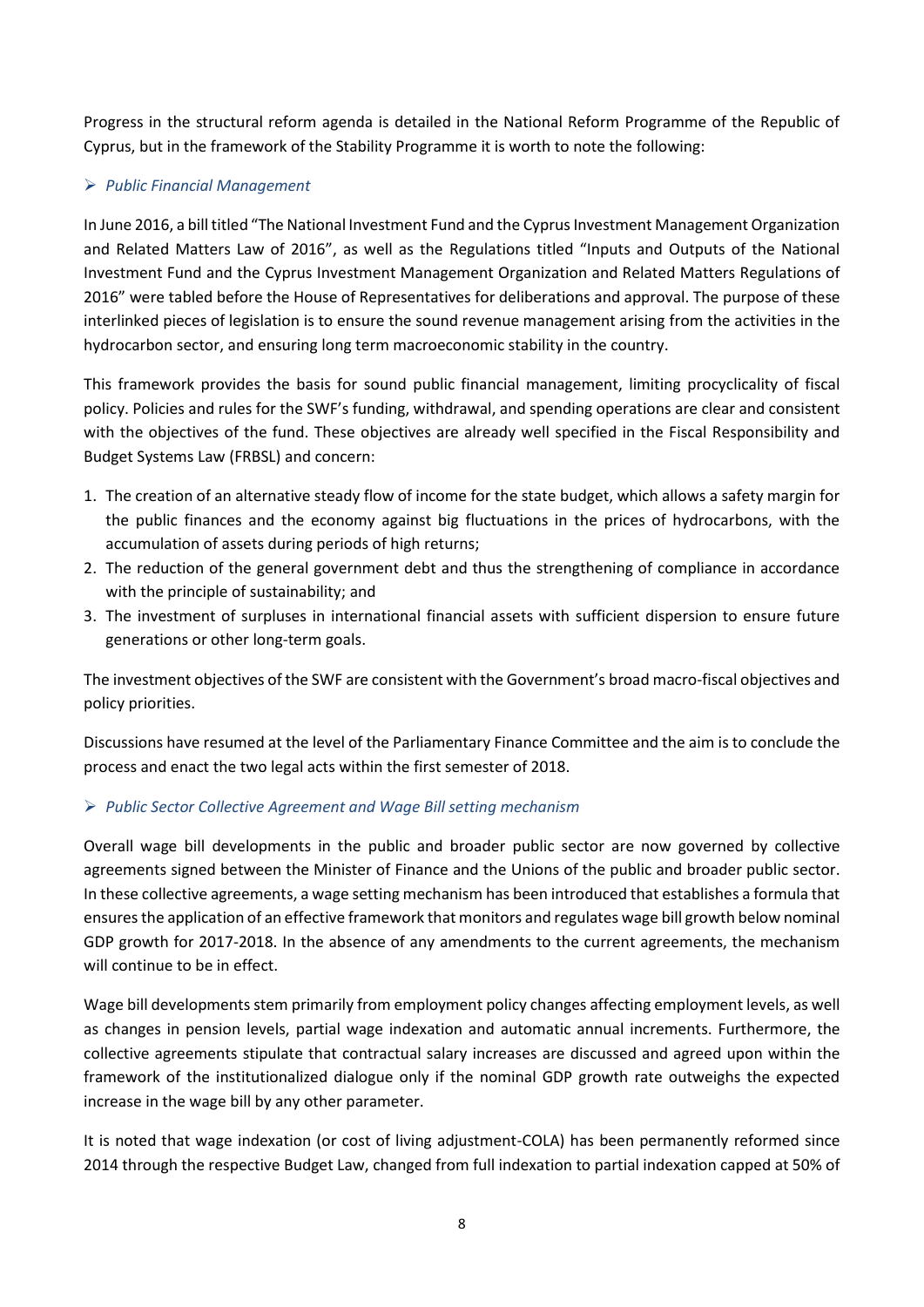Progress in the structural reform agenda is detailed in the National Reform Programme of the Republic of Cyprus, but in the framework of the Stability Programme it is worth to note the following:

- *Public Financial Management*

In June 2016, a bill titled "The National Investment Fund and the Cyprus Investment Management Organization and Related Matters Law of 2016", as well as the Regulations titled "Inputs and Outputs of the National Investment Fund and the Cyprus Investment Management Organization and Related Matters Regulations of 2016" were tabled before the House of Representatives for deliberations and approval. The purpose of these interlinked pieces of legislation is to ensure the sound revenue management arising from the activities in the hydrocarbon sector, and ensuring long term macroeconomic stability in the country.

This framework provides the basis for sound public financial management, limiting procyclicality of fiscal policy. Policies and rules for the SWF's funding, withdrawal, and spending operations are clear and consistent with the objectives of the fund. These objectives are already well specified in the Fiscal Responsibility and Budget Systems Law (FRBSL) and concern:

1. The creation of an alternative steady flow of income for the state budget, which allows a safety margin for the public finances and the economy against big fluctuations in the prices of hydrocarbons, with the accumulation of assets during periods of high returns;
2. The reduction of the general government debt and thus the strengthening of compliance in accordance with the principle of sustainability; and
3. The investment of surpluses in international financial assets with sufficient dispersion to ensure future generations or other long-term goals.

The investment objectives of the SWF are consistent with the Government's broad macro-fiscal objectives and policy priorities.

Discussions have resumed at the level of the Parliamentary Finance Committee and the aim is to conclude the process and enact the two legal acts within the first semester of 2018.

- *Public Sector Collective Agreement and Wage Bill setting mechanism*

Overall wage bill developments in the public and broader public sector are now governed by collective agreements signed between the Minister of Finance and the Unions of the public and broader public sector. In these collective agreements, a wage setting mechanism has been introduced that establishes a formula that ensures the application of an effective framework that monitors and regulates wage bill growth below nominal GDP growth for 2017-2018. In the absence of any amendments to the current agreements, the mechanism will continue to be in effect.

Wage bill developments stem primarily from employment policy changes affecting employment levels, as well as changes in pension levels, partial wage indexation and automatic annual increments. Furthermore, the collective agreements stipulate that contractual salary increases are discussed and agreed upon within the framework of the institutionalized dialogue only if the nominal GDP growth rate outweighs the expected increase in the wage bill by any other parameter.

It is noted that wage indexation (or cost of living adjustment-COLA) has been permanently reformed since 2014 through the respective Budget Law, changed from full indexation to partial indexation capped at 50% of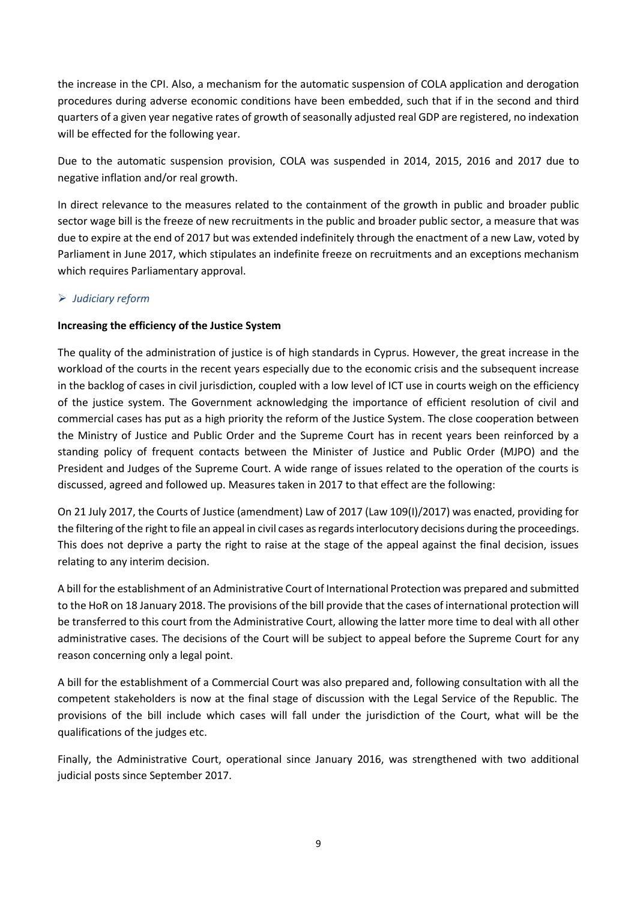the increase in the CPI. Also, a mechanism for the automatic suspension of COLA application and derogation procedures during adverse economic conditions have been embedded, such that if in the second and third quarters of a given year negative rates of growth of seasonally adjusted real GDP are registered, no indexation will be effected for the following year.

Due to the automatic suspension provision, COLA was suspended in 2014, 2015, 2016 and 2017 due to negative inflation and/or real growth.

In direct relevance to the measures related to the containment of the growth in public and broader public sector wage bill is the freeze of new recruitments in the public and broader public sector, a measure that was due to expire at the end of 2017 but was extended indefinitely through the enactment of a new Law, voted by Parliament in June 2017, which stipulates an indefinite freeze on recruitments and an exceptions mechanism which requires Parliamentary approval.

- *Judiciary reform*

**Increasing the efficiency of the Justice System**

The quality of the administration of justice is of high standards in Cyprus. However, the great increase in the workload of the courts in the recent years especially due to the economic crisis and the subsequent increase in the backlog of cases in civil jurisdiction, coupled with a low level of ICT use in courts weigh on the efficiency of the justice system. The Government acknowledging the importance of efficient resolution of civil and commercial cases has put as a high priority the reform of the Justice System. The close cooperation between the Ministry of Justice and Public Order and the Supreme Court has in recent years been reinforced by a standing policy of frequent contacts between the Minister of Justice and Public Order (MJPO) and the President and Judges of the Supreme Court. A wide range of issues related to the operation of the courts is discussed, agreed and followed up. Measures taken in 2017 to that effect are the following:

On 21 July 2017, the Courts of Justice (amendment) Law of 2017 (Law 109(I)/2017) was enacted, providing for the filtering of the right to file an appeal in civil cases as regards interlocutory decisions during the proceedings. This does not deprive a party the right to raise at the stage of the appeal against the final decision, issues relating to any interim decision.

A bill for the establishment of an Administrative Court of International Protection was prepared and submitted to the HoR on 18 January 2018. The provisions of the bill provide that the cases of international protection will be transferred to this court from the Administrative Court, allowing the latter more time to deal with all other administrative cases. The decisions of the Court will be subject to appeal before the Supreme Court for any reason concerning only a legal point.

A bill for the establishment of a Commercial Court was also prepared and, following consultation with all the competent stakeholders is now at the final stage of discussion with the Legal Service of the Republic. The provisions of the bill include which cases will fall under the jurisdiction of the Court, what will be the qualifications of the judges etc.

Finally, the Administrative Court, operational since January 2016, was strengthened with two additional judicial posts since September 2017.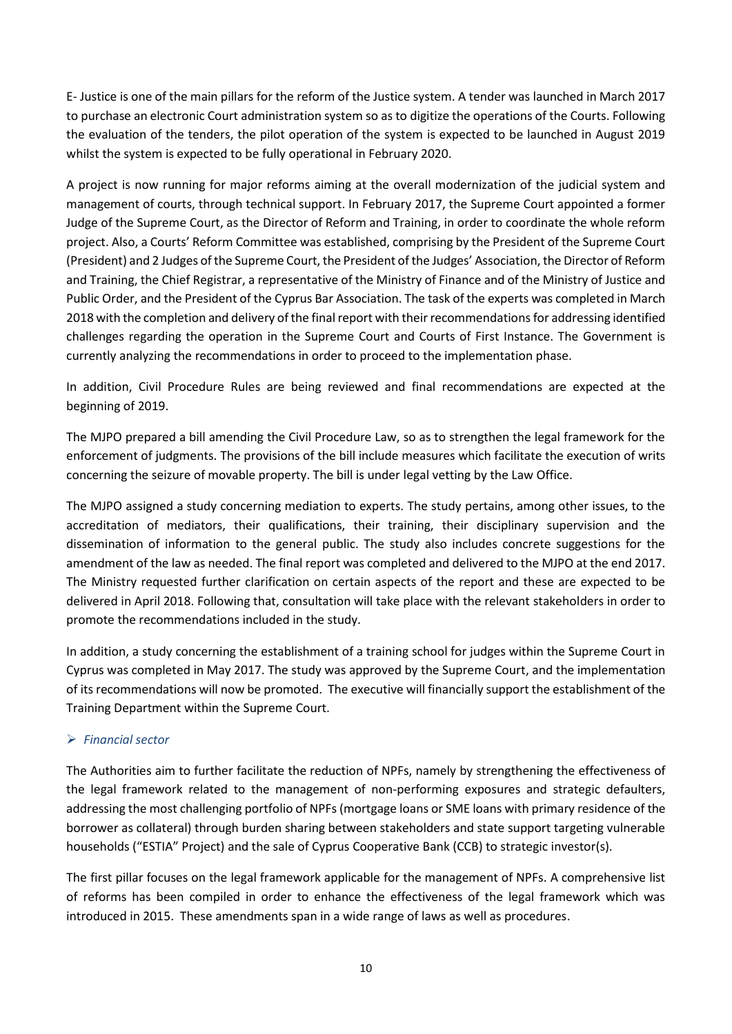E- Justice is one of the main pillars for the reform of the Justice system. A tender was launched in March 2017 to purchase an electronic Court administration system so as to digitize the operations of the Courts. Following the evaluation of the tenders, the pilot operation of the system is expected to be launched in August 2019 whilst the system is expected to be fully operational in February 2020.

A project is now running for major reforms aiming at the overall modernization of the judicial system and management of courts, through technical support. In February 2017, the Supreme Court appointed a former Judge of the Supreme Court, as the Director of Reform and Training, in order to coordinate the whole reform project. Also, a Courts' Reform Committee was established, comprising by the President of the Supreme Court (President) and 2 Judges of the Supreme Court, the President of the Judges' Association, the Director of Reform and Training, the Chief Registrar, a representative of the Ministry of Finance and of the Ministry of Justice and Public Order, and the President of the Cyprus Bar Association. The task of the experts was completed in March 2018 with the completion and delivery of the final report with their recommendations for addressing identified challenges regarding the operation in the Supreme Court and Courts of First Instance. The Government is currently analyzing the recommendations in order to proceed to the implementation phase.

In addition, Civil Procedure Rules are being reviewed and final recommendations are expected at the beginning of 2019.

The MJPO prepared a bill amending the Civil Procedure Law, so as to strengthen the legal framework for the enforcement of judgments. The provisions of the bill include measures which facilitate the execution of writs concerning the seizure of movable property. The bill is under legal vetting by the Law Office.

The MJPO assigned a study concerning mediation to experts. The study pertains, among other issues, to the accreditation of mediators, their qualifications, their training, their disciplinary supervision and the dissemination of information to the general public. The study also includes concrete suggestions for the amendment of the law as needed. The final report was completed and delivered to the MJPO at the end 2017. The Ministry requested further clarification on certain aspects of the report and these are expected to be delivered in April 2018. Following that, consultation will take place with the relevant stakeholders in order to promote the recommendations included in the study.

In addition, a study concerning the establishment of a training school for judges within the Supreme Court in Cyprus was completed in May 2017. The study was approved by the Supreme Court, and the implementation of its recommendations will now be promoted. The executive will financially support the establishment of the Training Department within the Supreme Court.

- *Financial sector*

The Authorities aim to further facilitate the reduction of NPFs, namely by strengthening the effectiveness of the legal framework related to the management of non-performing exposures and strategic defaulters, addressing the most challenging portfolio of NPFs (mortgage loans or SME loans with primary residence of the borrower as collateral) through burden sharing between stakeholders and state support targeting vulnerable households ("ESTIA" Project) and the sale of Cyprus Cooperative Bank (CCB) to strategic investor(s).

The first pillar focuses on the legal framework applicable for the management of NPFs. A comprehensive list of reforms has been compiled in order to enhance the effectiveness of the legal framework which was introduced in 2015. These amendments span in a wide range of laws as well as procedures.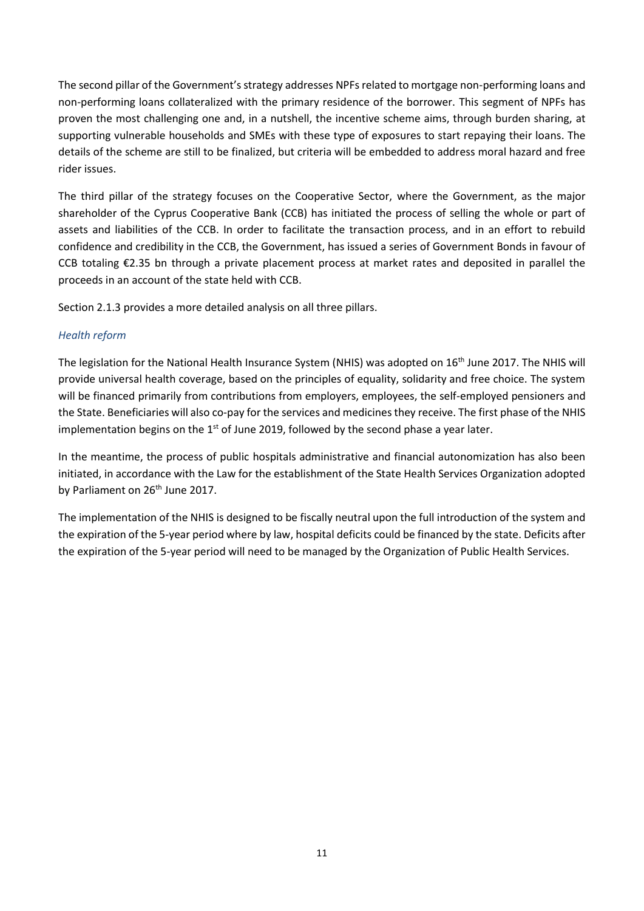The second pillar of the Government's strategy addresses NPFs related to mortgage non-performing loans and non-performing loans collateralized with the primary residence of the borrower. This segment of NPFs has proven the most challenging one and, in a nutshell, the incentive scheme aims, through burden sharing, at supporting vulnerable households and SMEs with these type of exposures to start repaying their loans. The details of the scheme are still to be finalized, but criteria will be embedded to address moral hazard and free rider issues.

The third pillar of the strategy focuses on the Cooperative Sector, where the Government, as the major shareholder of the Cyprus Cooperative Bank (CCB) has initiated the process of selling the whole or part of assets and liabilities of the CCB. In order to facilitate the transaction process, and in an effort to rebuild confidence and credibility in the CCB, the Government, has issued a series of Government Bonds in favour of CCB totaling €2.35 bn through a private placement process at market rates and deposited in parallel the proceeds in an account of the state held with CCB.

Section 2.1.3 provides a more detailed analysis on all three pillars.

*Health reform*

The legislation for the National Health Insurance System (NHIS) was adopted on 16th June 2017. The NHIS will provide universal health coverage, based on the principles of equality, solidarity and free choice. The system will be financed primarily from contributions from employers, employees, the self-employed pensioners and the State. Beneficiaries will also co-pay for the services and medicines they receive. The first phase of the NHIS implementation begins on the 1st of June 2019, followed by the second phase a year later.

In the meantime, the process of public hospitals administrative and financial autonomization has also been initiated, in accordance with the Law for the establishment of the State Health Services Organization adopted by Parliament on 26th June 2017.

The implementation of the NHIS is designed to be fiscally neutral upon the full introduction of the system and the expiration of the 5-year period where by law, hospital deficits could be financed by the state. Deficits after the expiration of the 5-year period will need to be managed by the Organization of Public Health Services.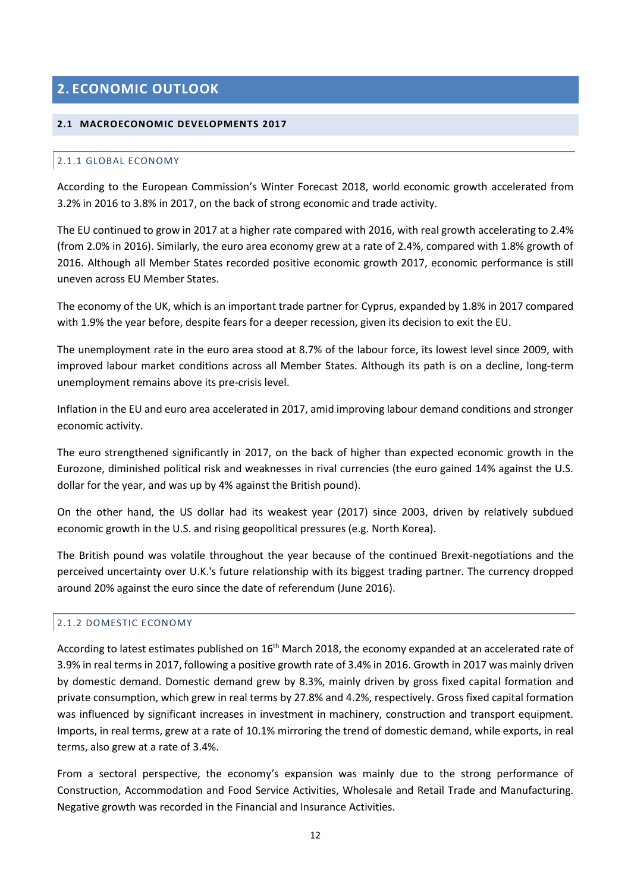# 2. ECONOMIC OUTLOOK

## 2.1 MACROECONOMIC DEVELOPMENTS 2017

### 2.1.1 GLOBAL ECONOMY

According to the European Commission's Winter Forecast 2018, world economic growth accelerated from 3.2% in 2016 to 3.8% in 2017, on the back of strong economic and trade activity.

The EU continued to grow in 2017 at a higher rate compared with 2016, with real growth accelerating to 2.4% (from 2.0% in 2016). Similarly, the euro area economy grew at a rate of 2.4%, compared with 1.8% growth of 2016. Although all Member States recorded positive economic growth 2017, economic performance is still uneven across EU Member States.

The economy of the UK, which is an important trade partner for Cyprus, expanded by 1.8% in 2017 compared with 1.9% the year before, despite fears for a deeper recession, given its decision to exit the EU.

The unemployment rate in the euro area stood at 8.7% of the labour force, its lowest level since 2009, with improved labour market conditions across all Member States. Although its path is on a decline, long-term unemployment remains above its pre-crisis level.

Inflation in the EU and euro area accelerated in 2017, amid improving labour demand conditions and stronger economic activity.

The euro strengthened significantly in 2017, on the back of higher than expected economic growth in the Eurozone, diminished political risk and weaknesses in rival currencies (the euro gained 14% against the U.S. dollar for the year, and was up by 4% against the British pound).

On the other hand, the US dollar had its weakest year (2017) since 2003, driven by relatively subdued economic growth in the U.S. and rising geopolitical pressures (e.g. North Korea).

The British pound was volatile throughout the year because of the continued Brexit-negotiations and the perceived uncertainty over U.K.'s future relationship with its biggest trading partner. The currency dropped around 20% against the euro since the date of referendum (June 2016).

### 2.1.2 DOMESTIC ECONOMY

According to latest estimates published on 16th March 2018, the economy expanded at an accelerated rate of 3.9% in real terms in 2017, following a positive growth rate of 3.4% in 2016. Growth in 2017 was mainly driven by domestic demand. Domestic demand grew by 8.3%, mainly driven by gross fixed capital formation and private consumption, which grew in real terms by 27.8% and 4.2%, respectively. Gross fixed capital formation was influenced by significant increases in investment in machinery, construction and transport equipment. Imports, in real terms, grew at a rate of 10.1% mirroring the trend of domestic demand, while exports, in real terms, also grew at a rate of 3.4%.

From a sectoral perspective, the economy's expansion was mainly due to the strong performance of Construction, Accommodation and Food Service Activities, Wholesale and Retail Trade and Manufacturing. Negative growth was recorded in the Financial and Insurance Activities.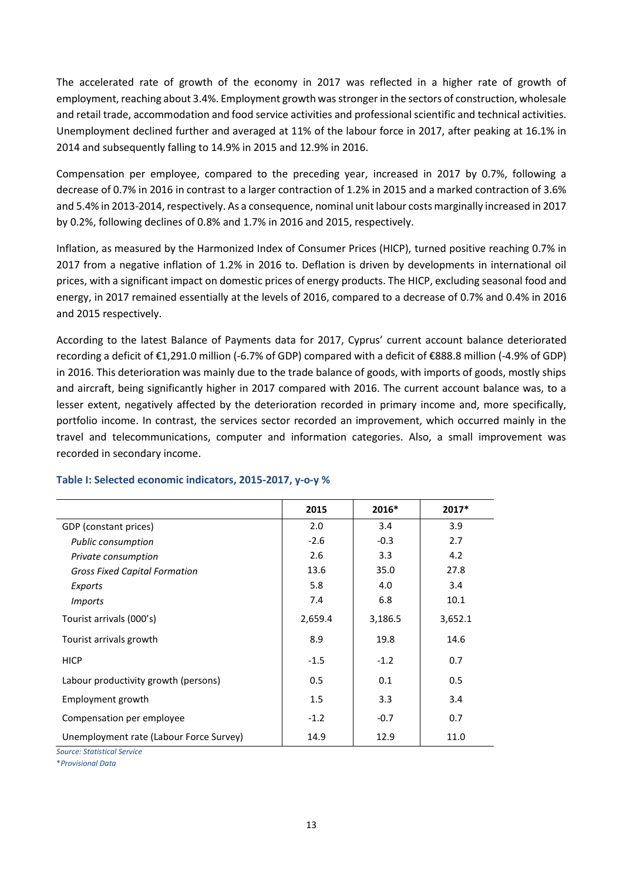The accelerated rate of growth of the economy in 2017 was reflected in a higher rate of growth of employment, reaching about 3.4%. Employment growth was stronger in the sectors of construction, wholesale and retail trade, accommodation and food service activities and professional scientific and technical activities. Unemployment declined further and averaged at 11% of the labour force in 2017, after peaking at 16.1% in 2014 and subsequently falling to 14.9% in 2015 and 12.9% in 2016.

Compensation per employee, compared to the preceding year, increased in 2017 by 0.7%, following a decrease of 0.7% in 2016 in contrast to a larger contraction of 1.2% in 2015 and a marked contraction of 3.6% and 5.4% in 2013-2014, respectively. As a consequence, nominal unit labour costs marginally increased in 2017 by 0.2%, following declines of 0.8% and 1.7% in 2016 and 2015, respectively.

Inflation, as measured by the Harmonized Index of Consumer Prices (HICP), turned positive reaching 0.7% in 2017 from a negative inflation of 1.2% in 2016 to. Deflation is driven by developments in international oil prices, with a significant impact on domestic prices of energy products. The HICP, excluding seasonal food and energy, in 2017 remained essentially at the levels of 2016, compared to a decrease of 0.7% and 0.4% in 2016 and 2015 respectively.

According to the latest Balance of Payments data for 2017, Cyprus' current account balance deteriorated recording a deficit of €1,291.0 million (-6.7% of GDP) compared with a deficit of €888.8 million (-4.9% of GDP) in 2016. This deterioration was mainly due to the trade balance of goods, with imports of goods, mostly ships and aircraft, being significantly higher in 2017 compared with 2016. The current account balance was, to a lesser extent, negatively affected by the deterioration recorded in primary income and, more specifically, portfolio income. In contrast, the services sector recorded an improvement, which occurred mainly in the travel and telecommunications, computer and information categories. Also, a small improvement was recorded in secondary income.

**Table I: Selected economic indicators, 2015-2017, y-o-y %**

| | 2015 | 2016* | 2017* |
|---|---|---|---|
| GDP (constant prices) | 2.0 | 3.4 | 3.9 |
| *Public consumption* | -2.6 | -0.3 | 2.7 |
| *Private consumption* | 2.6 | 3.3 | 4.2 |
| *Gross Fixed Capital Formation* | 13.6 | 35.0 | 27.8 |
| *Exports* | 5.8 | 4.0 | 3.4 |
| *Imports* | 7.4 | 6.8 | 10.1 |
| Tourist arrivals (000's) | 2,659.4 | 3,186.5 | 3,652.1 |
| Tourist arrivals growth | 8.9 | 19.8 | 14.6 |
| HICP | -1.5 | -1.2 | 0.7 |
| Labour productivity growth (persons) | 0.5 | 0.1 | 0.5 |
| Employment growth | 1.5 | 3.3 | 3.4 |
| Compensation per employee | -1.2 | -0.7 | 0.7 |
| Unemployment rate (Labour Force Survey) | 14.9 | 12.9 | 11.0 |

*Source: Statistical Service*

*\*Provisional Data*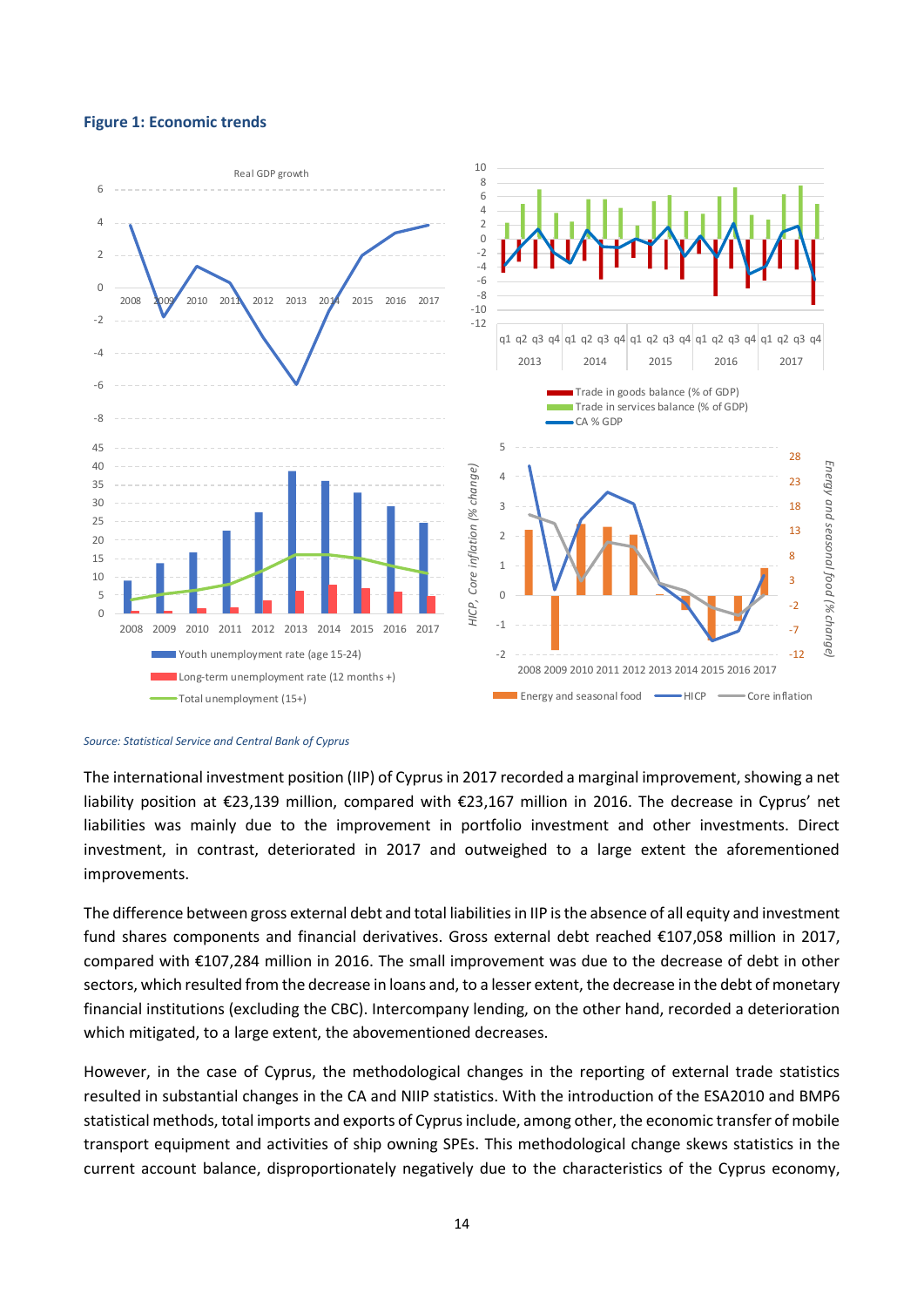**Figure 1: Economic trends**

*Source: Statistical Service and Central Bank of Cyprus*

The international investment position (IIP) of Cyprus in 2017 recorded a marginal improvement, showing a net liability position at €23,139 million, compared with €23,167 million in 2016. The decrease in Cyprus' net liabilities was mainly due to the improvement in portfolio investment and other investments. Direct investment, in contrast, deteriorated in 2017 and outweighed to a large extent the aforementioned improvements.

The difference between gross external debt and total liabilities in IIP is the absence of all equity and investment fund shares components and financial derivatives. Gross external debt reached €107,058 million in 2017, compared with €107,284 million in 2016. The small improvement was due to the decrease of debt in other sectors, which resulted from the decrease in loans and, to a lesser extent, the decrease in the debt of monetary financial institutions (excluding the CBC). Intercompany lending, on the other hand, recorded a deterioration which mitigated, to a large extent, the abovementioned decreases.

However, in the case of Cyprus, the methodological changes in the reporting of external trade statistics resulted in substantial changes in the CA and NIIP statistics. With the introduction of the ESA2010 and BMP6 statistical methods, total imports and exports of Cyprus include, among other, the economic transfer of mobile transport equipment and activities of ship owning SPEs. This methodological change skews statistics in the current account balance, disproportionately negatively due to the characteristics of the Cyprus economy,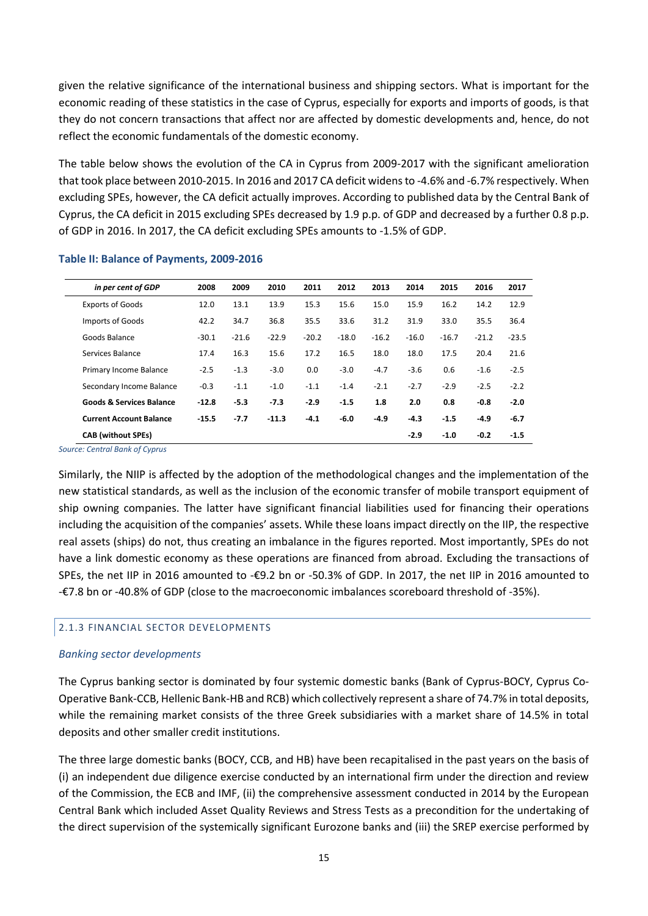given the relative significance of the international business and shipping sectors. What is important for the economic reading of these statistics in the case of Cyprus, especially for exports and imports of goods, is that they do not concern transactions that affect nor are affected by domestic developments and, hence, do not reflect the economic fundamentals of the domestic economy.

The table below shows the evolution of the CA in Cyprus from 2009-2017 with the significant amelioration that took place between 2010-2015. In 2016 and 2017 CA deficit widens to -4.6% and -6.7% respectively. When excluding SPEs, however, the CA deficit actually improves. According to published data by the Central Bank of Cyprus, the CA deficit in 2015 excluding SPEs decreased by 1.9 p.p. of GDP and decreased by a further 0.8 p.p. of GDP in 2016. In 2017, the CA deficit excluding SPEs amounts to -1.5% of GDP.

**Table II: Balance of Payments, 2009-2016**

| *in per cent of GDP* | 2008 | 2009 | 2010 | 2011 | 2012 | 2013 | 2014 | 2015 | 2016 | 2017 |
|---|---|---|---|---|---|---|---|---|---|---|
| Exports of Goods | 12.0 | 13.1 | 13.9 | 15.3 | 15.6 | 15.0 | 15.9 | 16.2 | 14.2 | 12.9 |
| Imports of Goods | 42.2 | 34.7 | 36.8 | 35.5 | 33.6 | 31.2 | 31.9 | 33.0 | 35.5 | 36.4 |
| Goods Balance | -30.1 | -21.6 | -22.9 | -20.2 | -18.0 | -16.2 | -16.0 | -16.7 | -21.2 | -23.5 |
| Services Balance | 17.4 | 16.3 | 15.6 | 17.2 | 16.5 | 18.0 | 18.0 | 17.5 | 20.4 | 21.6 |
| Primary Income Balance | -2.5 | -1.3 | -3.0 | 0.0 | -3.0 | -4.7 | -3.6 | 0.6 | -1.6 | -2.5 |
| Secondary Income Balance | -0.3 | -1.1 | -1.0 | -1.1 | -1.4 | -2.1 | -2.7 | -2.9 | -2.5 | -2.2 |
| **Goods & Services Balance** | **-12.8** | **-5.3** | **-7.3** | **-2.9** | **-1.5** | **1.8** | **2.0** | **0.8** | **-0.8** | **-2.0** |
| **Current Account Balance** | **-15.5** | **-7.7** | **-11.3** | **-4.1** | **-6.0** | **-4.9** | **-4.3** | **-1.5** | **-4.9** | **-6.7** |
| **CAB (without SPEs)** | | | | | | | **-2.9** | **-1.0** | **-0.2** | **-1.5** |

*Source: Central Bank of Cyprus*

Similarly, the NIIP is affected by the adoption of the methodological changes and the implementation of the new statistical standards, as well as the inclusion of the economic transfer of mobile transport equipment of ship owning companies. The latter have significant financial liabilities used for financing their operations including the acquisition of the companies' assets. While these loans impact directly on the IIP, the respective real assets (ships) do not, thus creating an imbalance in the figures reported. Most importantly, SPEs do not have a link domestic economy as these operations are financed from abroad. Excluding the transactions of SPEs, the net IIP in 2016 amounted to -€9.2 bn or -50.3% of GDP. In 2017, the net IIP in 2016 amounted to -€7.8 bn or -40.8% of GDP (close to the macroeconomic imbalances scoreboard threshold of -35%).

### 2.1.3 FINANCIAL SECTOR DEVELOPMENTS

*Banking sector developments*

The Cyprus banking sector is dominated by four systemic domestic banks (Bank of Cyprus-BOCY, Cyprus Co-Operative Bank-CCB, Hellenic Bank-HB and RCB) which collectively represent a share of 74.7% in total deposits, while the remaining market consists of the three Greek subsidiaries with a market share of 14.5% in total deposits and other smaller credit institutions.

The three large domestic banks (BOCY, CCB, and HB) have been recapitalised in the past years on the basis of (i) an independent due diligence exercise conducted by an international firm under the direction and review of the Commission, the ECB and IMF, (ii) the comprehensive assessment conducted in 2014 by the European Central Bank which included Asset Quality Reviews and Stress Tests as a precondition for the undertaking of the direct supervision of the systemically significant Eurozone banks and (iii) the SREP exercise performed by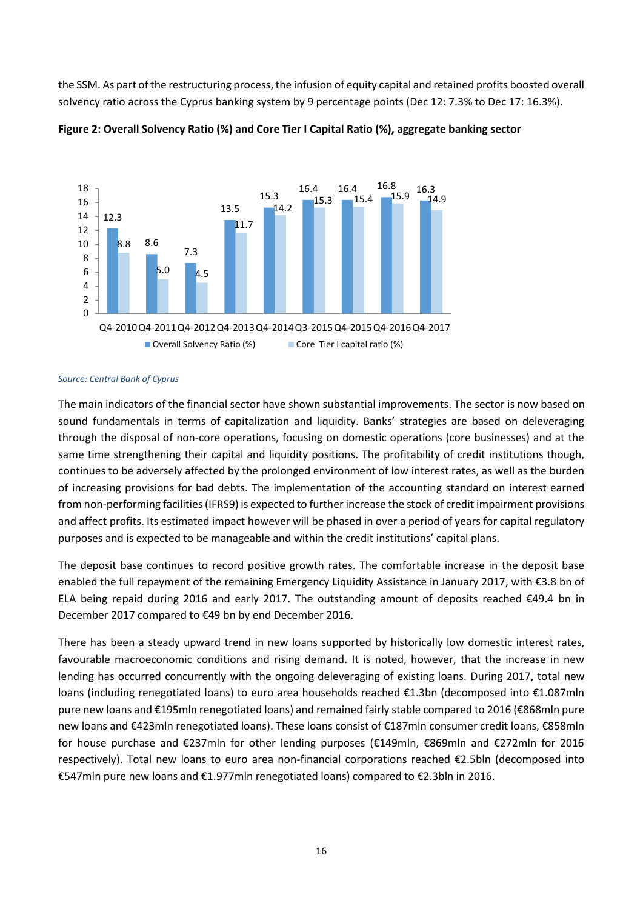the SSM. As part of the restructuring process, the infusion of equity capital and retained profits boosted overall solvency ratio across the Cyprus banking system by 9 percentage points (Dec 12: 7.3% to Dec 17: 16.3%).

**Figure 2: Overall Solvency Ratio (%) and Core Tier I Capital Ratio (%), aggregate banking sector**

| | Overall Solvency Ratio (%) | Core Tier I capital ratio (%) |
|---|---|---|
| Q4-2010 | 12.3 | 8.8 |
| Q4-2011 | 8.6 | 5.0 |
| Q4-2012 | 7.3 | 4.5 |
| Q4-2013 | 13.5 | 11.7 |
| Q4-2014 | 15.3 | 14.2 |
| Q3-2015 | 16.4 | 15.3 |
| Q4-2015 | 16.4 | 15.4 |
| Q4-2016 | 16.8 | 15.9 |
| Q4-2017 | 16.3 | 14.9 |

*Source: Central Bank of Cyprus*

The main indicators of the financial sector have shown substantial improvements. The sector is now based on sound fundamentals in terms of capitalization and liquidity. Banks' strategies are based on deleveraging through the disposal of non-core operations, focusing on domestic operations (core businesses) and at the same time strengthening their capital and liquidity positions. The profitability of credit institutions though, continues to be adversely affected by the prolonged environment of low interest rates, as well as the burden of increasing provisions for bad debts. The implementation of the accounting standard on interest earned from non-performing facilities (IFRS9) is expected to further increase the stock of credit impairment provisions and affect profits. Its estimated impact however will be phased in over a period of years for capital regulatory purposes and is expected to be manageable and within the credit institutions' capital plans.

The deposit base continues to record positive growth rates. The comfortable increase in the deposit base enabled the full repayment of the remaining Emergency Liquidity Assistance in January 2017, with €3.8 bn of ELA being repaid during 2016 and early 2017. The outstanding amount of deposits reached €49.4 bn in December 2017 compared to €49 bn by end December 2016.

There has been a steady upward trend in new loans supported by historically low domestic interest rates, favourable macroeconomic conditions and rising demand. It is noted, however, that the increase in new lending has occurred concurrently with the ongoing deleveraging of existing loans. During 2017, total new loans (including renegotiated loans) to euro area households reached €1.3bn (decomposed into €1.087mln pure new loans and €195mln renegotiated loans) and remained fairly stable compared to 2016 (€868mln pure new loans and €423mln renegotiated loans). These loans consist of €187mln consumer credit loans, €858mln for house purchase and €237mln for other lending purposes (€149mln, €869mln and €272mln for 2016 respectively). Total new loans to euro area non-financial corporations reached €2.5bln (decomposed into €547mln pure new loans and €1.977mln renegotiated loans) compared to €2.3bln in 2016.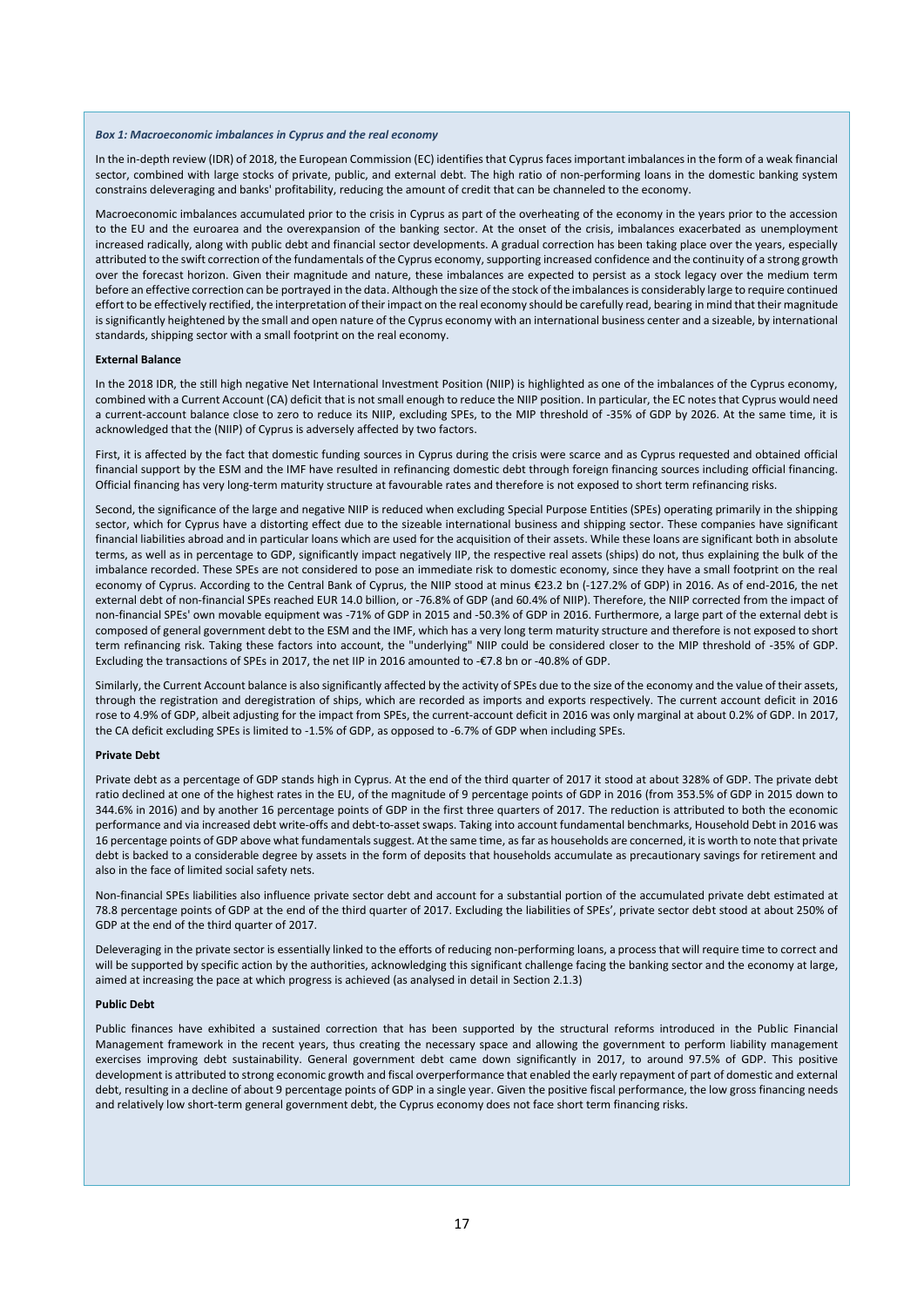***Box 1: Macroeconomic imbalances in Cyprus and the real economy***

In the in-depth review (IDR) of 2018, the European Commission (EC) identifies that Cyprus faces important imbalances in the form of a weak financial sector, combined with large stocks of private, public, and external debt. The high ratio of non-performing loans in the domestic banking system constrains deleveraging and banks' profitability, reducing the amount of credit that can be channeled to the economy.

Macroeconomic imbalances accumulated prior to the crisis in Cyprus as part of the overheating of the economy in the years prior to the accession to the EU and the euroarea and the overexpansion of the banking sector. At the onset of the crisis, imbalances exacerbated as unemployment increased radically, along with public debt and financial sector developments. A gradual correction has been taking place over the years, especially attributed to the swift correction of the fundamentals of the Cyprus economy, supporting increased confidence and the continuity of a strong growth over the forecast horizon. Given their magnitude and nature, these imbalances are expected to persist as a stock legacy over the medium term before an effective correction can be portrayed in the data. Although the size of the stock of the imbalances is considerably large to require continued effort to be effectively rectified, the interpretation of their impact on the real economy should be carefully read, bearing in mind that their magnitude is significantly heightened by the small and open nature of the Cyprus economy with an international business center and a sizeable, by international standards, shipping sector with a small footprint on the real economy.

**External Balance**

In the 2018 IDR, the still high negative Net International Investment Position (NIIP) is highlighted as one of the imbalances of the Cyprus economy, combined with a Current Account (CA) deficit that is not small enough to reduce the NIIP position. In particular, the EC notes that Cyprus would need a current-account balance close to zero to reduce its NIIP, excluding SPEs, to the MIP threshold of -35% of GDP by 2026. At the same time, it is acknowledged that the (NIIP) of Cyprus is adversely affected by two factors.

First, it is affected by the fact that domestic funding sources in Cyprus during the crisis were scarce and as Cyprus requested and obtained official financial support by the ESM and the IMF have resulted in refinancing domestic debt through foreign financing sources including official financing. Official financing has very long-term maturity structure at favourable rates and therefore is not exposed to short term refinancing risks.

Second, the significance of the large and negative NIIP is reduced when excluding Special Purpose Entities (SPEs) operating primarily in the shipping sector, which for Cyprus have a distorting effect due to the sizeable international business and shipping sector. These companies have significant financial liabilities abroad and in particular loans which are used for the acquisition of their assets. While these loans are significant both in absolute terms, as well as in percentage to GDP, significantly impact negatively IIP, the respective real assets (ships) do not, thus explaining the bulk of the imbalance recorded. These SPEs are not considered to pose an immediate risk to domestic economy, since they have a small footprint on the real economy of Cyprus. According to the Central Bank of Cyprus, the NIIP stood at minus €23.2 bn (-127.2% of GDP) in 2016. As of end-2016, the net external debt of non-financial SPEs reached EUR 14.0 billion, or -76.8% of GDP (and 60.4% of NIIP). Therefore, the NIIP corrected from the impact of non-financial SPEs' own movable equipment was -71% of GDP in 2015 and -50.3% of GDP in 2016. Furthermore, a large part of the external debt is composed of general government debt to the ESM and the IMF, which has a very long term maturity structure and therefore is not exposed to short term refinancing risk. Taking these factors into account, the "underlying" NIIP could be considered closer to the MIP threshold of -35% of GDP. Excluding the transactions of SPEs in 2017, the net IIP in 2016 amounted to -€7.8 bn or -40.8% of GDP.

Similarly, the Current Account balance is also significantly affected by the activity of SPEs due to the size of the economy and the value of their assets, through the registration and deregistration of ships, which are recorded as imports and exports respectively. The current account deficit in 2016 rose to 4.9% of GDP, albeit adjusting for the impact from SPEs, the current-account deficit in 2016 was only marginal at about 0.2% of GDP. In 2017, the CA deficit excluding SPEs is limited to -1.5% of GDP, as opposed to -6.7% of GDP when including SPEs.

**Private Debt**

Private debt as a percentage of GDP stands high in Cyprus. At the end of the third quarter of 2017 it stood at about 328% of GDP. The private debt ratio declined at one of the highest rates in the EU, of the magnitude of 9 percentage points of GDP in 2016 (from 353.5% of GDP in 2015 down to 344.6% in 2016) and by another 16 percentage points of GDP in the first three quarters of 2017. The reduction is attributed to both the economic performance and via increased debt write-offs and debt-to-asset swaps. Taking into account fundamental benchmarks, Household Debt in 2016 was 16 percentage points of GDP above what fundamentals suggest. At the same time, as far as households are concerned, it is worth to note that private debt is backed to a considerable degree by assets in the form of deposits that households accumulate as precautionary savings for retirement and also in the face of limited social safety nets.

Non-financial SPEs liabilities also influence private sector debt and account for a substantial portion of the accumulated private debt estimated at 78.8 percentage points of GDP at the end of the third quarter of 2017. Excluding the liabilities of SPEs', private sector debt stood at about 250% of GDP at the end of the third quarter of 2017.

Deleveraging in the private sector is essentially linked to the efforts of reducing non-performing loans, a process that will require time to correct and will be supported by specific action by the authorities, acknowledging this significant challenge facing the banking sector and the economy at large, aimed at increasing the pace at which progress is achieved (as analysed in detail in Section 2.1.3)

**Public Debt**

Public finances have exhibited a sustained correction that has been supported by the structural reforms introduced in the Public Financial Management framework in the recent years, thus creating the necessary space and allowing the government to perform liability management exercises improving debt sustainability. General government debt came down significantly in 2017, to around 97.5% of GDP. This positive development is attributed to strong economic growth and fiscal overperformance that enabled the early repayment of part of domestic and external debt, resulting in a decline of about 9 percentage points of GDP in a single year. Given the positive fiscal performance, the low gross financing needs and relatively low short-term general government debt, the Cyprus economy does not face short term financing risks.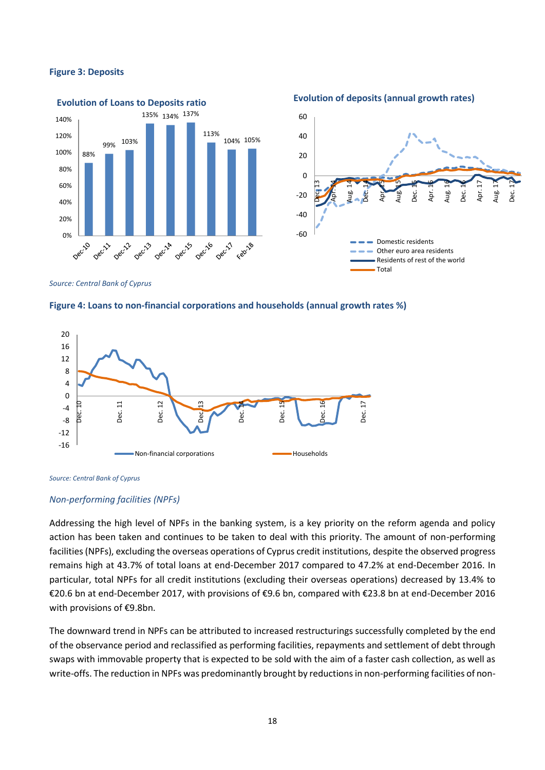**Figure 3: Deposits**

**Evolution of Loans to Deposits ratio**

**Evolution of deposits (annual growth rates)**

*Source: Central Bank of Cyprus*

**Figure 4: Loans to non-financial corporations and households (annual growth rates %)**

*Source: Central Bank of Cyprus*

*Non-performing facilities (NPFs)*

Addressing the high level of NPFs in the banking system, is a key priority on the reform agenda and policy action has been taken and continues to be taken to deal with this priority. The amount of non-performing facilities (NPFs), excluding the overseas operations of Cyprus credit institutions, despite the observed progress remains high at 43.7% of total loans at end-December 2017 compared to 47.2% at end-December 2016. In particular, total NPFs for all credit institutions (excluding their overseas operations) decreased by 13.4% to €20.6 bn at end-December 2017, with provisions of €9.6 bn, compared with €23.8 bn at end-December 2016 with provisions of €9.8bn.

The downward trend in NPFs can be attributed to increased restructurings successfully completed by the end of the observance period and reclassified as performing facilities, repayments and settlement of debt through swaps with immovable property that is expected to be sold with the aim of a faster cash collection, as well as write-offs. The reduction in NPFs was predominantly brought by reductions in non-performing facilities of non-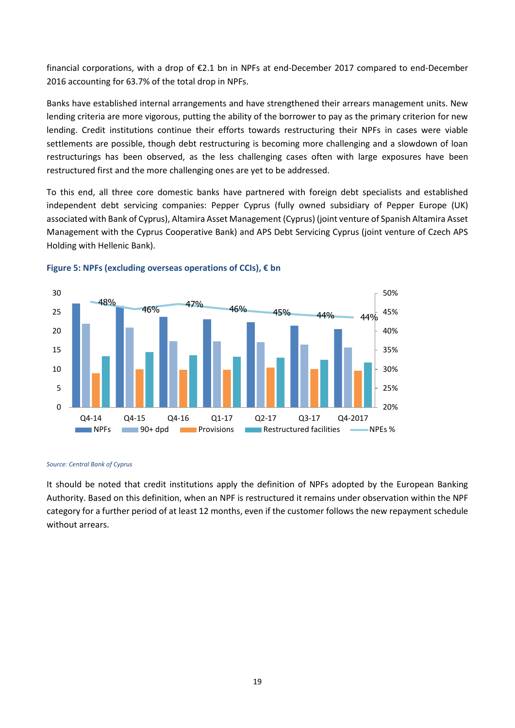financial corporations, with a drop of €2.1 bn in NPFs at end-December 2017 compared to end-December 2016 accounting for 63.7% of the total drop in NPFs.

Banks have established internal arrangements and have strengthened their arrears management units. New lending criteria are more vigorous, putting the ability of the borrower to pay as the primary criterion for new lending. Credit institutions continue their efforts towards restructuring their NPFs in cases were viable settlements are possible, though debt restructuring is becoming more challenging and a slowdown of loan restructurings has been observed, as the less challenging cases often with large exposures have been restructured first and the more challenging ones are yet to be addressed.

To this end, all three core domestic banks have partnered with foreign debt specialists and established independent debt servicing companies: Pepper Cyprus (fully owned subsidiary of Pepper Europe (UK) associated with Bank of Cyprus), Altamira Asset Management (Cyprus) (joint venture of Spanish Altamira Asset Management with the Cyprus Cooperative Bank) and APS Debt Servicing Cyprus (joint venture of Czech APS Holding with Hellenic Bank).

**Figure 5: NPFs (excluding overseas operations of CCIs), € bn**

*Source: Central Bank of Cyprus*

It should be noted that credit institutions apply the definition of NPFs adopted by the European Banking Authority. Based on this definition, when an NPF is restructured it remains under observation within the NPF category for a further period of at least 12 months, even if the customer follows the new repayment schedule without arrears.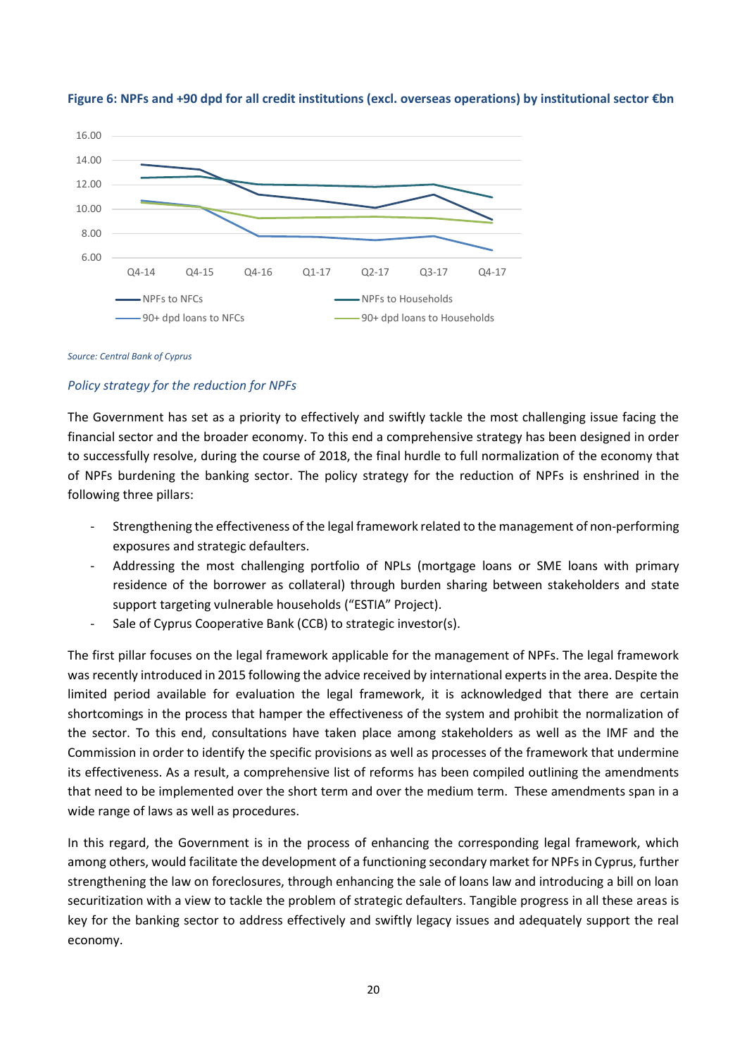**Figure 6: NPFs and +90 dpd for all credit institutions (excl. overseas operations) by institutional sector €bn**

*Source: Central Bank of Cyprus*

### *Policy strategy for the reduction for NPFs*

The Government has set as a priority to effectively and swiftly tackle the most challenging issue facing the financial sector and the broader economy. To this end a comprehensive strategy has been designed in order to successfully resolve, during the course of 2018, the final hurdle to full normalization of the economy that of NPFs burdening the banking sector. The policy strategy for the reduction of NPFs is enshrined in the following three pillars:

- Strengthening the effectiveness of the legal framework related to the management of non-performing exposures and strategic defaulters.
- Addressing the most challenging portfolio of NPLs (mortgage loans or SME loans with primary residence of the borrower as collateral) through burden sharing between stakeholders and state support targeting vulnerable households ("ESTIA" Project).
- Sale of Cyprus Cooperative Bank (CCB) to strategic investor(s).

The first pillar focuses on the legal framework applicable for the management of NPFs. The legal framework was recently introduced in 2015 following the advice received by international experts in the area. Despite the limited period available for evaluation the legal framework, it is acknowledged that there are certain shortcomings in the process that hamper the effectiveness of the system and prohibit the normalization of the sector. To this end, consultations have taken place among stakeholders as well as the IMF and the Commission in order to identify the specific provisions as well as processes of the framework that undermine its effectiveness. As a result, a comprehensive list of reforms has been compiled outlining the amendments that need to be implemented over the short term and over the medium term. These amendments span in a wide range of laws as well as procedures.

In this regard, the Government is in the process of enhancing the corresponding legal framework, which among others, would facilitate the development of a functioning secondary market for NPFs in Cyprus, further strengthening the law on foreclosures, through enhancing the sale of loans law and introducing a bill on loan securitization with a view to tackle the problem of strategic defaulters. Tangible progress in all these areas is key for the banking sector to address effectively and swiftly legacy issues and adequately support the real economy.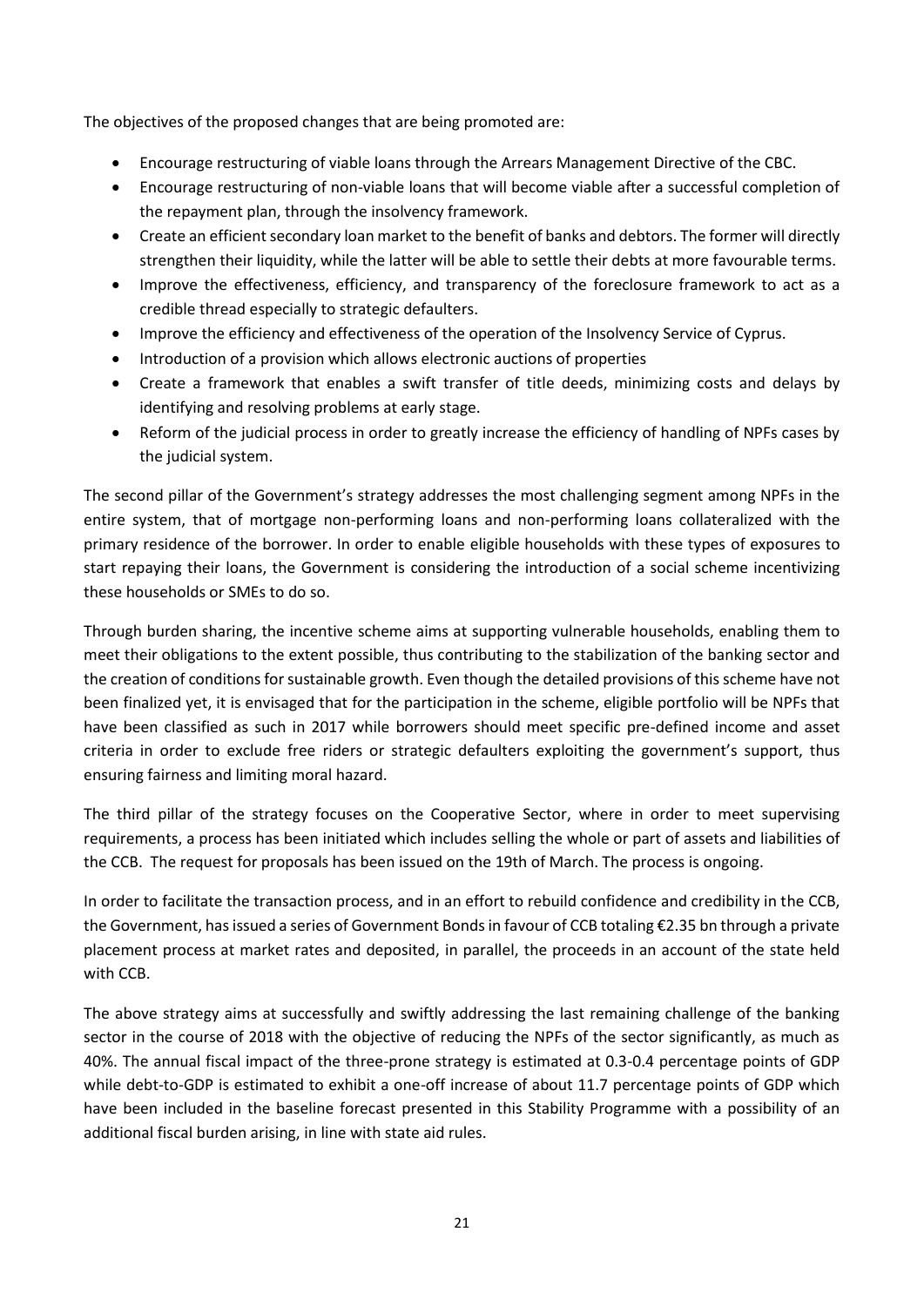The objectives of the proposed changes that are being promoted are:

- Encourage restructuring of viable loans through the Arrears Management Directive of the CBC.
- Encourage restructuring of non-viable loans that will become viable after a successful completion of the repayment plan, through the insolvency framework.
- Create an efficient secondary loan market to the benefit of banks and debtors. The former will directly strengthen their liquidity, while the latter will be able to settle their debts at more favourable terms.
- Improve the effectiveness, efficiency, and transparency of the foreclosure framework to act as a credible thread especially to strategic defaulters.
- Improve the efficiency and effectiveness of the operation of the Insolvency Service of Cyprus.
- Introduction of a provision which allows electronic auctions of properties
- Create a framework that enables a swift transfer of title deeds, minimizing costs and delays by identifying and resolving problems at early stage.
- Reform of the judicial process in order to greatly increase the efficiency of handling of NPFs cases by the judicial system.

The second pillar of the Government's strategy addresses the most challenging segment among NPFs in the entire system, that of mortgage non-performing loans and non-performing loans collateralized with the primary residence of the borrower. In order to enable eligible households with these types of exposures to start repaying their loans, the Government is considering the introduction of a social scheme incentivizing these households or SMEs to do so.

Through burden sharing, the incentive scheme aims at supporting vulnerable households, enabling them to meet their obligations to the extent possible, thus contributing to the stabilization of the banking sector and the creation of conditions for sustainable growth. Even though the detailed provisions of this scheme have not been finalized yet, it is envisaged that for the participation in the scheme, eligible portfolio will be NPFs that have been classified as such in 2017 while borrowers should meet specific pre-defined income and asset criteria in order to exclude free riders or strategic defaulters exploiting the government's support, thus ensuring fairness and limiting moral hazard.

The third pillar of the strategy focuses on the Cooperative Sector, where in order to meet supervising requirements, a process has been initiated which includes selling the whole or part of assets and liabilities of the CCB. The request for proposals has been issued on the 19th of March. The process is ongoing.

In order to facilitate the transaction process, and in an effort to rebuild confidence and credibility in the CCB, the Government, has issued a series of Government Bonds in favour of CCB totaling €2.35 bn through a private placement process at market rates and deposited, in parallel, the proceeds in an account of the state held with CCB.

The above strategy aims at successfully and swiftly addressing the last remaining challenge of the banking sector in the course of 2018 with the objective of reducing the NPFs of the sector significantly, as much as 40%. The annual fiscal impact of the three-prone strategy is estimated at 0.3-0.4 percentage points of GDP while debt-to-GDP is estimated to exhibit a one-off increase of about 11.7 percentage points of GDP which have been included in the baseline forecast presented in this Stability Programme with a possibility of an additional fiscal burden arising, in line with state aid rules.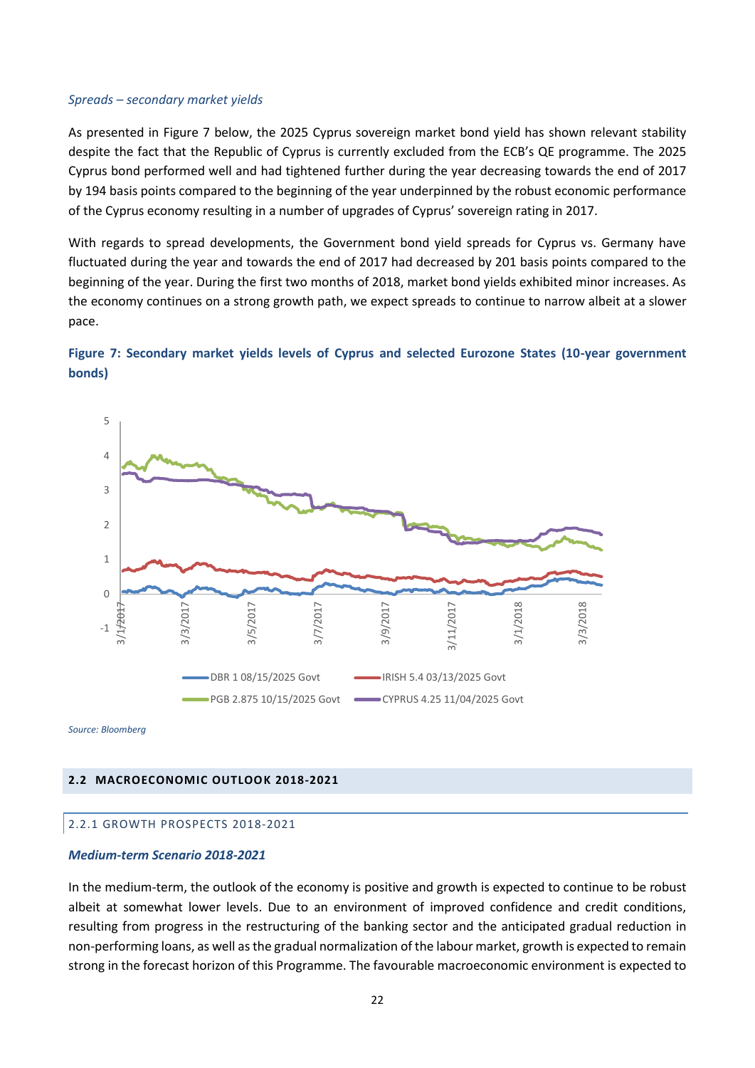*Spreads – secondary market yields*

As presented in Figure 7 below, the 2025 Cyprus sovereign market bond yield has shown relevant stability despite the fact that the Republic of Cyprus is currently excluded from the ECB's QE programme. The 2025 Cyprus bond performed well and had tightened further during the year decreasing towards the end of 2017 by 194 basis points compared to the beginning of the year underpinned by the robust economic performance of the Cyprus economy resulting in a number of upgrades of Cyprus' sovereign rating in 2017.

With regards to spread developments, the Government bond yield spreads for Cyprus vs. Germany have fluctuated during the year and towards the end of 2017 had decreased by 201 basis points compared to the beginning of the year. During the first two months of 2018, market bond yields exhibited minor increases. As the economy continues on a strong growth path, we expect spreads to continue to narrow albeit at a slower pace.

**Figure 7: Secondary market yields levels of Cyprus and selected Eurozone States (10-year government bonds)**

*Source: Bloomberg*

## 2.2 MACROECONOMIC OUTLOOK 2018-2021

### 2.2.1 GROWTH PROSPECTS 2018-2021

***Medium-term Scenario 2018-2021***

In the medium-term, the outlook of the economy is positive and growth is expected to continue to be robust albeit at somewhat lower levels. Due to an environment of improved confidence and credit conditions, resulting from progress in the restructuring of the banking sector and the anticipated gradual reduction in non-performing loans, as well as the gradual normalization of the labour market, growth is expected to remain strong in the forecast horizon of this Programme. The favourable macroeconomic environment is expected to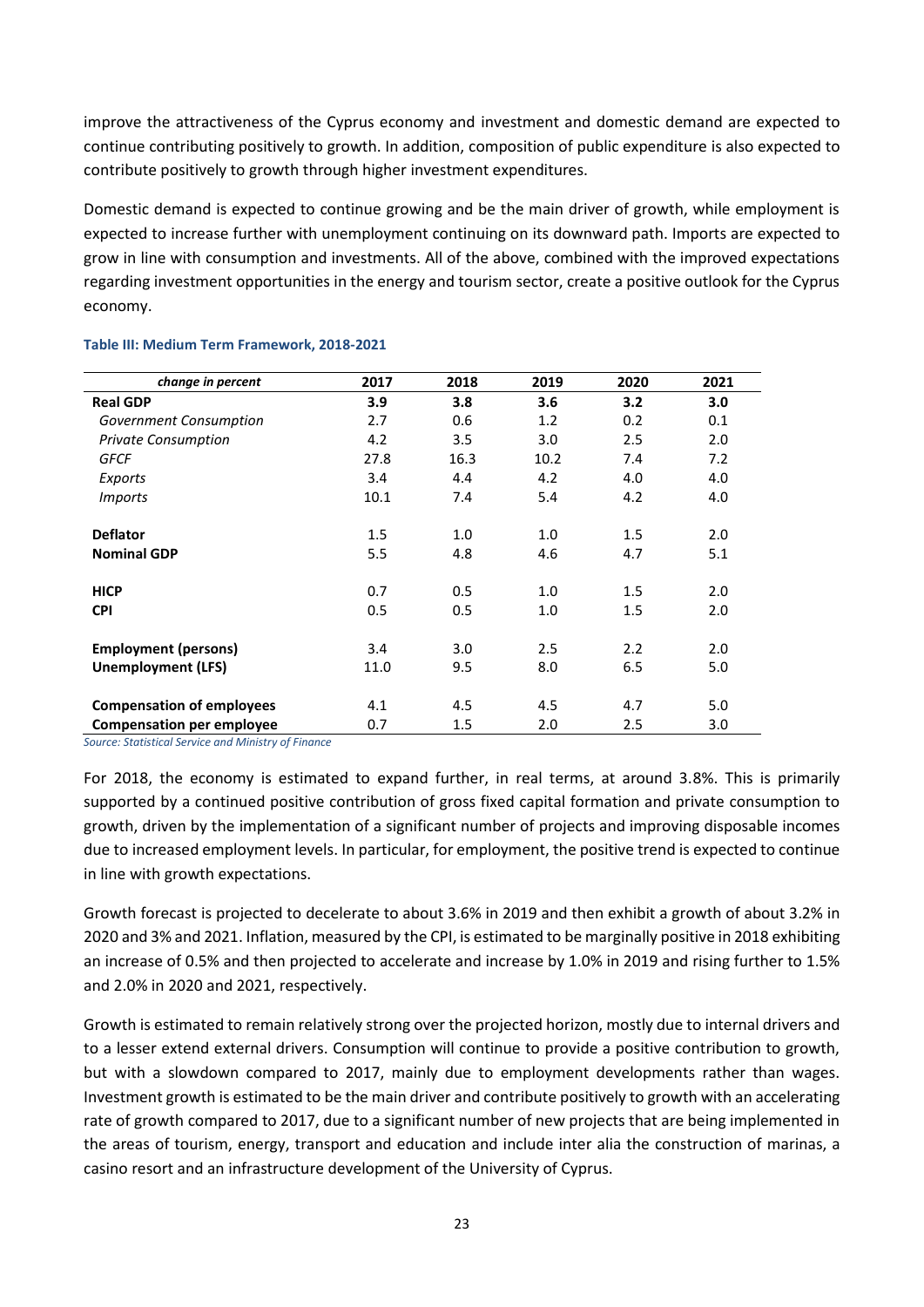improve the attractiveness of the Cyprus economy and investment and domestic demand are expected to continue contributing positively to growth. In addition, composition of public expenditure is also expected to contribute positively to growth through higher investment expenditures.

Domestic demand is expected to continue growing and be the main driver of growth, while employment is expected to increase further with unemployment continuing on its downward path. Imports are expected to grow in line with consumption and investments. All of the above, combined with the improved expectations regarding investment opportunities in the energy and tourism sector, create a positive outlook for the Cyprus economy.

**Table III: Medium Term Framework, 2018-2021**

| *change in percent* | 2017 | 2018 | 2019 | 2020 | 2021 |
|---|---|---|---|---|---|
| **Real GDP** | **3.9** | **3.8** | **3.6** | **3.2** | **3.0** |
| *Government Consumption* | 2.7 | 0.6 | 1.2 | 0.2 | 0.1 |
| *Private Consumption* | 4.2 | 3.5 | 3.0 | 2.5 | 2.0 |
| *GFCF* | 27.8 | 16.3 | 10.2 | 7.4 | 7.2 |
| *Exports* | 3.4 | 4.4 | 4.2 | 4.0 | 4.0 |
| *Imports* | 10.1 | 7.4 | 5.4 | 4.2 | 4.0 |
| | | | | | |
| **Deflator** | 1.5 | 1.0 | 1.0 | 1.5 | 2.0 |
| **Nominal GDP** | 5.5 | 4.8 | 4.6 | 4.7 | 5.1 |
| | | | | | |
| **HICP** | 0.7 | 0.5 | 1.0 | 1.5 | 2.0 |
| **CPI** | 0.5 | 0.5 | 1.0 | 1.5 | 2.0 |
| | | | | | |
| **Employment (persons)** | 3.4 | 3.0 | 2.5 | 2.2 | 2.0 |
| **Unemployment (LFS)** | 11.0 | 9.5 | 8.0 | 6.5 | 5.0 |
| | | | | | |
| **Compensation of employees** | 4.1 | 4.5 | 4.5 | 4.7 | 5.0 |
| **Compensation per employee** | 0.7 | 1.5 | 2.0 | 2.5 | 3.0 |

*Source: Statistical Service and Ministry of Finance*

For 2018, the economy is estimated to expand further, in real terms, at around 3.8%. This is primarily supported by a continued positive contribution of gross fixed capital formation and private consumption to growth, driven by the implementation of a significant number of projects and improving disposable incomes due to increased employment levels. In particular, for employment, the positive trend is expected to continue in line with growth expectations.

Growth forecast is projected to decelerate to about 3.6% in 2019 and then exhibit a growth of about 3.2% in 2020 and 3% and 2021. Inflation, measured by the CPI, is estimated to be marginally positive in 2018 exhibiting an increase of 0.5% and then projected to accelerate and increase by 1.0% in 2019 and rising further to 1.5% and 2.0% in 2020 and 2021, respectively.

Growth is estimated to remain relatively strong over the projected horizon, mostly due to internal drivers and to a lesser extend external drivers. Consumption will continue to provide a positive contribution to growth, but with a slowdown compared to 2017, mainly due to employment developments rather than wages. Investment growth is estimated to be the main driver and contribute positively to growth with an accelerating rate of growth compared to 2017, due to a significant number of new projects that are being implemented in the areas of tourism, energy, transport and education and include inter alia the construction of marinas, a casino resort and an infrastructure development of the University of Cyprus.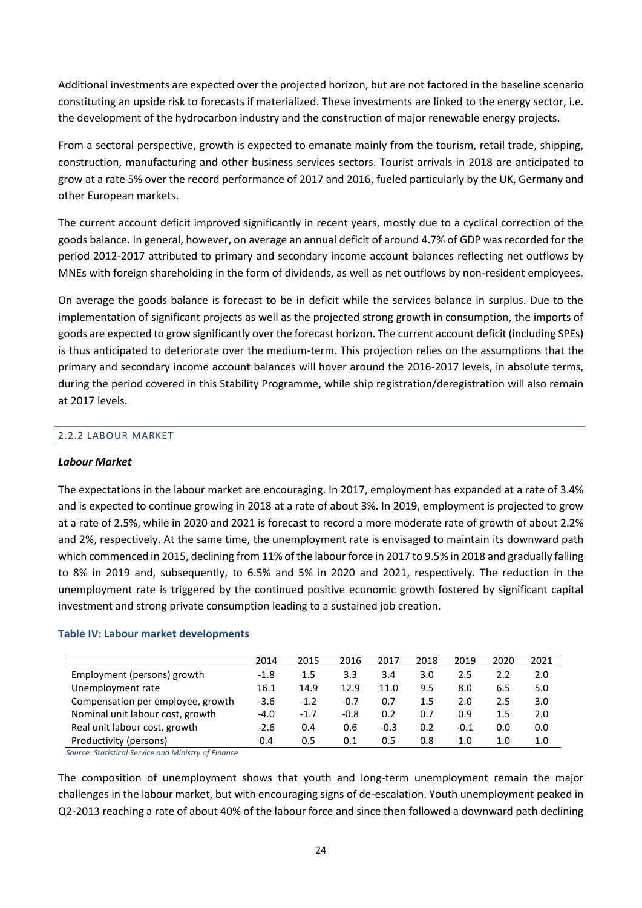Additional investments are expected over the projected horizon, but are not factored in the baseline scenario constituting an upside risk to forecasts if materialized. These investments are linked to the energy sector, i.e. the development of the hydrocarbon industry and the construction of major renewable energy projects.

From a sectoral perspective, growth is expected to emanate mainly from the tourism, retail trade, shipping, construction, manufacturing and other business services sectors. Tourist arrivals in 2018 are anticipated to grow at a rate 5% over the record performance of 2017 and 2016, fueled particularly by the UK, Germany and other European markets.

The current account deficit improved significantly in recent years, mostly due to a cyclical correction of the goods balance. In general, however, on average an annual deficit of around 4.7% of GDP was recorded for the period 2012-2017 attributed to primary and secondary income account balances reflecting net outflows by MNEs with foreign shareholding in the form of dividends, as well as net outflows by non-resident employees.

On average the goods balance is forecast to be in deficit while the services balance in surplus. Due to the implementation of significant projects as well as the projected strong growth in consumption, the imports of goods are expected to grow significantly over the forecast horizon. The current account deficit (including SPEs) is thus anticipated to deteriorate over the medium-term. This projection relies on the assumptions that the primary and secondary income account balances will hover around the 2016-2017 levels, in absolute terms, during the period covered in this Stability Programme, while ship registration/deregistration will also remain at 2017 levels.

### 2.2.2 LABOUR MARKET

***Labour Market***

The expectations in the labour market are encouraging. In 2017, employment has expanded at a rate of 3.4% and is expected to continue growing in 2018 at a rate of about 3%. In 2019, employment is projected to grow at a rate of 2.5%, while in 2020 and 2021 is forecast to record a more moderate rate of growth of about 2.2% and 2%, respectively. At the same time, the unemployment rate is envisaged to maintain its downward path which commenced in 2015, declining from 11% of the labour force in 2017 to 9.5% in 2018 and gradually falling to 8% in 2019 and, subsequently, to 6.5% and 5% in 2020 and 2021, respectively. The reduction in the unemployment rate is triggered by the continued positive economic growth fostered by significant capital investment and strong private consumption leading to a sustained job creation.

**Table IV: Labour market developments**

| | 2014 | 2015 | 2016 | 2017 | 2018 | 2019 | 2020 | 2021 |
|---|---|---|---|---|---|---|---|---|
| Employment (persons) growth | -1.8 | 1.5 | 3.3 | 3.4 | 3.0 | 2.5 | 2.2 | 2.0 |
| Unemployment rate | 16.1 | 14.9 | 12.9 | 11.0 | 9.5 | 8.0 | 6.5 | 5.0 |
| Compensation per employee, growth | -3.6 | -1.2 | -0.7 | 0.7 | 1.5 | 2.0 | 2.5 | 3.0 |
| Nominal unit labour cost, growth | -4.0 | -1.7 | -0.8 | 0.2 | 0.7 | 0.9 | 1.5 | 2.0 |
| Real unit labour cost, growth | -2.6 | 0.4 | 0.6 | -0.3 | 0.2 | -0.1 | 0.0 | 0.0 |
| Productivity (persons) | 0.4 | 0.5 | 0.1 | 0.5 | 0.8 | 1.0 | 1.0 | 1.0 |

*Source: Statistical Service and Ministry of Finance*

The composition of unemployment shows that youth and long-term unemployment remain the major challenges in the labour market, but with encouraging signs of de-escalation. Youth unemployment peaked in Q2-2013 reaching a rate of about 40% of the labour force and since then followed a downward path declining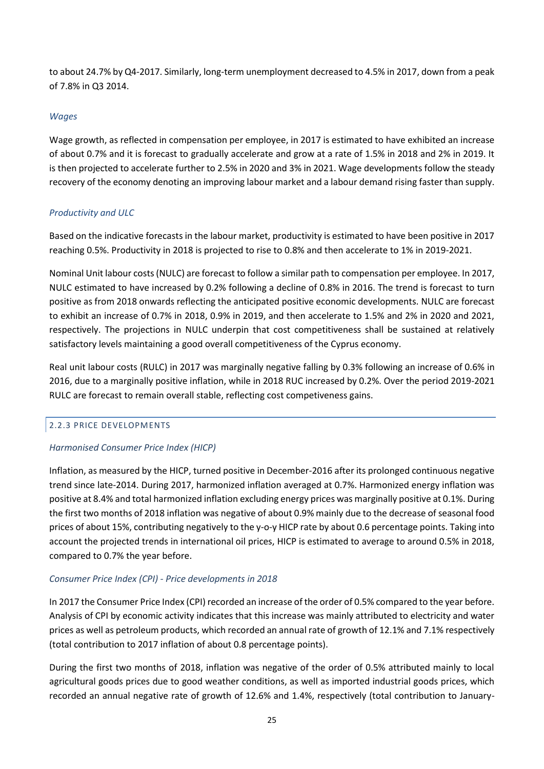to about 24.7% by Q4-2017. Similarly, long-term unemployment decreased to 4.5% in 2017, down from a peak of 7.8% in Q3 2014.

*Wages*

Wage growth, as reflected in compensation per employee, in 2017 is estimated to have exhibited an increase of about 0.7% and it is forecast to gradually accelerate and grow at a rate of 1.5% in 2018 and 2% in 2019. It is then projected to accelerate further to 2.5% in 2020 and 3% in 2021. Wage developments follow the steady recovery of the economy denoting an improving labour market and a labour demand rising faster than supply.

*Productivity and ULC*

Based on the indicative forecasts in the labour market, productivity is estimated to have been positive in 2017 reaching 0.5%. Productivity in 2018 is projected to rise to 0.8% and then accelerate to 1% in 2019-2021.

Nominal Unit labour costs (NULC) are forecast to follow a similar path to compensation per employee. In 2017, NULC estimated to have increased by 0.2% following a decline of 0.8% in 2016. The trend is forecast to turn positive as from 2018 onwards reflecting the anticipated positive economic developments. NULC are forecast to exhibit an increase of 0.7% in 2018, 0.9% in 2019, and then accelerate to 1.5% and 2% in 2020 and 2021, respectively. The projections in NULC underpin that cost competitiveness shall be sustained at relatively satisfactory levels maintaining a good overall competitiveness of the Cyprus economy.

Real unit labour costs (RULC) in 2017 was marginally negative falling by 0.3% following an increase of 0.6% in 2016, due to a marginally positive inflation, while in 2018 RUC increased by 0.2%. Over the period 2019-2021 RULC are forecast to remain overall stable, reflecting cost competiveness gains.

### 2.2.3 PRICE DEVELOPMENTS

*Harmonised Consumer Price Index (HICP)*

Inflation, as measured by the HICP, turned positive in December-2016 after its prolonged continuous negative trend since late-2014. During 2017, harmonized inflation averaged at 0.7%. Harmonized energy inflation was positive at 8.4% and total harmonized inflation excluding energy prices was marginally positive at 0.1%. During the first two months of 2018 inflation was negative of about 0.9% mainly due to the decrease of seasonal food prices of about 15%, contributing negatively to the y-o-y HICP rate by about 0.6 percentage points. Taking into account the projected trends in international oil prices, HICP is estimated to average to around 0.5% in 2018, compared to 0.7% the year before.

*Consumer Price Index (CPI) - Price developments in 2018*

In 2017 the Consumer Price Index (CPI) recorded an increase of the order of 0.5% compared to the year before. Analysis of CPI by economic activity indicates that this increase was mainly attributed to electricity and water prices as well as petroleum products, which recorded an annual rate of growth of 12.1% and 7.1% respectively (total contribution to 2017 inflation of about 0.8 percentage points).

During the first two months of 2018, inflation was negative of the order of 0.5% attributed mainly to local agricultural goods prices due to good weather conditions, as well as imported industrial goods prices, which recorded an annual negative rate of growth of 12.6% and 1.4%, respectively (total contribution to January-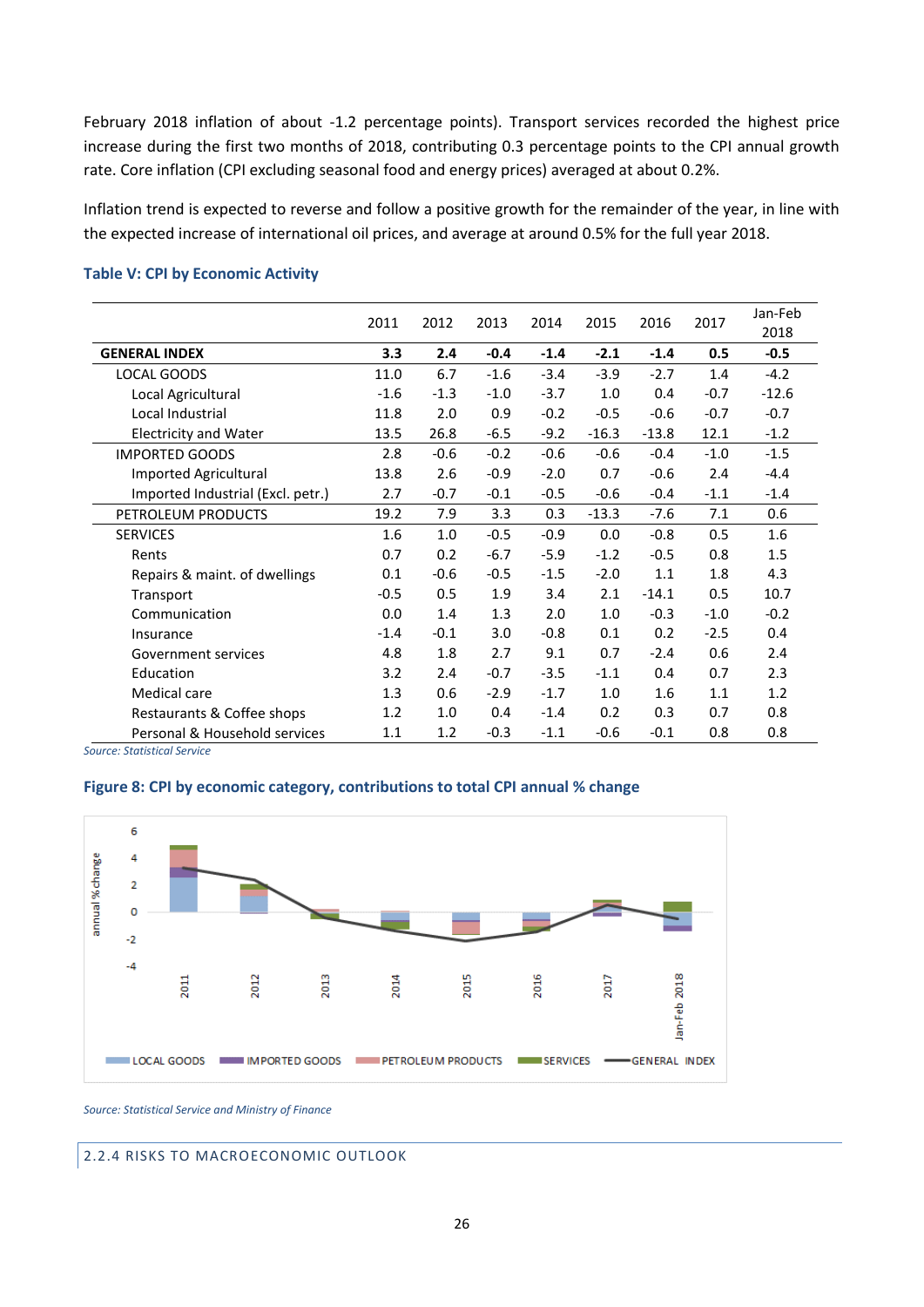February 2018 inflation of about -1.2 percentage points). Transport services recorded the highest price increase during the first two months of 2018, contributing 0.3 percentage points to the CPI annual growth rate. Core inflation (CPI excluding seasonal food and energy prices) averaged at about 0.2%.

Inflation trend is expected to reverse and follow a positive growth for the remainder of the year, in line with the expected increase of international oil prices, and average at around 0.5% for the full year 2018.

**Table V: CPI by Economic Activity**

| | 2011 | 2012 | 2013 | 2014 | 2015 | 2016 | 2017 | Jan-Feb 2018 |
|---|---|---|---|---|---|---|---|---|
| **GENERAL INDEX** | **3.3** | **2.4** | **-0.4** | **-1.4** | **-2.1** | **-1.4** | **0.5** | **-0.5** |
| LOCAL GOODS | 11.0 | 6.7 | -1.6 | -3.4 | -3.9 | -2.7 | 1.4 | -4.2 |
| Local Agricultural | -1.6 | -1.3 | -1.0 | -3.7 | 1.0 | 0.4 | -0.7 | -12.6 |
| Local Industrial | 11.8 | 2.0 | 0.9 | -0.2 | -0.5 | -0.6 | -0.7 | -0.7 |
| Electricity and Water | 13.5 | 26.8 | -6.5 | -9.2 | -16.3 | -13.8 | 12.1 | -1.2 |
| IMPORTED GOODS | 2.8 | -0.6 | -0.2 | -0.6 | -0.6 | -0.4 | -1.0 | -1.5 |
| Imported Agricultural | 13.8 | 2.6 | -0.9 | -2.0 | 0.7 | -0.6 | 2.4 | -4.4 |
| Imported Industrial (Excl. petr.) | 2.7 | -0.7 | -0.1 | -0.5 | -0.6 | -0.4 | -1.1 | -1.4 |
| PETROLEUM PRODUCTS | 19.2 | 7.9 | 3.3 | 0.3 | -13.3 | -7.6 | 7.1 | 0.6 |
| SERVICES | 1.6 | 1.0 | -0.5 | -0.9 | 0.0 | -0.8 | 0.5 | 1.6 |
| Rents | 0.7 | 0.2 | -6.7 | -5.9 | -1.2 | -0.5 | 0.8 | 1.5 |
| Repairs & maint. of dwellings | 0.1 | -0.6 | -0.5 | -1.5 | -2.0 | 1.1 | 1.8 | 4.3 |
| Transport | -0.5 | 0.5 | 1.9 | 3.4 | 2.1 | -14.1 | 0.5 | 10.7 |
| Communication | 0.0 | 1.4 | 1.3 | 2.0 | 1.0 | -0.3 | -1.0 | -0.2 |
| Insurance | -1.4 | -0.1 | 3.0 | -0.8 | 0.1 | 0.2 | -2.5 | 0.4 |
| Government services | 4.8 | 1.8 | 2.7 | 9.1 | 0.7 | -2.4 | 0.6 | 2.4 |
| Education | 3.2 | 2.4 | -0.7 | -3.5 | -1.1 | 0.4 | 0.7 | 2.3 |
| Medical care | 1.3 | 0.6 | -2.9 | -1.7 | 1.0 | 1.6 | 1.1 | 1.2 |
| Restaurants & Coffee shops | 1.2 | 1.0 | 0.4 | -1.4 | 0.2 | 0.3 | 0.7 | 0.8 |
| Personal & Household services | 1.1 | 1.2 | -0.3 | -1.1 | -0.6 | -0.1 | 0.8 | 0.8 |

*Source: Statistical Service*

**Figure 8: CPI by economic category, contributions to total CPI annual % change**

*Source: Statistical Service and Ministry of Finance*

## 2.2.4 RISKS TO MACROECONOMIC OUTLOOK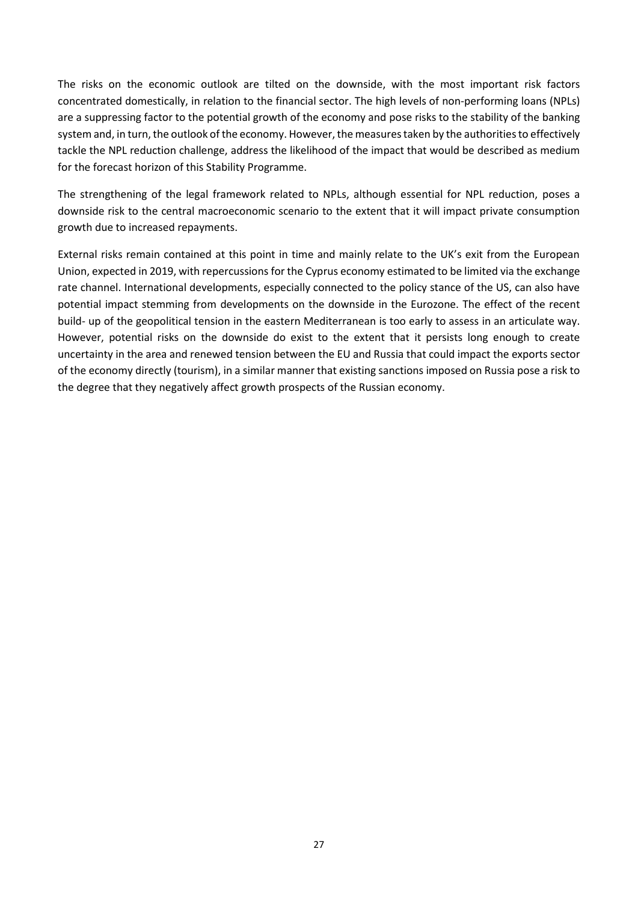The risks on the economic outlook are tilted on the downside, with the most important risk factors concentrated domestically, in relation to the financial sector. The high levels of non-performing loans (NPLs) are a suppressing factor to the potential growth of the economy and pose risks to the stability of the banking system and, in turn, the outlook of the economy. However, the measures taken by the authorities to effectively tackle the NPL reduction challenge, address the likelihood of the impact that would be described as medium for the forecast horizon of this Stability Programme.

The strengthening of the legal framework related to NPLs, although essential for NPL reduction, poses a downside risk to the central macroeconomic scenario to the extent that it will impact private consumption growth due to increased repayments.

External risks remain contained at this point in time and mainly relate to the UK's exit from the European Union, expected in 2019, with repercussions for the Cyprus economy estimated to be limited via the exchange rate channel. International developments, especially connected to the policy stance of the US, can also have potential impact stemming from developments on the downside in the Eurozone. The effect of the recent build- up of the geopolitical tension in the eastern Mediterranean is too early to assess in an articulate way. However, potential risks on the downside do exist to the extent that it persists long enough to create uncertainty in the area and renewed tension between the EU and Russia that could impact the exports sector of the economy directly (tourism), in a similar manner that existing sanctions imposed on Russia pose a risk to the degree that they negatively affect growth prospects of the Russian economy.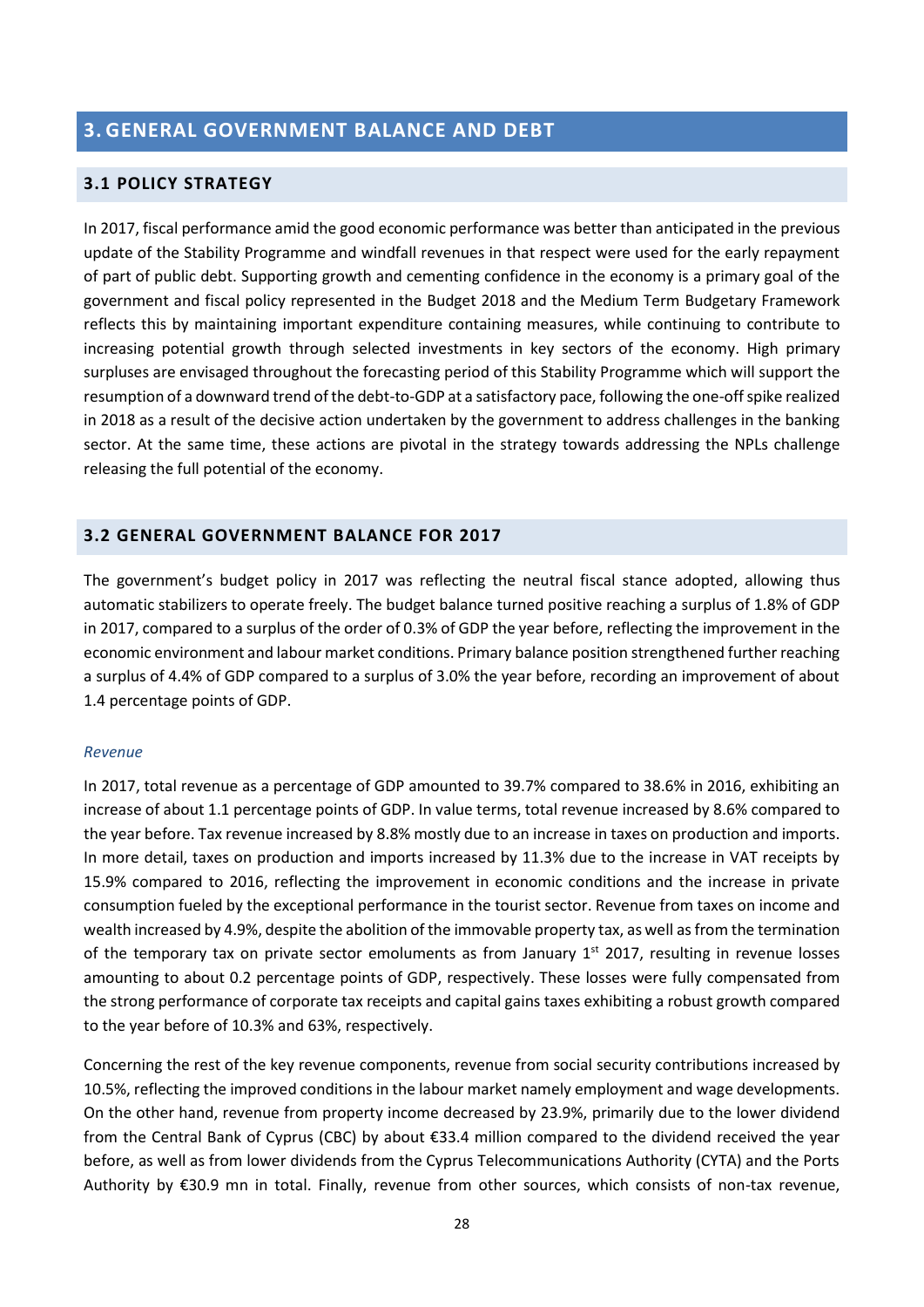# 3. GENERAL GOVERNMENT BALANCE AND DEBT

## 3.1 POLICY STRATEGY

In 2017, fiscal performance amid the good economic performance was better than anticipated in the previous update of the Stability Programme and windfall revenues in that respect were used for the early repayment of part of public debt. Supporting growth and cementing confidence in the economy is a primary goal of the government and fiscal policy represented in the Budget 2018 and the Medium Term Budgetary Framework reflects this by maintaining important expenditure containing measures, while continuing to contribute to increasing potential growth through selected investments in key sectors of the economy. High primary surpluses are envisaged throughout the forecasting period of this Stability Programme which will support the resumption of a downward trend of the debt-to-GDP at a satisfactory pace, following the one-off spike realized in 2018 as a result of the decisive action undertaken by the government to address challenges in the banking sector. At the same time, these actions are pivotal in the strategy towards addressing the NPLs challenge releasing the full potential of the economy.

## 3.2 GENERAL GOVERNMENT BALANCE FOR 2017

The government's budget policy in 2017 was reflecting the neutral fiscal stance adopted, allowing thus automatic stabilizers to operate freely. The budget balance turned positive reaching a surplus of 1.8% of GDP in 2017, compared to a surplus of the order of 0.3% of GDP the year before, reflecting the improvement in the economic environment and labour market conditions. Primary balance position strengthened further reaching a surplus of 4.4% of GDP compared to a surplus of 3.0% the year before, recording an improvement of about 1.4 percentage points of GDP.

*Revenue*

In 2017, total revenue as a percentage of GDP amounted to 39.7% compared to 38.6% in 2016, exhibiting an increase of about 1.1 percentage points of GDP. In value terms, total revenue increased by 8.6% compared to the year before. Tax revenue increased by 8.8% mostly due to an increase in taxes on production and imports. In more detail, taxes on production and imports increased by 11.3% due to the increase in VAT receipts by 15.9% compared to 2016, reflecting the improvement in economic conditions and the increase in private consumption fueled by the exceptional performance in the tourist sector. Revenue from taxes on income and wealth increased by 4.9%, despite the abolition of the immovable property tax, as well as from the termination of the temporary tax on private sector emoluments as from January 1st 2017, resulting in revenue losses amounting to about 0.2 percentage points of GDP, respectively. These losses were fully compensated from the strong performance of corporate tax receipts and capital gains taxes exhibiting a robust growth compared to the year before of 10.3% and 63%, respectively.

Concerning the rest of the key revenue components, revenue from social security contributions increased by 10.5%, reflecting the improved conditions in the labour market namely employment and wage developments. On the other hand, revenue from property income decreased by 23.9%, primarily due to the lower dividend from the Central Bank of Cyprus (CBC) by about €33.4 million compared to the dividend received the year before, as well as from lower dividends from the Cyprus Telecommunications Authority (CYTA) and the Ports Authority by €30.9 mn in total. Finally, revenue from other sources, which consists of non-tax revenue,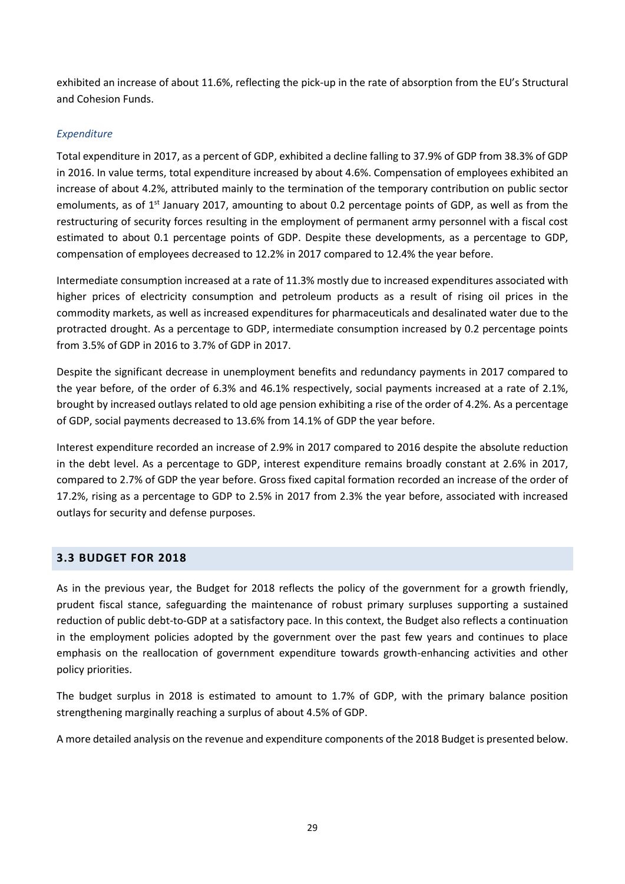exhibited an increase of about 11.6%, reflecting the pick-up in the rate of absorption from the EU's Structural and Cohesion Funds.

*Expenditure*

Total expenditure in 2017, as a percent of GDP, exhibited a decline falling to 37.9% of GDP from 38.3% of GDP in 2016. In value terms, total expenditure increased by about 4.6%. Compensation of employees exhibited an increase of about 4.2%, attributed mainly to the termination of the temporary contribution on public sector emoluments, as of 1st January 2017, amounting to about 0.2 percentage points of GDP, as well as from the restructuring of security forces resulting in the employment of permanent army personnel with a fiscal cost estimated to about 0.1 percentage points of GDP. Despite these developments, as a percentage to GDP, compensation of employees decreased to 12.2% in 2017 compared to 12.4% the year before.

Intermediate consumption increased at a rate of 11.3% mostly due to increased expenditures associated with higher prices of electricity consumption and petroleum products as a result of rising oil prices in the commodity markets, as well as increased expenditures for pharmaceuticals and desalinated water due to the protracted drought. As a percentage to GDP, intermediate consumption increased by 0.2 percentage points from 3.5% of GDP in 2016 to 3.7% of GDP in 2017.

Despite the significant decrease in unemployment benefits and redundancy payments in 2017 compared to the year before, of the order of 6.3% and 46.1% respectively, social payments increased at a rate of 2.1%, brought by increased outlays related to old age pension exhibiting a rise of the order of 4.2%. As a percentage of GDP, social payments decreased to 13.6% from 14.1% of GDP the year before.

Interest expenditure recorded an increase of 2.9% in 2017 compared to 2016 despite the absolute reduction in the debt level. As a percentage to GDP, interest expenditure remains broadly constant at 2.6% in 2017, compared to 2.7% of GDP the year before. Gross fixed capital formation recorded an increase of the order of 17.2%, rising as a percentage to GDP to 2.5% in 2017 from 2.3% the year before, associated with increased outlays for security and defense purposes.

## 3.3 BUDGET FOR 2018

As in the previous year, the Budget for 2018 reflects the policy of the government for a growth friendly, prudent fiscal stance, safeguarding the maintenance of robust primary surpluses supporting a sustained reduction of public debt-to-GDP at a satisfactory pace. In this context, the Budget also reflects a continuation in the employment policies adopted by the government over the past few years and continues to place emphasis on the reallocation of government expenditure towards growth-enhancing activities and other policy priorities.

The budget surplus in 2018 is estimated to amount to 1.7% of GDP, with the primary balance position strengthening marginally reaching a surplus of about 4.5% of GDP.

A more detailed analysis on the revenue and expenditure components of the 2018 Budget is presented below.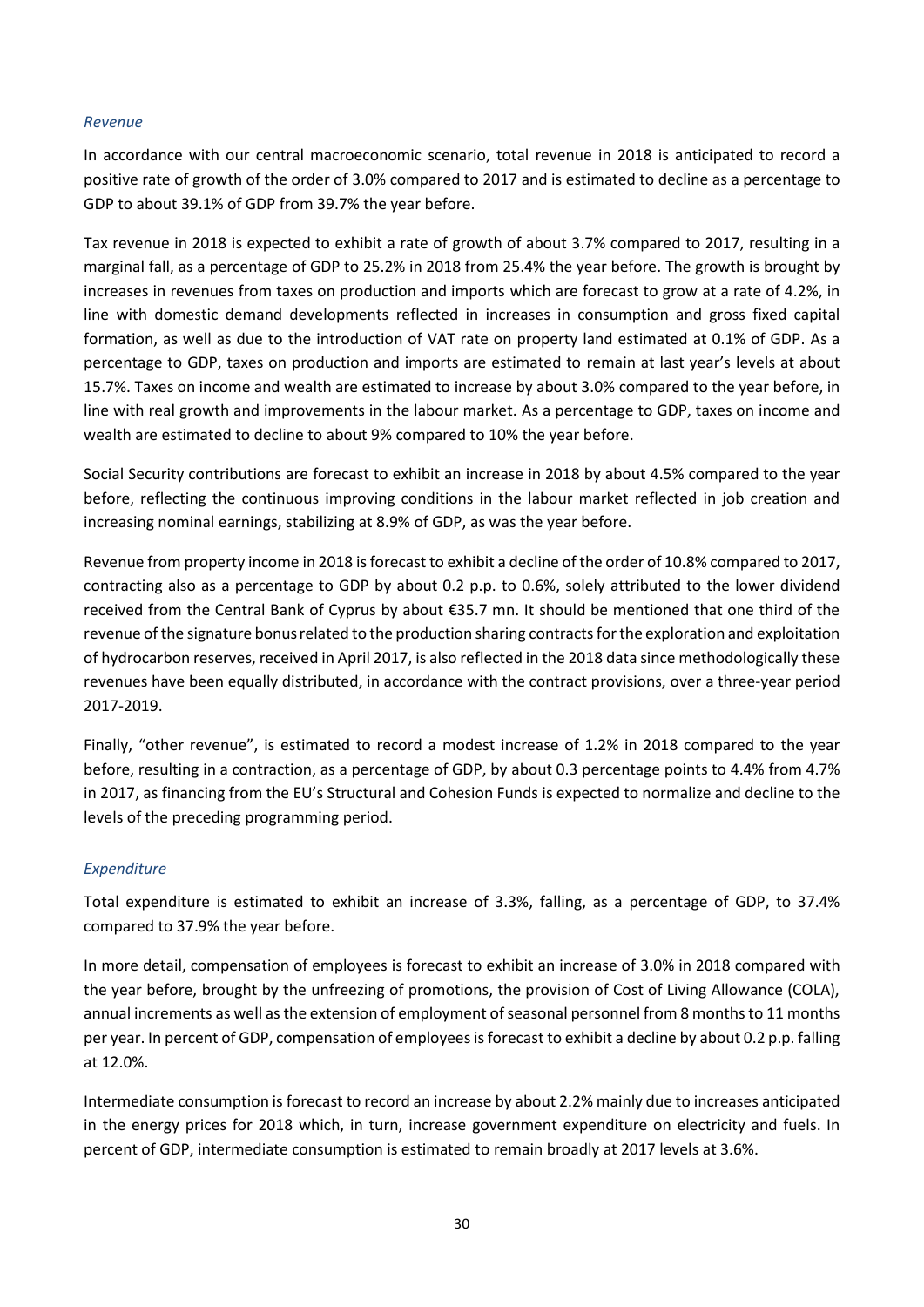*Revenue*

In accordance with our central macroeconomic scenario, total revenue in 2018 is anticipated to record a positive rate of growth of the order of 3.0% compared to 2017 and is estimated to decline as a percentage to GDP to about 39.1% of GDP from 39.7% the year before.

Tax revenue in 2018 is expected to exhibit a rate of growth of about 3.7% compared to 2017, resulting in a marginal fall, as a percentage of GDP to 25.2% in 2018 from 25.4% the year before. The growth is brought by increases in revenues from taxes on production and imports which are forecast to grow at a rate of 4.2%, in line with domestic demand developments reflected in increases in consumption and gross fixed capital formation, as well as due to the introduction of VAT rate on property land estimated at 0.1% of GDP. As a percentage to GDP, taxes on production and imports are estimated to remain at last year's levels at about 15.7%. Taxes on income and wealth are estimated to increase by about 3.0% compared to the year before, in line with real growth and improvements in the labour market. As a percentage to GDP, taxes on income and wealth are estimated to decline to about 9% compared to 10% the year before.

Social Security contributions are forecast to exhibit an increase in 2018 by about 4.5% compared to the year before, reflecting the continuous improving conditions in the labour market reflected in job creation and increasing nominal earnings, stabilizing at 8.9% of GDP, as was the year before.

Revenue from property income in 2018 is forecast to exhibit a decline of the order of 10.8% compared to 2017, contracting also as a percentage to GDP by about 0.2 p.p. to 0.6%, solely attributed to the lower dividend received from the Central Bank of Cyprus by about €35.7 mn. It should be mentioned that one third of the revenue of the signature bonus related to the production sharing contracts for the exploration and exploitation of hydrocarbon reserves, received in April 2017, is also reflected in the 2018 data since methodologically these revenues have been equally distributed, in accordance with the contract provisions, over a three-year period 2017-2019.

Finally, "other revenue", is estimated to record a modest increase of 1.2% in 2018 compared to the year before, resulting in a contraction, as a percentage of GDP, by about 0.3 percentage points to 4.4% from 4.7% in 2017, as financing from the EU's Structural and Cohesion Funds is expected to normalize and decline to the levels of the preceding programming period.

*Expenditure*

Total expenditure is estimated to exhibit an increase of 3.3%, falling, as a percentage of GDP, to 37.4% compared to 37.9% the year before.

In more detail, compensation of employees is forecast to exhibit an increase of 3.0% in 2018 compared with the year before, brought by the unfreezing of promotions, the provision of Cost of Living Allowance (COLA), annual increments as well as the extension of employment of seasonal personnel from 8 months to 11 months per year. In percent of GDP, compensation of employees is forecast to exhibit a decline by about 0.2 p.p. falling at 12.0%.

Intermediate consumption is forecast to record an increase by about 2.2% mainly due to increases anticipated in the energy prices for 2018 which, in turn, increase government expenditure on electricity and fuels. In percent of GDP, intermediate consumption is estimated to remain broadly at 2017 levels at 3.6%.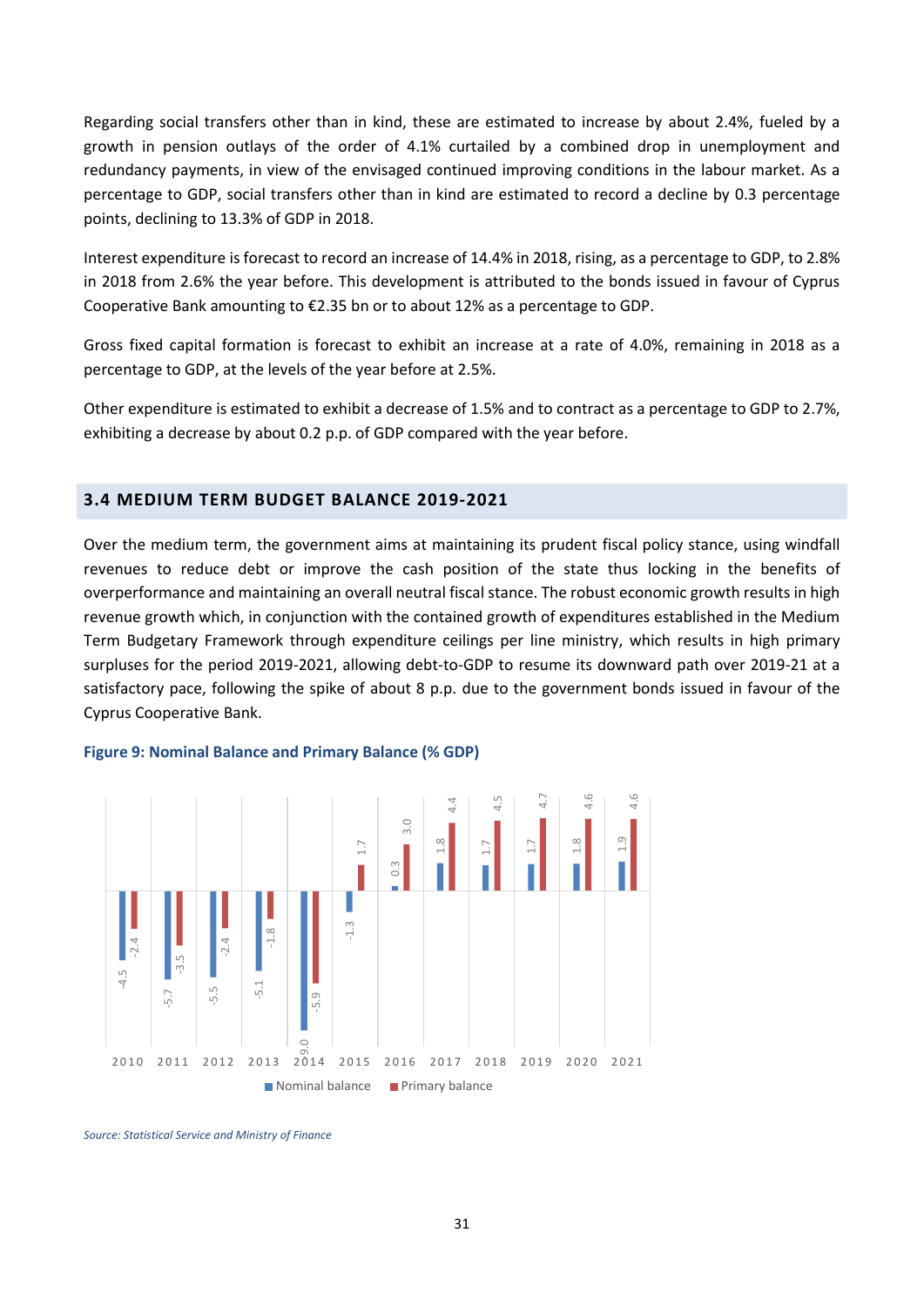Regarding social transfers other than in kind, these are estimated to increase by about 2.4%, fueled by a growth in pension outlays of the order of 4.1% curtailed by a combined drop in unemployment and redundancy payments, in view of the envisaged continued improving conditions in the labour market. As a percentage to GDP, social transfers other than in kind are estimated to record a decline by 0.3 percentage points, declining to 13.3% of GDP in 2018.

Interest expenditure is forecast to record an increase of 14.4% in 2018, rising, as a percentage to GDP, to 2.8% in 2018 from 2.6% the year before. This development is attributed to the bonds issued in favour of Cyprus Cooperative Bank amounting to €2.35 bn or to about 12% as a percentage to GDP.

Gross fixed capital formation is forecast to exhibit an increase at a rate of 4.0%, remaining in 2018 as a percentage to GDP, at the levels of the year before at 2.5%.

Other expenditure is estimated to exhibit a decrease of 1.5% and to contract as a percentage to GDP to 2.7%, exhibiting a decrease by about 0.2 p.p. of GDP compared with the year before.

## 3.4 MEDIUM TERM BUDGET BALANCE 2019-2021

Over the medium term, the government aims at maintaining its prudent fiscal policy stance, using windfall revenues to reduce debt or improve the cash position of the state thus locking in the benefits of overperformance and maintaining an overall neutral fiscal stance. The robust economic growth results in high revenue growth which, in conjunction with the contained growth of expenditures established in the Medium Term Budgetary Framework through expenditure ceilings per line ministry, which results in high primary surpluses for the period 2019-2021, allowing debt-to-GDP to resume its downward path over 2019-21 at a satisfactory pace, following the spike of about 8 p.p. due to the government bonds issued in favour of the Cyprus Cooperative Bank.

**Figure 9: Nominal Balance and Primary Balance (% GDP)**

| Year | Nominal balance | Primary balance |
|---|---|---|
| 2010 | -4.5 | -2.4 |
| 2011 | -5.7 | -3.5 |
| 2012 | -5.5 | -2.4 |
| 2013 | -5.1 | -1.8 |
| 2014 | -9.0 | -5.9 |
| 2015 | -1.3 | 1.7 |
| 2016 | 0.3 | 3.0 |
| 2017 | 1.8 | 4.4 |
| 2018 | 1.7 | 4.5 |
| 2019 | 1.7 | 4.7 |
| 2020 | 1.8 | 4.6 |
| 2021 | 1.9 | 4.6 |

*Source: Statistical Service and Ministry of Finance*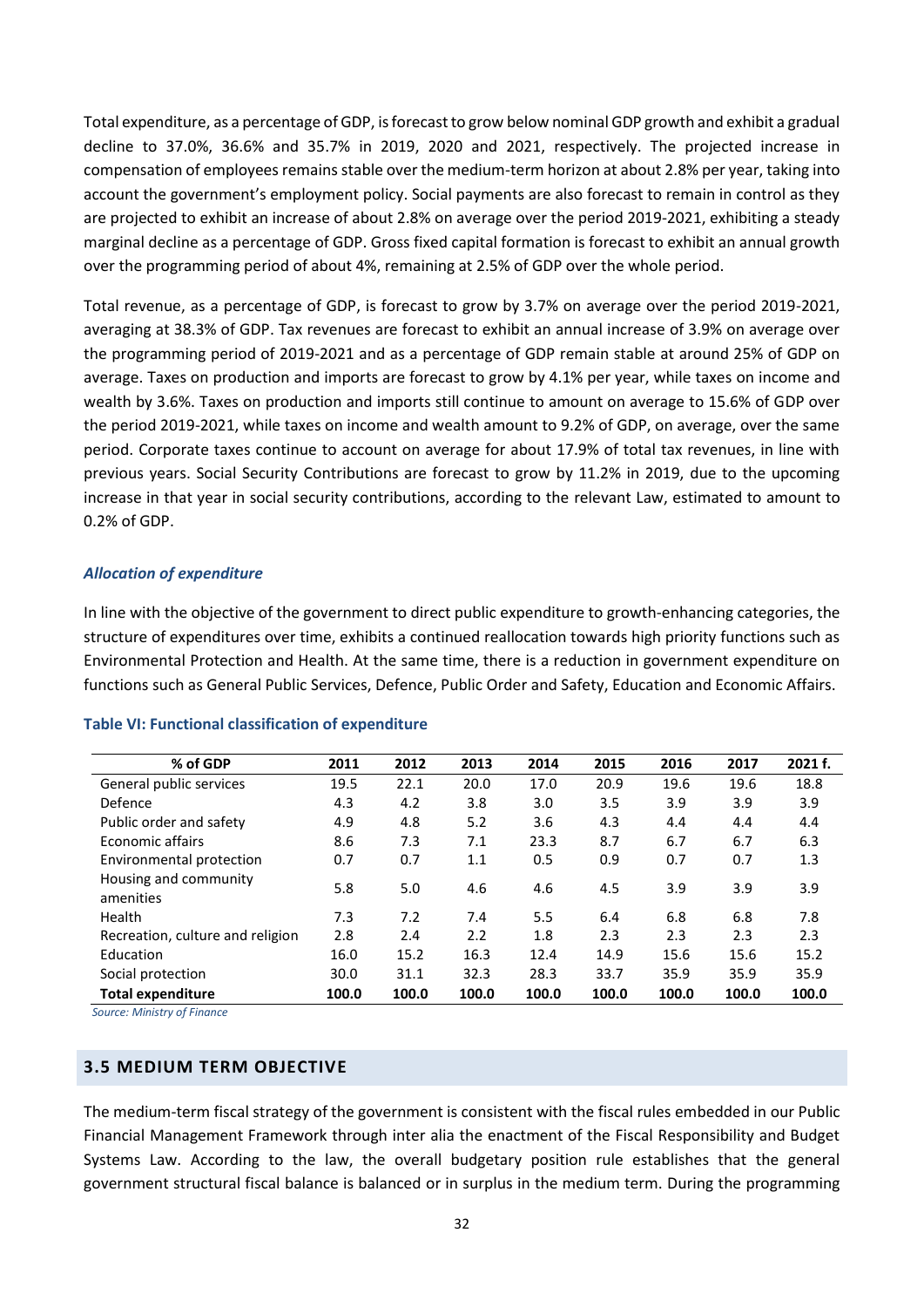Total expenditure, as a percentage of GDP, is forecast to grow below nominal GDP growth and exhibit a gradual decline to 37.0%, 36.6% and 35.7% in 2019, 2020 and 2021, respectively. The projected increase in compensation of employees remains stable over the medium-term horizon at about 2.8% per year, taking into account the government's employment policy. Social payments are also forecast to remain in control as they are projected to exhibit an increase of about 2.8% on average over the period 2019-2021, exhibiting a steady marginal decline as a percentage of GDP. Gross fixed capital formation is forecast to exhibit an annual growth over the programming period of about 4%, remaining at 2.5% of GDP over the whole period.

Total revenue, as a percentage of GDP, is forecast to grow by 3.7% on average over the period 2019-2021, averaging at 38.3% of GDP. Tax revenues are forecast to exhibit an annual increase of 3.9% on average over the programming period of 2019-2021 and as a percentage of GDP remain stable at around 25% of GDP on average. Taxes on production and imports are forecast to grow by 4.1% per year, while taxes on income and wealth by 3.6%. Taxes on production and imports still continue to amount on average to 15.6% of GDP over the period 2019-2021, while taxes on income and wealth amount to 9.2% of GDP, on average, over the same period. Corporate taxes continue to account on average for about 17.9% of total tax revenues, in line with previous years. Social Security Contributions are forecast to grow by 11.2% in 2019, due to the upcoming increase in that year in social security contributions, according to the relevant Law, estimated to amount to 0.2% of GDP.

### *Allocation of expenditure*

In line with the objective of the government to direct public expenditure to growth-enhancing categories, the structure of expenditures over time, exhibits a continued reallocation towards high priority functions such as Environmental Protection and Health. At the same time, there is a reduction in government expenditure on functions such as General Public Services, Defence, Public Order and Safety, Education and Economic Affairs.

**Table VI: Functional classification of expenditure**

| % of GDP | 2011 | 2012 | 2013 | 2014 | 2015 | 2016 | 2017 | 2021 f. |
|---|---|---|---|---|---|---|---|---|
| General public services | 19.5 | 22.1 | 20.0 | 17.0 | 20.9 | 19.6 | 19.6 | 18.8 |
| Defence | 4.3 | 4.2 | 3.8 | 3.0 | 3.5 | 3.9 | 3.9 | 3.9 |
| Public order and safety | 4.9 | 4.8 | 5.2 | 3.6 | 4.3 | 4.4 | 4.4 | 4.4 |
| Economic affairs | 8.6 | 7.3 | 7.1 | 23.3 | 8.7 | 6.7 | 6.7 | 6.3 |
| Environmental protection | 0.7 | 0.7 | 1.1 | 0.5 | 0.9 | 0.7 | 0.7 | 1.3 |
| Housing and community amenities | 5.8 | 5.0 | 4.6 | 4.6 | 4.5 | 3.9 | 3.9 | 3.9 |
| Health | 7.3 | 7.2 | 7.4 | 5.5 | 6.4 | 6.8 | 6.8 | 7.8 |
| Recreation, culture and religion | 2.8 | 2.4 | 2.2 | 1.8 | 2.3 | 2.3 | 2.3 | 2.3 |
| Education | 16.0 | 15.2 | 16.3 | 12.4 | 14.9 | 15.6 | 15.6 | 15.2 |
| Social protection | 30.0 | 31.1 | 32.3 | 28.3 | 33.7 | 35.9 | 35.9 | 35.9 |
| **Total expenditure** | **100.0** | **100.0** | **100.0** | **100.0** | **100.0** | **100.0** | **100.0** | **100.0** |

*Source: Ministry of Finance*

## 3.5 MEDIUM TERM OBJECTIVE

The medium-term fiscal strategy of the government is consistent with the fiscal rules embedded in our Public Financial Management Framework through inter alia the enactment of the Fiscal Responsibility and Budget Systems Law. According to the law, the overall budgetary position rule establishes that the general government structural fiscal balance is balanced or in surplus in the medium term. During the programming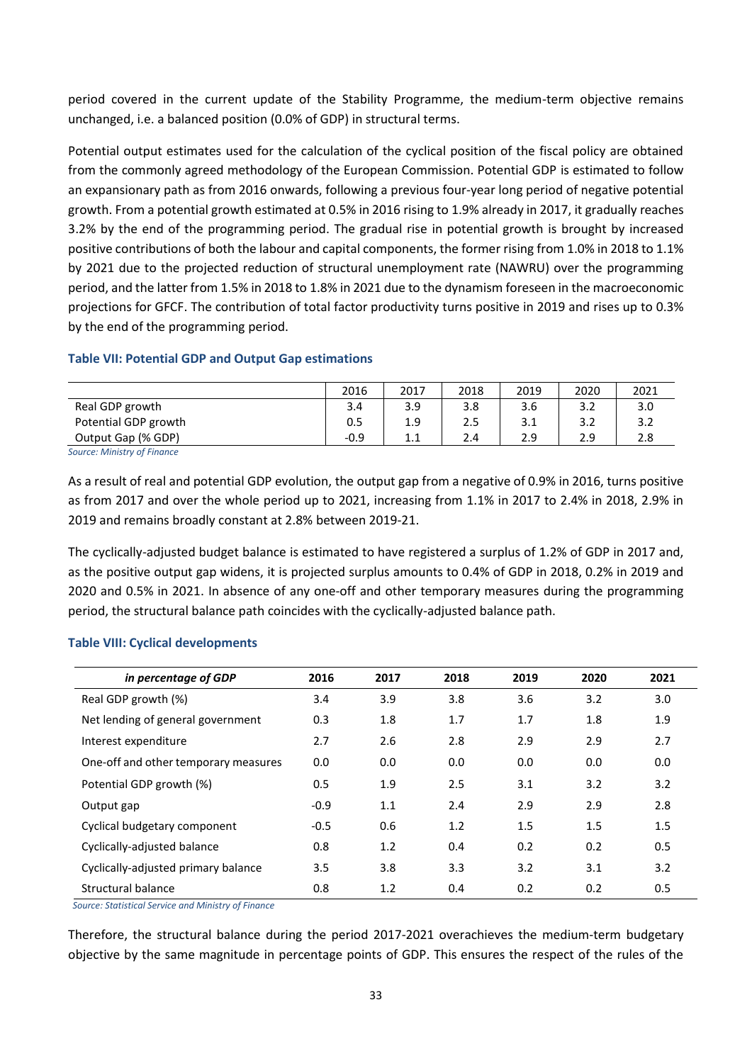period covered in the current update of the Stability Programme, the medium-term objective remains unchanged, i.e. a balanced position (0.0% of GDP) in structural terms.

Potential output estimates used for the calculation of the cyclical position of the fiscal policy are obtained from the commonly agreed methodology of the European Commission. Potential GDP is estimated to follow an expansionary path as from 2016 onwards, following a previous four-year long period of negative potential growth. From a potential growth estimated at 0.5% in 2016 rising to 1.9% already in 2017, it gradually reaches 3.2% by the end of the programming period. The gradual rise in potential growth is brought by increased positive contributions of both the labour and capital components, the former rising from 1.0% in 2018 to 1.1% by 2021 due to the projected reduction of structural unemployment rate (NAWRU) over the programming period, and the latter from 1.5% in 2018 to 1.8% in 2021 due to the dynamism foreseen in the macroeconomic projections for GFCF. The contribution of total factor productivity turns positive in 2019 and rises up to 0.3% by the end of the programming period.

#### Table VII: Potential GDP and Output Gap estimations

| | 2016 | 2017 | 2018 | 2019 | 2020 | 2021 |
|---|---|---|---|---|---|---|
| Real GDP growth | 3.4 | 3.9 | 3.8 | 3.6 | 3.2 | 3.0 |
| Potential GDP growth | 0.5 | 1.9 | 2.5 | 3.1 | 3.2 | 3.2 |
| Output Gap (% GDP) | -0.9 | 1.1 | 2.4 | 2.9 | 2.9 | 2.8 |

*Source: Ministry of Finance*

As a result of real and potential GDP evolution, the output gap from a negative of 0.9% in 2016, turns positive as from 2017 and over the whole period up to 2021, increasing from 1.1% in 2017 to 2.4% in 2018, 2.9% in 2019 and remains broadly constant at 2.8% between 2019-21.

The cyclically-adjusted budget balance is estimated to have registered a surplus of 1.2% of GDP in 2017 and, as the positive output gap widens, it is projected surplus amounts to 0.4% of GDP in 2018, 0.2% in 2019 and 2020 and 0.5% in 2021. In absence of any one-off and other temporary measures during the programming period, the structural balance path coincides with the cyclically-adjusted balance path.

#### Table VIII: Cyclical developments

| *in percentage of GDP* | 2016 | 2017 | 2018 | 2019 | 2020 | 2021 |
|---|---|---|---|---|---|---|
| Real GDP growth (%) | 3.4 | 3.9 | 3.8 | 3.6 | 3.2 | 3.0 |
| Net lending of general government | 0.3 | 1.8 | 1.7 | 1.7 | 1.8 | 1.9 |
| Interest expenditure | 2.7 | 2.6 | 2.8 | 2.9 | 2.9 | 2.7 |
| One-off and other temporary measures | 0.0 | 0.0 | 0.0 | 0.0 | 0.0 | 0.0 |
| Potential GDP growth (%) | 0.5 | 1.9 | 2.5 | 3.1 | 3.2 | 3.2 |
| Output gap | -0.9 | 1.1 | 2.4 | 2.9 | 2.9 | 2.8 |
| Cyclical budgetary component | -0.5 | 0.6 | 1.2 | 1.5 | 1.5 | 1.5 |
| Cyclically-adjusted balance | 0.8 | 1.2 | 0.4 | 0.2 | 0.2 | 0.5 |
| Cyclically-adjusted primary balance | 3.5 | 3.8 | 3.3 | 3.2 | 3.1 | 3.2 |
| Structural balance | 0.8 | 1.2 | 0.4 | 0.2 | 0.2 | 0.5 |

*Source: Statistical Service and Ministry of Finance*

Therefore, the structural balance during the period 2017-2021 overachieves the medium-term budgetary objective by the same magnitude in percentage points of GDP. This ensures the respect of the rules of the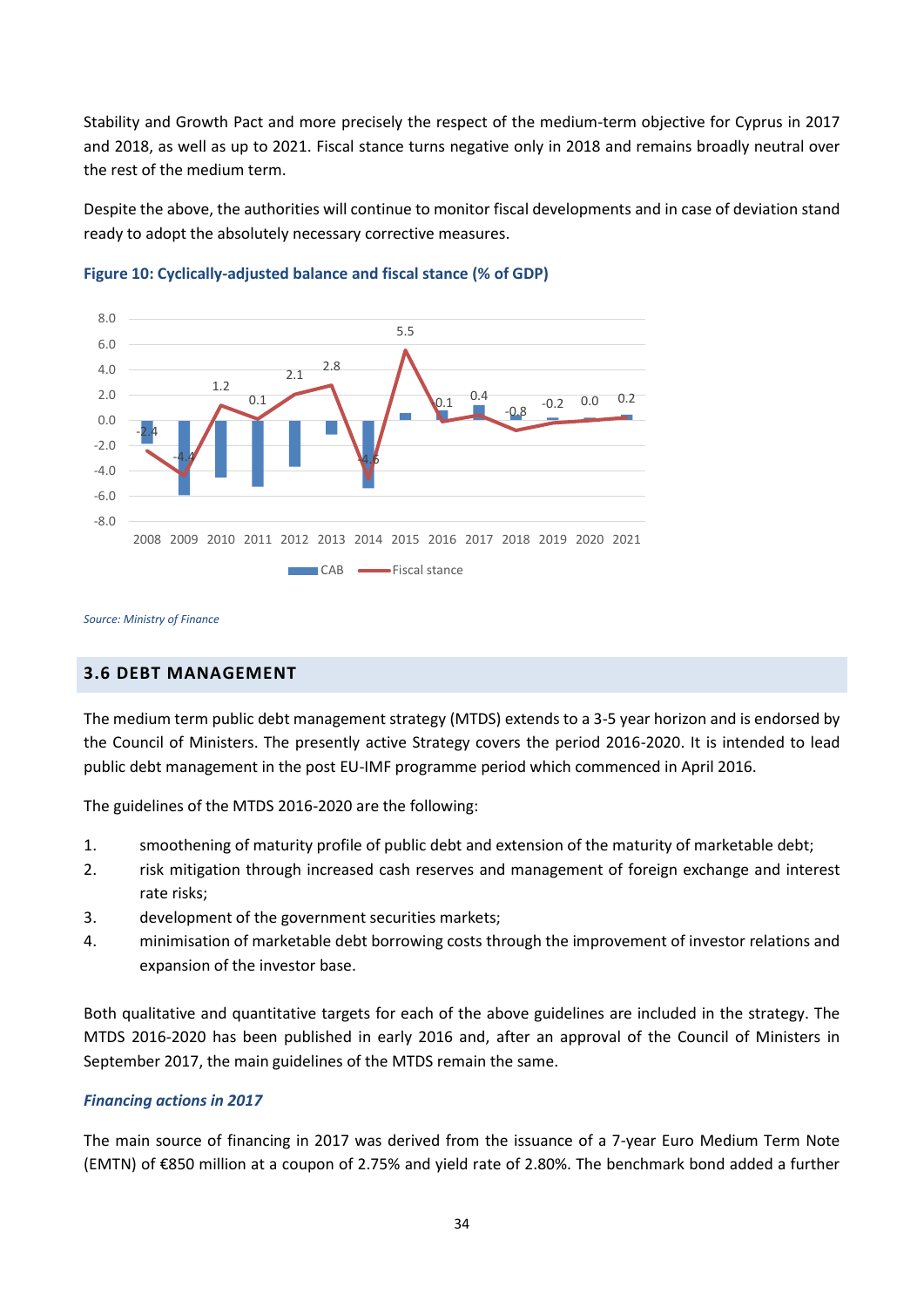Stability and Growth Pact and more precisely the respect of the medium-term objective for Cyprus in 2017 and 2018, as well as up to 2021. Fiscal stance turns negative only in 2018 and remains broadly neutral over the rest of the medium term.

Despite the above, the authorities will continue to monitor fiscal developments and in case of deviation stand ready to adopt the absolutely necessary corrective measures.

**Figure 10: Cyclically-adjusted balance and fiscal stance (% of GDP)**

*Source: Ministry of Finance*

## 3.6 DEBT MANAGEMENT

The medium term public debt management strategy (MTDS) extends to a 3-5 year horizon and is endorsed by the Council of Ministers. The presently active Strategy covers the period 2016-2020. It is intended to lead public debt management in the post EU-IMF programme period which commenced in April 2016.

The guidelines of the MTDS 2016-2020 are the following:

1. smoothening of maturity profile of public debt and extension of the maturity of marketable debt;
2. risk mitigation through increased cash reserves and management of foreign exchange and interest rate risks;
3. development of the government securities markets;
4. minimisation of marketable debt borrowing costs through the improvement of investor relations and expansion of the investor base.

Both qualitative and quantitative targets for each of the above guidelines are included in the strategy. The MTDS 2016-2020 has been published in early 2016 and, after an approval of the Council of Ministers in September 2017, the main guidelines of the MTDS remain the same.

***Financing actions in 2017***

The main source of financing in 2017 was derived from the issuance of a 7-year Euro Medium Term Note (EMTN) of €850 million at a coupon of 2.75% and yield rate of 2.80%. The benchmark bond added a further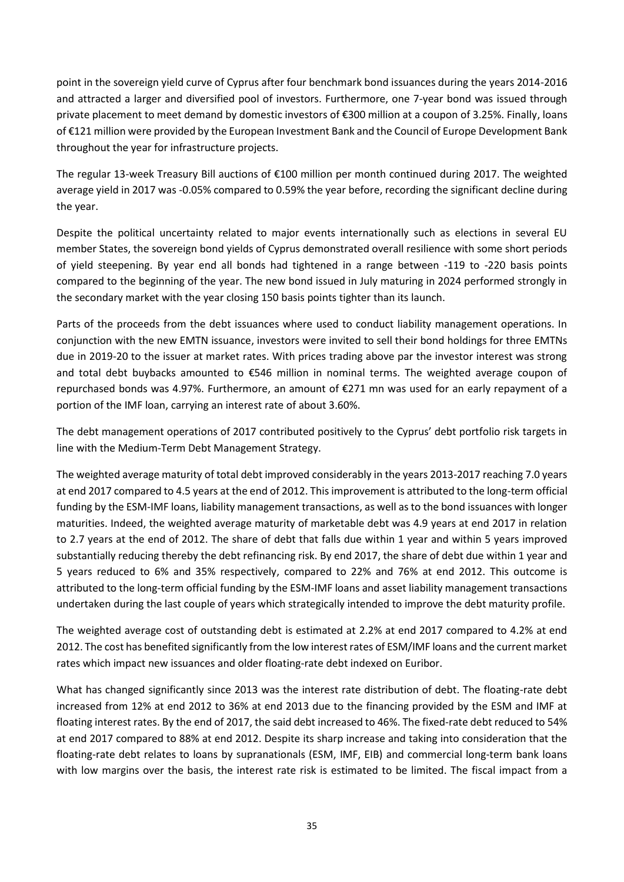point in the sovereign yield curve of Cyprus after four benchmark bond issuances during the years 2014-2016 and attracted a larger and diversified pool of investors. Furthermore, one 7-year bond was issued through private placement to meet demand by domestic investors of €300 million at a coupon of 3.25%. Finally, loans of €121 million were provided by the European Investment Bank and the Council of Europe Development Bank throughout the year for infrastructure projects.

The regular 13-week Treasury Bill auctions of €100 million per month continued during 2017. The weighted average yield in 2017 was -0.05% compared to 0.59% the year before, recording the significant decline during the year.

Despite the political uncertainty related to major events internationally such as elections in several EU member States, the sovereign bond yields of Cyprus demonstrated overall resilience with some short periods of yield steepening. By year end all bonds had tightened in a range between -119 to -220 basis points compared to the beginning of the year. The new bond issued in July maturing in 2024 performed strongly in the secondary market with the year closing 150 basis points tighter than its launch.

Parts of the proceeds from the debt issuances where used to conduct liability management operations. In conjunction with the new EMTN issuance, investors were invited to sell their bond holdings for three EMTNs due in 2019-20 to the issuer at market rates. With prices trading above par the investor interest was strong and total debt buybacks amounted to €546 million in nominal terms. The weighted average coupon of repurchased bonds was 4.97%. Furthermore, an amount of €271 mn was used for an early repayment of a portion of the IMF loan, carrying an interest rate of about 3.60%.

The debt management operations of 2017 contributed positively to the Cyprus' debt portfolio risk targets in line with the Medium-Term Debt Management Strategy.

The weighted average maturity of total debt improved considerably in the years 2013-2017 reaching 7.0 years at end 2017 compared to 4.5 years at the end of 2012. This improvement is attributed to the long-term official funding by the ESM-IMF loans, liability management transactions, as well as to the bond issuances with longer maturities. Indeed, the weighted average maturity of marketable debt was 4.9 years at end 2017 in relation to 2.7 years at the end of 2012. The share of debt that falls due within 1 year and within 5 years improved substantially reducing thereby the debt refinancing risk. By end 2017, the share of debt due within 1 year and 5 years reduced to 6% and 35% respectively, compared to 22% and 76% at end 2012. This outcome is attributed to the long-term official funding by the ESM-IMF loans and asset liability management transactions undertaken during the last couple of years which strategically intended to improve the debt maturity profile.

The weighted average cost of outstanding debt is estimated at 2.2% at end 2017 compared to 4.2% at end 2012. The cost has benefited significantly from the low interest rates of ESM/IMF loans and the current market rates which impact new issuances and older floating-rate debt indexed on Euribor.

What has changed significantly since 2013 was the interest rate distribution of debt. The floating-rate debt increased from 12% at end 2012 to 36% at end 2013 due to the financing provided by the ESM and IMF at floating interest rates. By the end of 2017, the said debt increased to 46%. The fixed-rate debt reduced to 54% at end 2017 compared to 88% at end 2012. Despite its sharp increase and taking into consideration that the floating-rate debt relates to loans by supranationals (ESM, IMF, EIB) and commercial long-term bank loans with low margins over the basis, the interest rate risk is estimated to be limited. The fiscal impact from a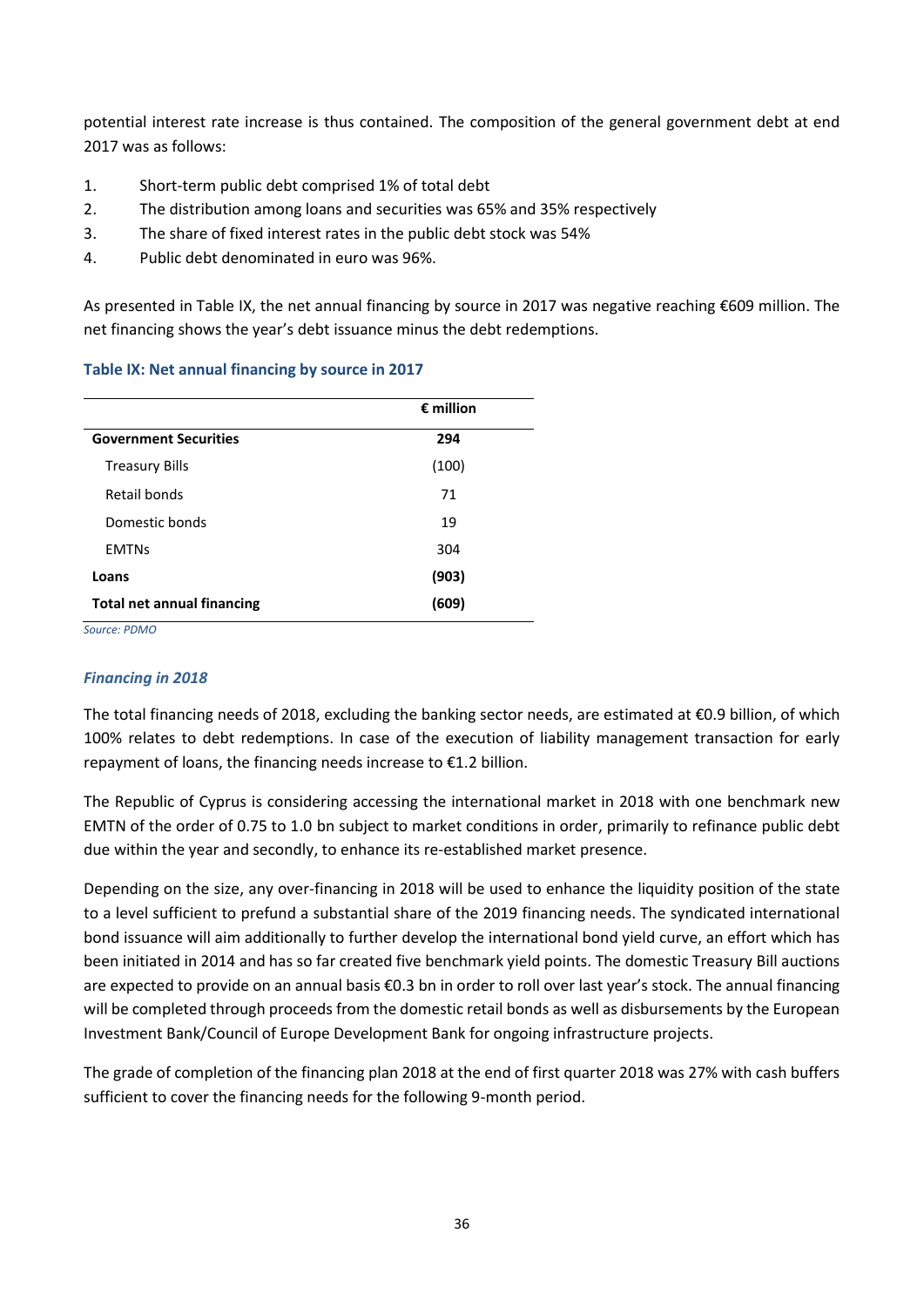potential interest rate increase is thus contained. The composition of the general government debt at end 2017 was as follows:

1. Short-term public debt comprised 1% of total debt
2. The distribution among loans and securities was 65% and 35% respectively
3. The share of fixed interest rates in the public debt stock was 54%
4. Public debt denominated in euro was 96%.

As presented in Table IX, the net annual financing by source in 2017 was negative reaching €609 million. The net financing shows the year's debt issuance minus the debt redemptions.

**Table IX: Net annual financing by source in 2017**

| | **€ million** |
|---|---|
| **Government Securities** | **294** |
| Treasury Bills | (100) |
| Retail bonds | 71 |
| Domestic bonds | 19 |
| EMTNs | 304 |
| **Loans** | **(903)** |
| **Total net annual financing** | **(609)** |

*Source: PDMO*

### *Financing in 2018*

The total financing needs of 2018, excluding the banking sector needs, are estimated at €0.9 billion, of which 100% relates to debt redemptions. In case of the execution of liability management transaction for early repayment of loans, the financing needs increase to €1.2 billion.

The Republic of Cyprus is considering accessing the international market in 2018 with one benchmark new EMTN of the order of 0.75 to 1.0 bn subject to market conditions in order, primarily to refinance public debt due within the year and secondly, to enhance its re-established market presence.

Depending on the size, any over-financing in 2018 will be used to enhance the liquidity position of the state to a level sufficient to prefund a substantial share of the 2019 financing needs. The syndicated international bond issuance will aim additionally to further develop the international bond yield curve, an effort which has been initiated in 2014 and has so far created five benchmark yield points. The domestic Treasury Bill auctions are expected to provide on an annual basis €0.3 bn in order to roll over last year's stock. The annual financing will be completed through proceeds from the domestic retail bonds as well as disbursements by the European Investment Bank/Council of Europe Development Bank for ongoing infrastructure projects.

The grade of completion of the financing plan 2018 at the end of first quarter 2018 was 27% with cash buffers sufficient to cover the financing needs for the following 9-month period.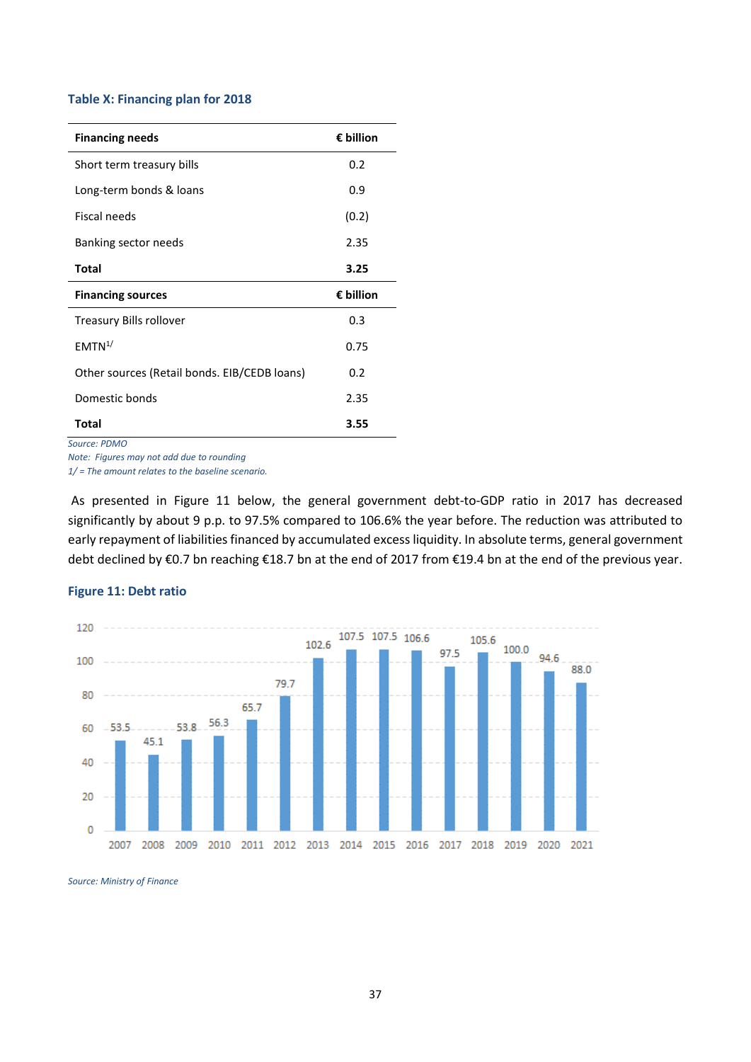**Table X: Financing plan for 2018**

| Financing needs | € billion |
|---|---|
| Short term treasury bills | 0.2 |
| Long-term bonds & loans | 0.9 |
| Fiscal needs | (0.2) |
| Banking sector needs | 2.35 |
| **Total** | **3.25** |
| **Financing sources** | **€ billion** |
| Treasury Bills rollover | 0.3 |
| EMTN[1/] | 0.75 |
| Other sources (Retail bonds. EIB/CEDB loans) | 0.2 |
| Domestic bonds | 2.35 |
| **Total** | **3.55** |

*Source: PDMO*
*Note: Figures may not add due to rounding*
*1/ = The amount relates to the baseline scenario.*

As presented in Figure 11 below, the general government debt-to-GDP ratio in 2017 has decreased significantly by about 9 p.p. to 97.5% compared to 106.6% the year before. The reduction was attributed to early repayment of liabilities financed by accumulated excess liquidity. In absolute terms, general government debt declined by €0.7 bn reaching €18.7 bn at the end of 2017 from €19.4 bn at the end of the previous year.

**Figure 11: Debt ratio**

| Year | 2007 | 2008 | 2009 | 2010 | 2011 | 2012 | 2013 | 2014 | 2015 | 2016 | 2017 | 2018 | 2019 | 2020 | 2021 |
|---|---|---|---|---|---|---|---|---|---|---|---|---|---|---|---|
| Debt ratio | 53.5 | 45.1 | 53.8 | 56.3 | 65.7 | 79.7 | 102.6 | 107.5 | 107.5 | 106.6 | 97.5 | 105.6 | 100.0 | 94.6 | 88.0 |

*Source: Ministry of Finance*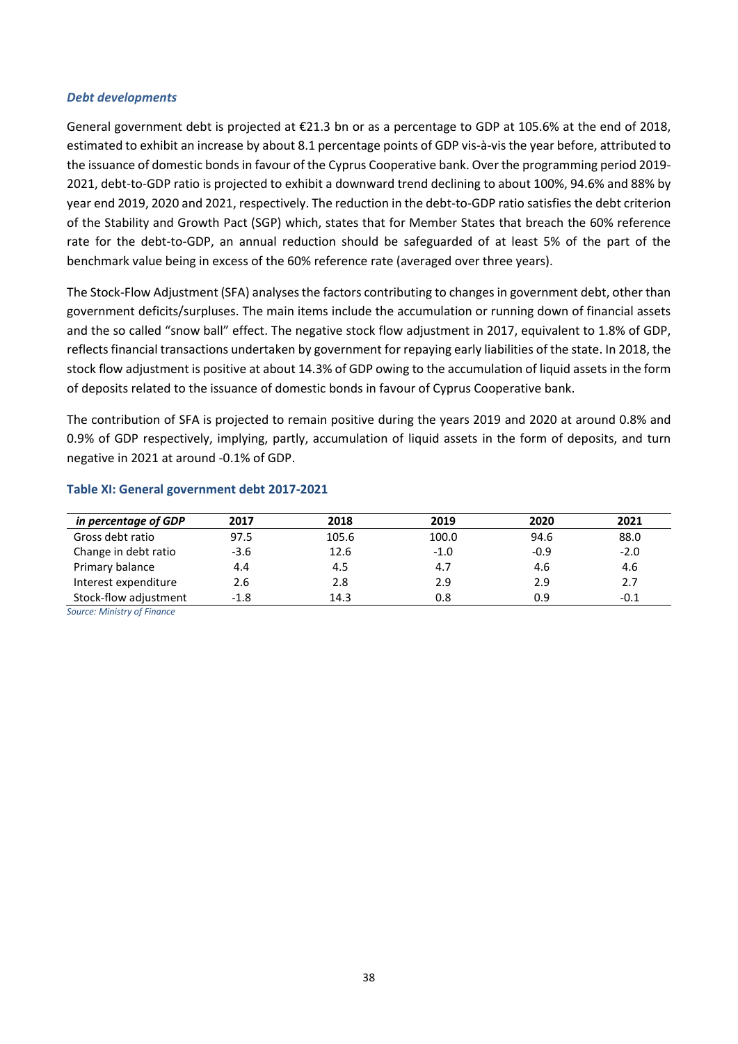### *Debt developments*

General government debt is projected at €21.3 bn or as a percentage to GDP at 105.6% at the end of 2018, estimated to exhibit an increase by about 8.1 percentage points of GDP vis-à-vis the year before, attributed to the issuance of domestic bonds in favour of the Cyprus Cooperative bank. Over the programming period 2019-2021, debt-to-GDP ratio is projected to exhibit a downward trend declining to about 100%, 94.6% and 88% by year end 2019, 2020 and 2021, respectively. The reduction in the debt-to-GDP ratio satisfies the debt criterion of the Stability and Growth Pact (SGP) which, states that for Member States that breach the 60% reference rate for the debt-to-GDP, an annual reduction should be safeguarded of at least 5% of the part of the benchmark value being in excess of the 60% reference rate (averaged over three years).

The Stock-Flow Adjustment (SFA) analyses the factors contributing to changes in government debt, other than government deficits/surpluses. The main items include the accumulation or running down of financial assets and the so called "snow ball" effect. The negative stock flow adjustment in 2017, equivalent to 1.8% of GDP, reflects financial transactions undertaken by government for repaying early liabilities of the state. In 2018, the stock flow adjustment is positive at about 14.3% of GDP owing to the accumulation of liquid assets in the form of deposits related to the issuance of domestic bonds in favour of Cyprus Cooperative bank.

The contribution of SFA is projected to remain positive during the years 2019 and 2020 at around 0.8% and 0.9% of GDP respectively, implying, partly, accumulation of liquid assets in the form of deposits, and turn negative in 2021 at around -0.1% of GDP.

**Table XI: General government debt 2017-2021**

| *in percentage of GDP* | 2017 | 2018 | 2019 | 2020 | 2021 |
|---|---|---|---|---|---|
| Gross debt ratio | 97.5 | 105.6 | 100.0 | 94.6 | 88.0 |
| Change in debt ratio | -3.6 | 12.6 | -1.0 | -0.9 | -2.0 |
| Primary balance | 4.4 | 4.5 | 4.7 | 4.6 | 4.6 |
| Interest expenditure | 2.6 | 2.8 | 2.9 | 2.9 | 2.7 |
| Stock-flow adjustment | -1.8 | 14.3 | 0.8 | 0.9 | -0.1 |

*Source: Ministry of Finance*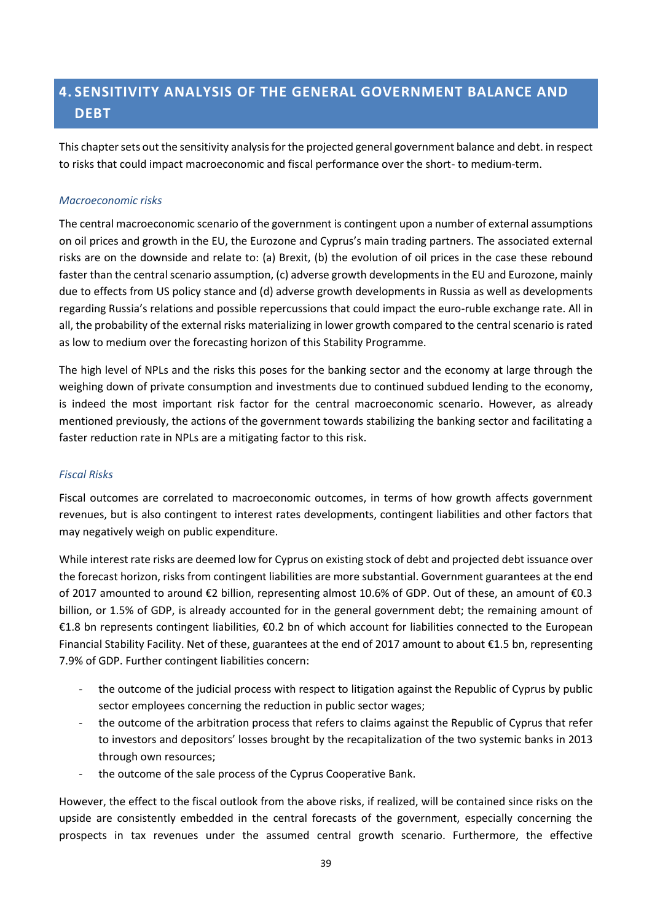# 4. SENSITIVITY ANALYSIS OF THE GENERAL GOVERNMENT BALANCE AND DEBT

This chapter sets out the sensitivity analysis for the projected general government balance and debt. in respect to risks that could impact macroeconomic and fiscal performance over the short- to medium-term.

*Macroeconomic risks*

The central macroeconomic scenario of the government is contingent upon a number of external assumptions on oil prices and growth in the EU, the Eurozone and Cyprus's main trading partners. The associated external risks are on the downside and relate to: (a) Brexit, (b) the evolution of oil prices in the case these rebound faster than the central scenario assumption, (c) adverse growth developments in the EU and Eurozone, mainly due to effects from US policy stance and (d) adverse growth developments in Russia as well as developments regarding Russia's relations and possible repercussions that could impact the euro-ruble exchange rate. All in all, the probability of the external risks materializing in lower growth compared to the central scenario is rated as low to medium over the forecasting horizon of this Stability Programme.

The high level of NPLs and the risks this poses for the banking sector and the economy at large through the weighing down of private consumption and investments due to continued subdued lending to the economy, is indeed the most important risk factor for the central macroeconomic scenario. However, as already mentioned previously, the actions of the government towards stabilizing the banking sector and facilitating a faster reduction rate in NPLs are a mitigating factor to this risk.

*Fiscal Risks*

Fiscal outcomes are correlated to macroeconomic outcomes, in terms of how growth affects government revenues, but is also contingent to interest rates developments, contingent liabilities and other factors that may negatively weigh on public expenditure.

While interest rate risks are deemed low for Cyprus on existing stock of debt and projected debt issuance over the forecast horizon, risks from contingent liabilities are more substantial. Government guarantees at the end of 2017 amounted to around €2 billion, representing almost 10.6% of GDP. Out of these, an amount of €0.3 billion, or 1.5% of GDP, is already accounted for in the general government debt; the remaining amount of €1.8 bn represents contingent liabilities, €0.2 bn of which account for liabilities connected to the European Financial Stability Facility. Net of these, guarantees at the end of 2017 amount to about €1.5 bn, representing 7.9% of GDP. Further contingent liabilities concern:

- the outcome of the judicial process with respect to litigation against the Republic of Cyprus by public sector employees concerning the reduction in public sector wages;
- the outcome of the arbitration process that refers to claims against the Republic of Cyprus that refer to investors and depositors' losses brought by the recapitalization of the two systemic banks in 2013 through own resources;
- the outcome of the sale process of the Cyprus Cooperative Bank.

However, the effect to the fiscal outlook from the above risks, if realized, will be contained since risks on the upside are consistently embedded in the central forecasts of the government, especially concerning the prospects in tax revenues under the assumed central growth scenario. Furthermore, the effective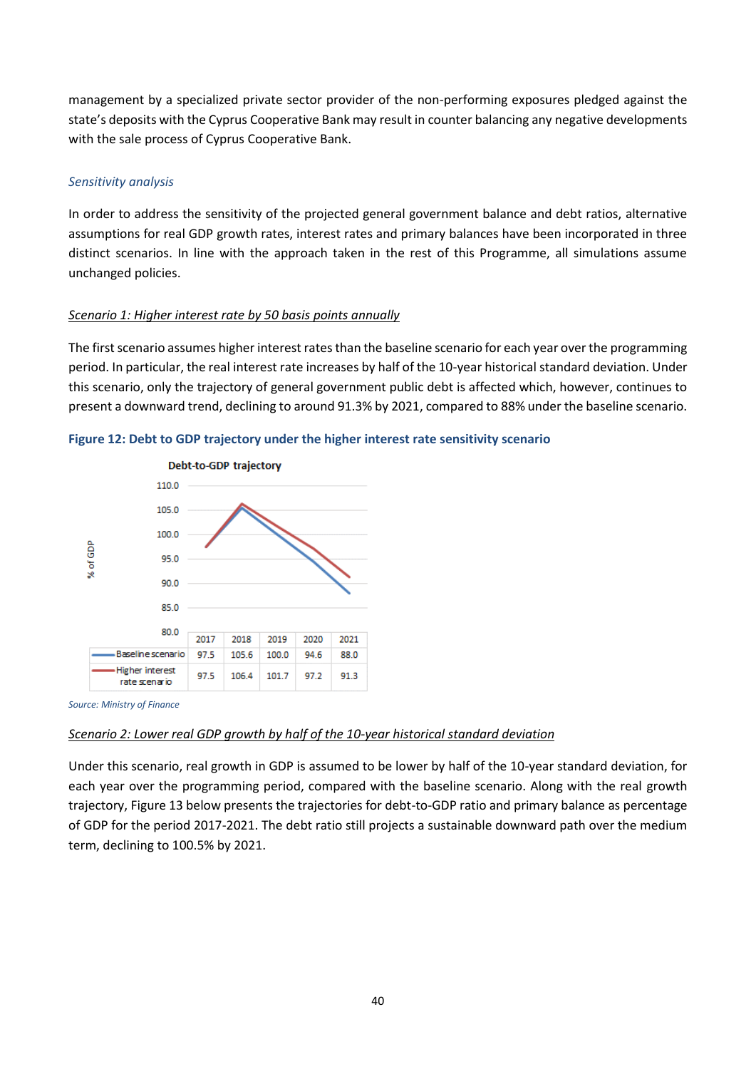management by a specialized private sector provider of the non-performing exposures pledged against the state's deposits with the Cyprus Cooperative Bank may result in counter balancing any negative developments with the sale process of Cyprus Cooperative Bank.

### *Sensitivity analysis*

In order to address the sensitivity of the projected general government balance and debt ratios, alternative assumptions for real GDP growth rates, interest rates and primary balances have been incorporated in three distinct scenarios. In line with the approach taken in the rest of this Programme, all simulations assume unchanged policies.

*Scenario 1: Higher interest rate by 50 basis points annually*

The first scenario assumes higher interest rates than the baseline scenario for each year over the programming period. In particular, the real interest rate increases by half of the 10-year historical standard deviation. Under this scenario, only the trajectory of general government public debt is affected which, however, continues to present a downward trend, declining to around 91.3% by 2021, compared to 88% under the baseline scenario.

**Figure 12: Debt to GDP trajectory under the higher interest rate sensitivity scenario**

Debt-to-GDP trajectory (% of GDP)

| | 2017 | 2018 | 2019 | 2020 | 2021 |
|---|---|---|---|---|---|
| Baseline scenario | 97.5 | 105.6 | 100.0 | 94.6 | 88.0 |
| Higher interest rate scenario | 97.5 | 106.4 | 101.7 | 97.2 | 91.3 |

*Source: Ministry of Finance*

*Scenario 2: Lower real GDP growth by half of the 10-year historical standard deviation*

Under this scenario, real growth in GDP is assumed to be lower by half of the 10-year standard deviation, for each year over the programming period, compared with the baseline scenario. Along with the real growth trajectory, Figure 13 below presents the trajectories for debt-to-GDP ratio and primary balance as percentage of GDP for the period 2017-2021. The debt ratio still projects a sustainable downward path over the medium term, declining to 100.5% by 2021.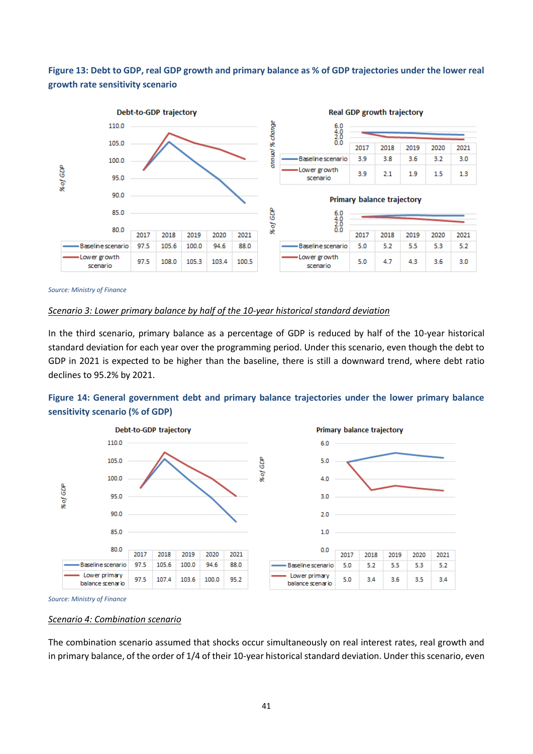**Figure 13: Debt to GDP, real GDP growth and primary balance as % of GDP trajectories under the lower real growth rate sensitivity scenario**

Debt-to-GDP trajectory (% of GDP)

| | 2017 | 2018 | 2019 | 2020 | 2021 |
|---|---|---|---|---|---|
| Baseline scenario | 97.5 | 105.6 | 100.0 | 94.6 | 88.0 |
| Lower growth scenario | 97.5 | 108.0 | 105.3 | 103.4 | 100.5 |

Real GDP growth trajectory (annual % change)

| | 2017 | 2018 | 2019 | 2020 | 2021 |
|---|---|---|---|---|---|
| Baseline scenario | 3.9 | 3.8 | 3.6 | 3.2 | 3.0 |
| Lower growth scenario | 3.9 | 2.1 | 1.9 | 1.5 | 1.3 |

Primary balance trajectory (% of GDP)

| | 2017 | 2018 | 2019 | 2020 | 2021 |
|---|---|---|---|---|---|
| Baseline scenario | 5.0 | 5.2 | 5.5 | 5.3 | 5.2 |
| Lower growth scenario | 5.0 | 4.7 | 4.3 | 3.6 | 3.0 |

*Source: Ministry of Finance*

*Scenario 3: Lower primary balance by half of the 10-year historical standard deviation*

In the third scenario, primary balance as a percentage of GDP is reduced by half of the 10-year historical standard deviation for each year over the programming period. Under this scenario, even though the debt to GDP in 2021 is expected to be higher than the baseline, there is still a downward trend, where debt ratio declines to 95.2% by 2021.

**Figure 14: General government debt and primary balance trajectories under the lower primary balance sensitivity scenario (% of GDP)**

Debt-to-GDP trajectory (% of GDP)

| | 2017 | 2018 | 2019 | 2020 | 2021 |
|---|---|---|---|---|---|
| Baseline scenario | 97.5 | 105.6 | 100.0 | 94.6 | 88.0 |
| Lower primary balance scenario | 97.5 | 107.4 | 103.6 | 100.0 | 95.2 |

Primary balance trajectory (% of GDP)

| | 2017 | 2018 | 2019 | 2020 | 2021 |
|---|---|---|---|---|---|
| Baseline scenario | 5.0 | 5.2 | 5.5 | 5.3 | 5.2 |
| Lower primary balance scenario | 5.0 | 3.4 | 3.6 | 3.5 | 3.4 |

*Source: Ministry of Finance*

*Scenario 4: Combination scenario*

The combination scenario assumed that shocks occur simultaneously on real interest rates, real growth and in primary balance, of the order of 1/4 of their 10-year historical standard deviation. Under this scenario, even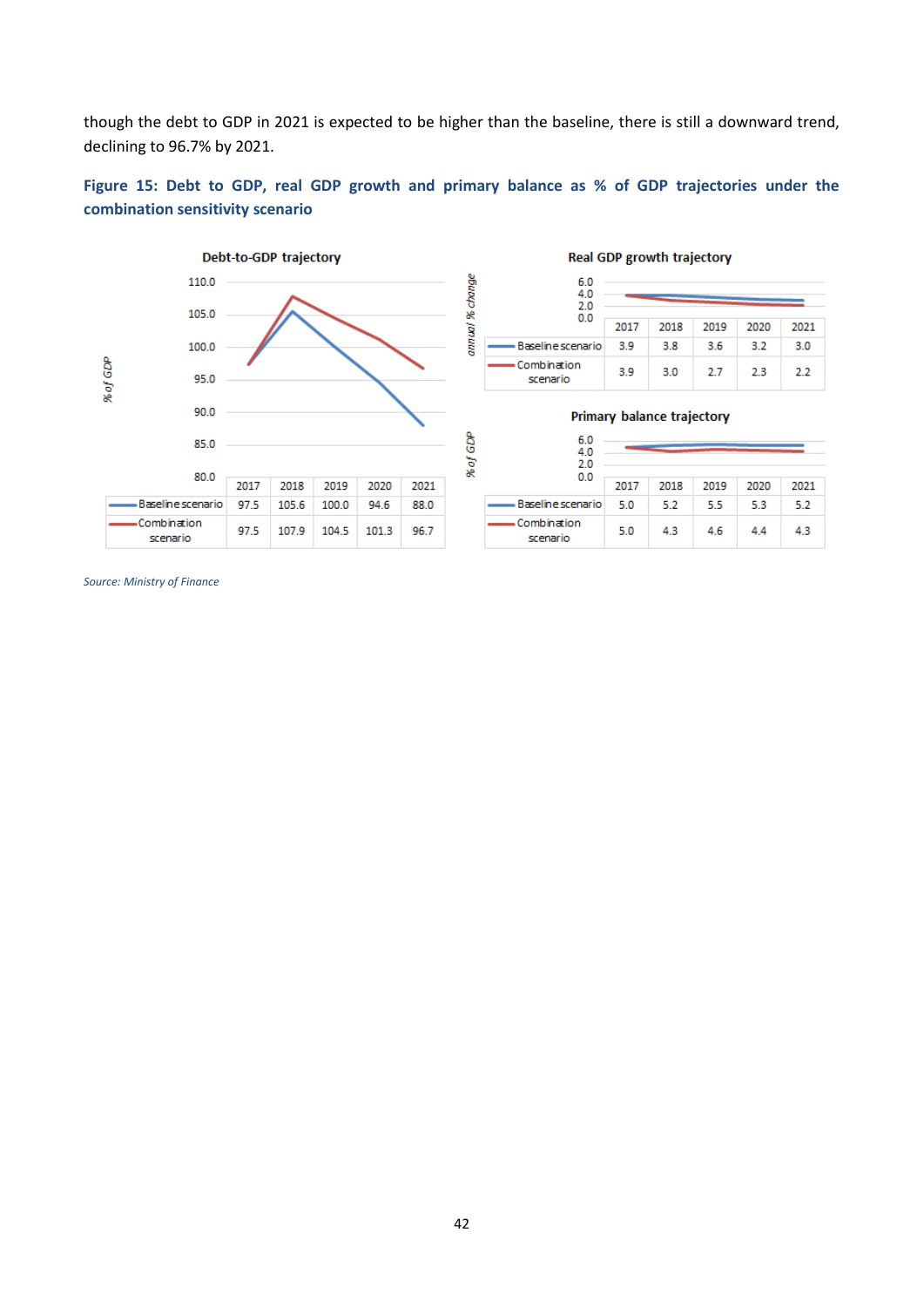though the debt to GDP in 2021 is expected to be higher than the baseline, there is still a downward trend, declining to 96.7% by 2021.

**Figure 15: Debt to GDP, real GDP growth and primary balance as % of GDP trajectories under the combination sensitivity scenario**

**Debt-to-GDP trajectory** (% of GDP)

| | 2017 | 2018 | 2019 | 2020 | 2021 |
|---|---|---|---|---|---|
| Baseline scenario | 97.5 | 105.6 | 100.0 | 94.6 | 88.0 |
| Combination scenario | 97.5 | 107.9 | 104.5 | 101.3 | 96.7 |

**Real GDP growth trajectory** (annual % change)

| | 2017 | 2018 | 2019 | 2020 | 2021 |
|---|---|---|---|---|---|
| Baseline scenario | 3.9 | 3.8 | 3.6 | 3.2 | 3.0 |
| Combination scenario | 3.9 | 3.0 | 2.7 | 2.3 | 2.2 |

**Primary balance trajectory** (% of GDP)

| | 2017 | 2018 | 2019 | 2020 | 2021 |
|---|---|---|---|---|---|
| Baseline scenario | 5.0 | 5.2 | 5.5 | 5.3 | 5.2 |
| Combination scenario | 5.0 | 4.3 | 4.6 | 4.4 | 4.3 |

*Source: Ministry of Finance*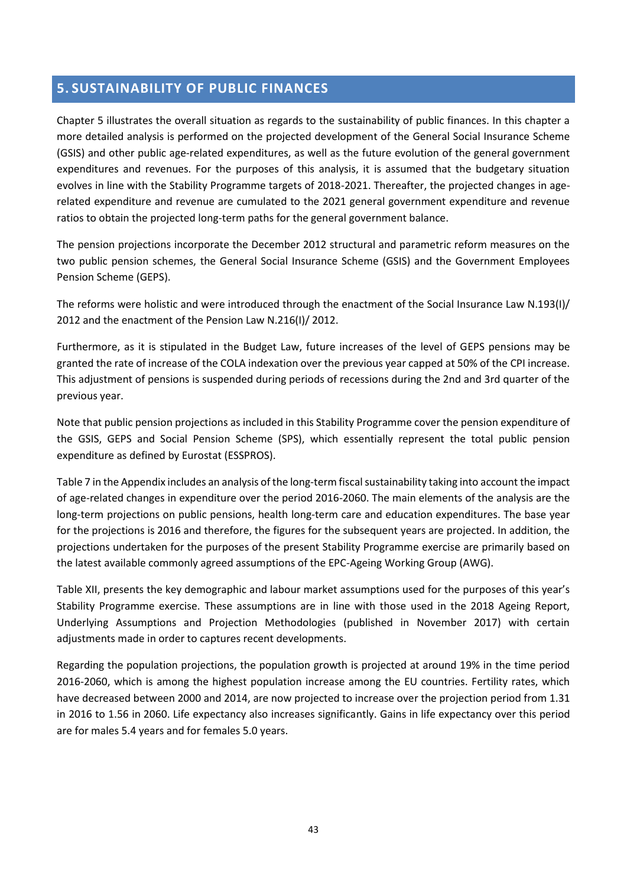## 5. SUSTAINABILITY OF PUBLIC FINANCES

Chapter 5 illustrates the overall situation as regards to the sustainability of public finances. In this chapter a more detailed analysis is performed on the projected development of the General Social Insurance Scheme (GSIS) and other public age-related expenditures, as well as the future evolution of the general government expenditures and revenues. For the purposes of this analysis, it is assumed that the budgetary situation evolves in line with the Stability Programme targets of 2018-2021. Thereafter, the projected changes in age-related expenditure and revenue are cumulated to the 2021 general government expenditure and revenue ratios to obtain the projected long-term paths for the general government balance.

The pension projections incorporate the December 2012 structural and parametric reform measures on the two public pension schemes, the General Social Insurance Scheme (GSIS) and the Government Employees Pension Scheme (GEPS).

The reforms were holistic and were introduced through the enactment of the Social Insurance Law N.193(I)/ 2012 and the enactment of the Pension Law N.216(I)/ 2012.

Furthermore, as it is stipulated in the Budget Law, future increases of the level of GEPS pensions may be granted the rate of increase of the COLA indexation over the previous year capped at 50% of the CPI increase. This adjustment of pensions is suspended during periods of recessions during the 2nd and 3rd quarter of the previous year.

Note that public pension projections as included in this Stability Programme cover the pension expenditure of the GSIS, GEPS and Social Pension Scheme (SPS), which essentially represent the total public pension expenditure as defined by Eurostat (ESSPROS).

Table 7 in the Appendix includes an analysis of the long-term fiscal sustainability taking into account the impact of age-related changes in expenditure over the period 2016-2060. The main elements of the analysis are the long-term projections on public pensions, health long-term care and education expenditures. The base year for the projections is 2016 and therefore, the figures for the subsequent years are projected. In addition, the projections undertaken for the purposes of the present Stability Programme exercise are primarily based on the latest available commonly agreed assumptions of the EPC-Ageing Working Group (AWG).

Table XII, presents the key demographic and labour market assumptions used for the purposes of this year's Stability Programme exercise. These assumptions are in line with those used in the 2018 Ageing Report, Underlying Assumptions and Projection Methodologies (published in November 2017) with certain adjustments made in order to captures recent developments.

Regarding the population projections, the population growth is projected at around 19% in the time period 2016-2060, which is among the highest population increase among the EU countries. Fertility rates, which have decreased between 2000 and 2014, are now projected to increase over the projection period from 1.31 in 2016 to 1.56 in 2060. Life expectancy also increases significantly. Gains in life expectancy over this period are for males 5.4 years and for females 5.0 years.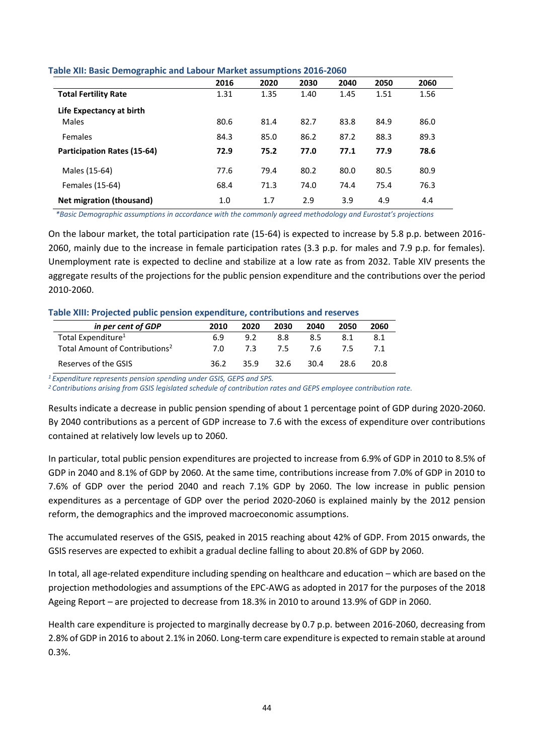**Table XII: Basic Demographic and Labour Market assumptions 2016-2060**

| | 2016 | 2020 | 2030 | 2040 | 2050 | 2060 |
|---|---|---|---|---|---|---|
| **Total Fertility Rate** | 1.31 | 1.35 | 1.40 | 1.45 | 1.51 | 1.56 |
| **Life Expectancy at birth** | | | | | | |
| Males | 80.6 | 81.4 | 82.7 | 83.8 | 84.9 | 86.0 |
| Females | 84.3 | 85.0 | 86.2 | 87.2 | 88.3 | 89.3 |
| **Participation Rates (15-64)** | **72.9** | **75.2** | **77.0** | **77.1** | **77.9** | **78.6** |
| Males (15-64) | 77.6 | 79.4 | 80.2 | 80.0 | 80.5 | 80.9 |
| Females (15-64) | 68.4 | 71.3 | 74.0 | 74.4 | 75.4 | 76.3 |
| **Net migration (thousand)** | 1.0 | 1.7 | 2.9 | 3.9 | 4.9 | 4.4 |

*\*Basic Demographic assumptions in accordance with the commonly agreed methodology and Eurostat's projections*

On the labour market, the total participation rate (15-64) is expected to increase by 5.8 p.p. between 2016-2060, mainly due to the increase in female participation rates (3.3 p.p. for males and 7.9 p.p. for females). Unemployment rate is expected to decline and stabilize at a low rate as from 2032. Table XIV presents the aggregate results of the projections for the public pension expenditure and the contributions over the period 2010-2060.

**Table XIII: Projected public pension expenditure, contributions and reserves**

| *in per cent of GDP* | 2010 | 2020 | 2030 | 2040 | 2050 | 2060 |
|---|---|---|---|---|---|---|
| Total Expenditure[1] | 6.9 | 9.2 | 8.8 | 8.5 | 8.1 | 8.1 |
| Total Amount of Contributions[2] | 7.0 | 7.3 | 7.5 | 7.6 | 7.5 | 7.1 |
| Reserves of the GSIS | 36.2 | 35.9 | 32.6 | 30.4 | 28.6 | 20.8 |

*[1] Expenditure represents pension spending under GSIS, GEPS and SPS.*

*[2] Contributions arising from GSIS legislated schedule of contribution rates and GEPS employee contribution rate.*

Results indicate a decrease in public pension spending of about 1 percentage point of GDP during 2020-2060. By 2040 contributions as a percent of GDP increase to 7.6 with the excess of expenditure over contributions contained at relatively low levels up to 2060.

In particular, total public pension expenditures are projected to increase from 6.9% of GDP in 2010 to 8.5% of GDP in 2040 and 8.1% of GDP by 2060. At the same time, contributions increase from 7.0% of GDP in 2010 to 7.6% of GDP over the period 2040 and reach 7.1% GDP by 2060. The low increase in public pension expenditures as a percentage of GDP over the period 2020-2060 is explained mainly by the 2012 pension reform, the demographics and the improved macroeconomic assumptions.

The accumulated reserves of the GSIS, peaked in 2015 reaching about 42% of GDP. From 2015 onwards, the GSIS reserves are expected to exhibit a gradual decline falling to about 20.8% of GDP by 2060.

In total, all age-related expenditure including spending on healthcare and education – which are based on the projection methodologies and assumptions of the EPC-AWG as adopted in 2017 for the purposes of the 2018 Ageing Report – are projected to decrease from 18.3% in 2010 to around 13.9% of GDP in 2060.

Health care expenditure is projected to marginally decrease by 0.7 p.p. between 2016-2060, decreasing from 2.8% of GDP in 2016 to about 2.1% in 2060. Long-term care expenditure is expected to remain stable at around 0.3%.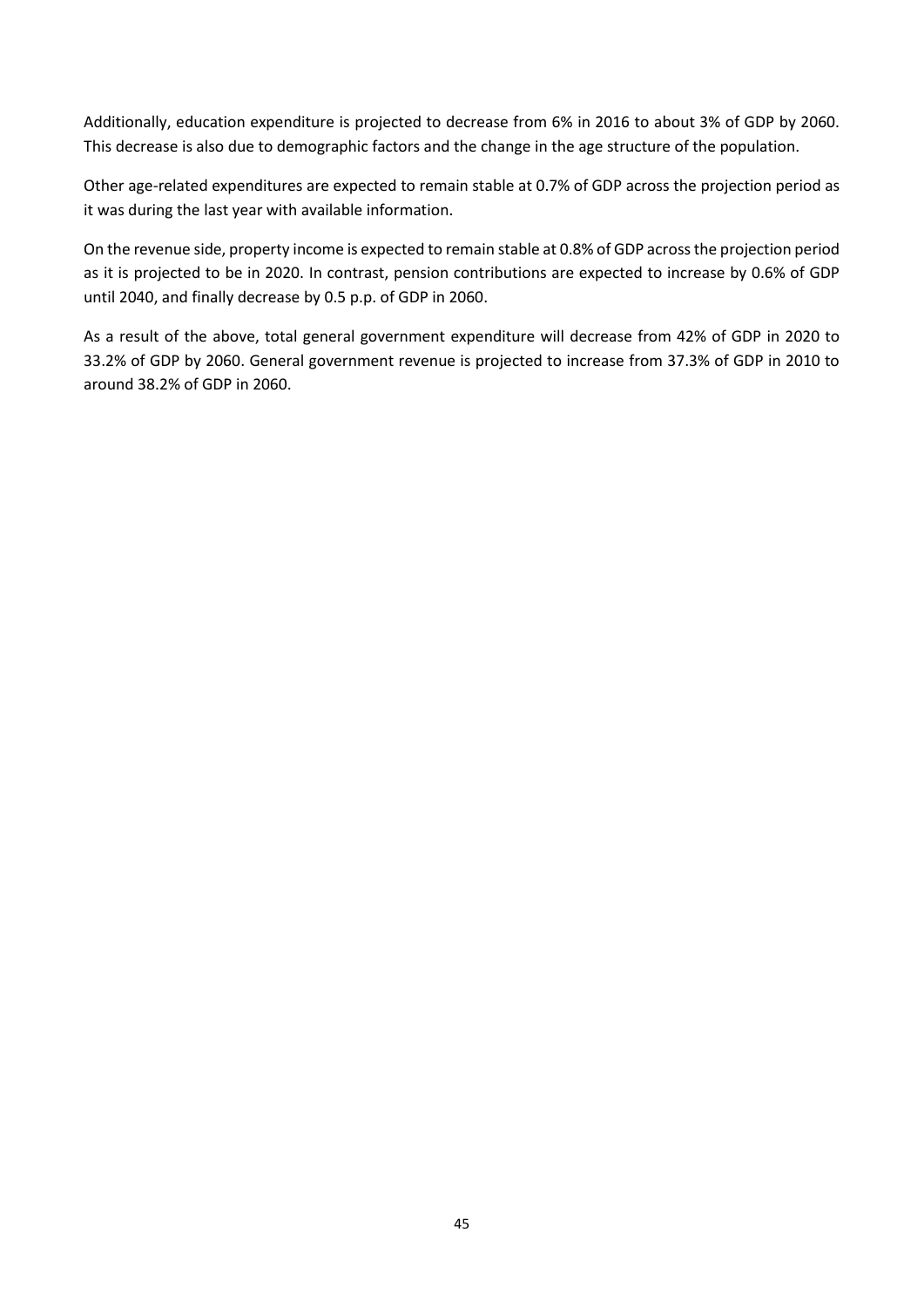Additionally, education expenditure is projected to decrease from 6% in 2016 to about 3% of GDP by 2060. This decrease is also due to demographic factors and the change in the age structure of the population.

Other age-related expenditures are expected to remain stable at 0.7% of GDP across the projection period as it was during the last year with available information.

On the revenue side, property income is expected to remain stable at 0.8% of GDP across the projection period as it is projected to be in 2020. In contrast, pension contributions are expected to increase by 0.6% of GDP until 2040, and finally decrease by 0.5 p.p. of GDP in 2060.

As a result of the above, total general government expenditure will decrease from 42% of GDP in 2020 to 33.2% of GDP by 2060. General government revenue is projected to increase from 37.3% of GDP in 2010 to around 38.2% of GDP in 2060.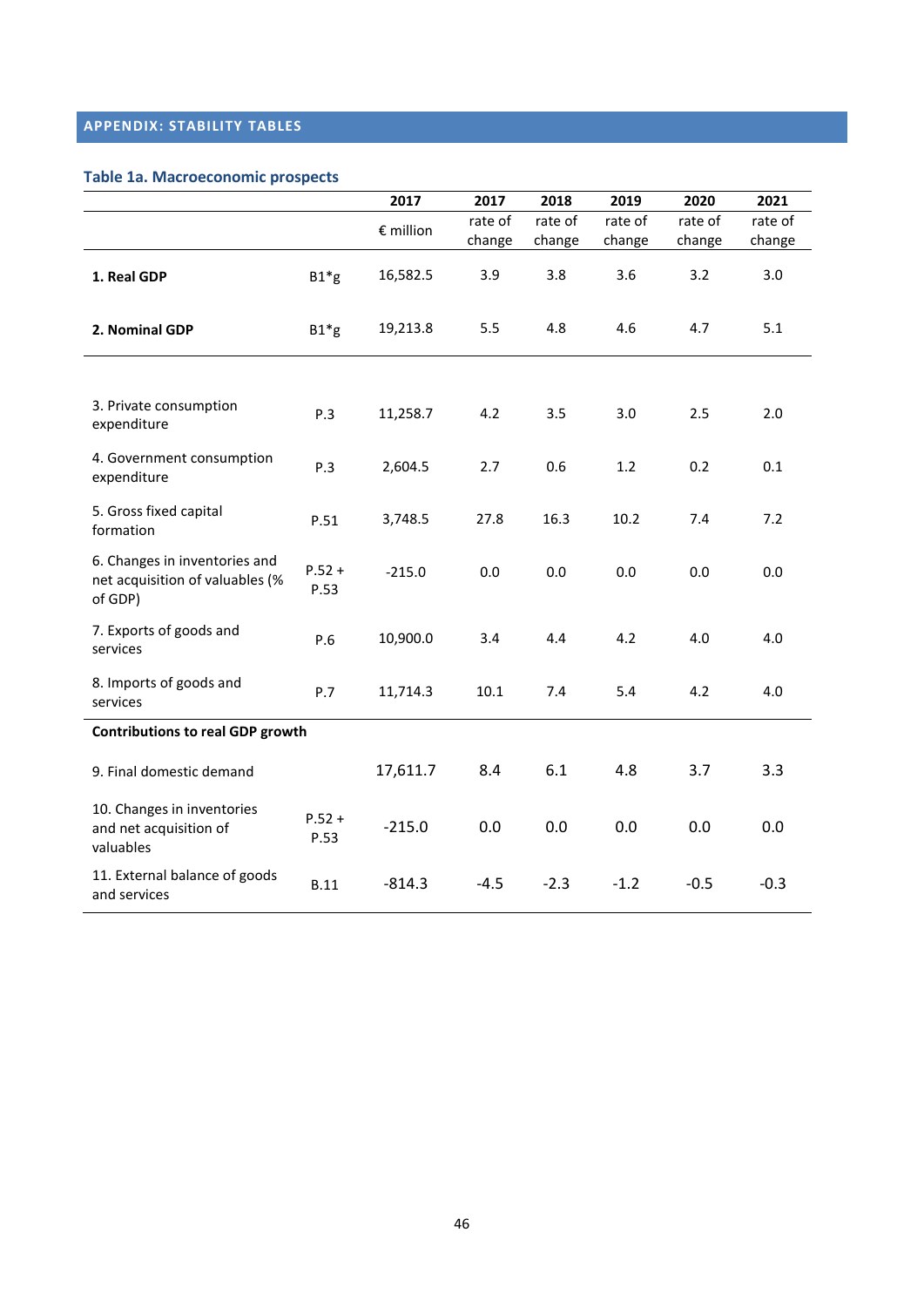## APPENDIX: STABILITY TABLES

### Table 1a. Macroeconomic prospects

| | | 2017 | 2017 | 2018 | 2019 | 2020 | 2021 |
|---|---|---|---|---|---|---|---|
| | | € million | rate of change | rate of change | rate of change | rate of change | rate of change |
| **1. Real GDP** | B1*g | 16,582.5 | 3.9 | 3.8 | 3.6 | 3.2 | 3.0 |
| **2. Nominal GDP** | B1*g | 19,213.8 | 5.5 | 4.8 | 4.6 | 4.7 | 5.1 |
| 3. Private consumption expenditure | P.3 | 11,258.7 | 4.2 | 3.5 | 3.0 | 2.5 | 2.0 |
| 4. Government consumption expenditure | P.3 | 2,604.5 | 2.7 | 0.6 | 1.2 | 0.2 | 0.1 |
| 5. Gross fixed capital formation | P.51 | 3,748.5 | 27.8 | 16.3 | 10.2 | 7.4 | 7.2 |
| 6. Changes in inventories and net acquisition of valuables (% of GDP) | P.52 + P.53 | -215.0 | 0.0 | 0.0 | 0.0 | 0.0 | 0.0 |
| 7. Exports of goods and services | P.6 | 10,900.0 | 3.4 | 4.4 | 4.2 | 4.0 | 4.0 |
| 8. Imports of goods and services | P.7 | 11,714.3 | 10.1 | 7.4 | 5.4 | 4.2 | 4.0 |
| **Contributions to real GDP growth** | | | | | | | |
| 9. Final domestic demand | | 17,611.7 | 8.4 | 6.1 | 4.8 | 3.7 | 3.3 |
| 10. Changes in inventories and net acquisition of valuables | P.52 + P.53 | -215.0 | 0.0 | 0.0 | 0.0 | 0.0 | 0.0 |
| 11. External balance of goods and services | B.11 | -814.3 | -4.5 | -2.3 | -1.2 | -0.5 | -0.3 |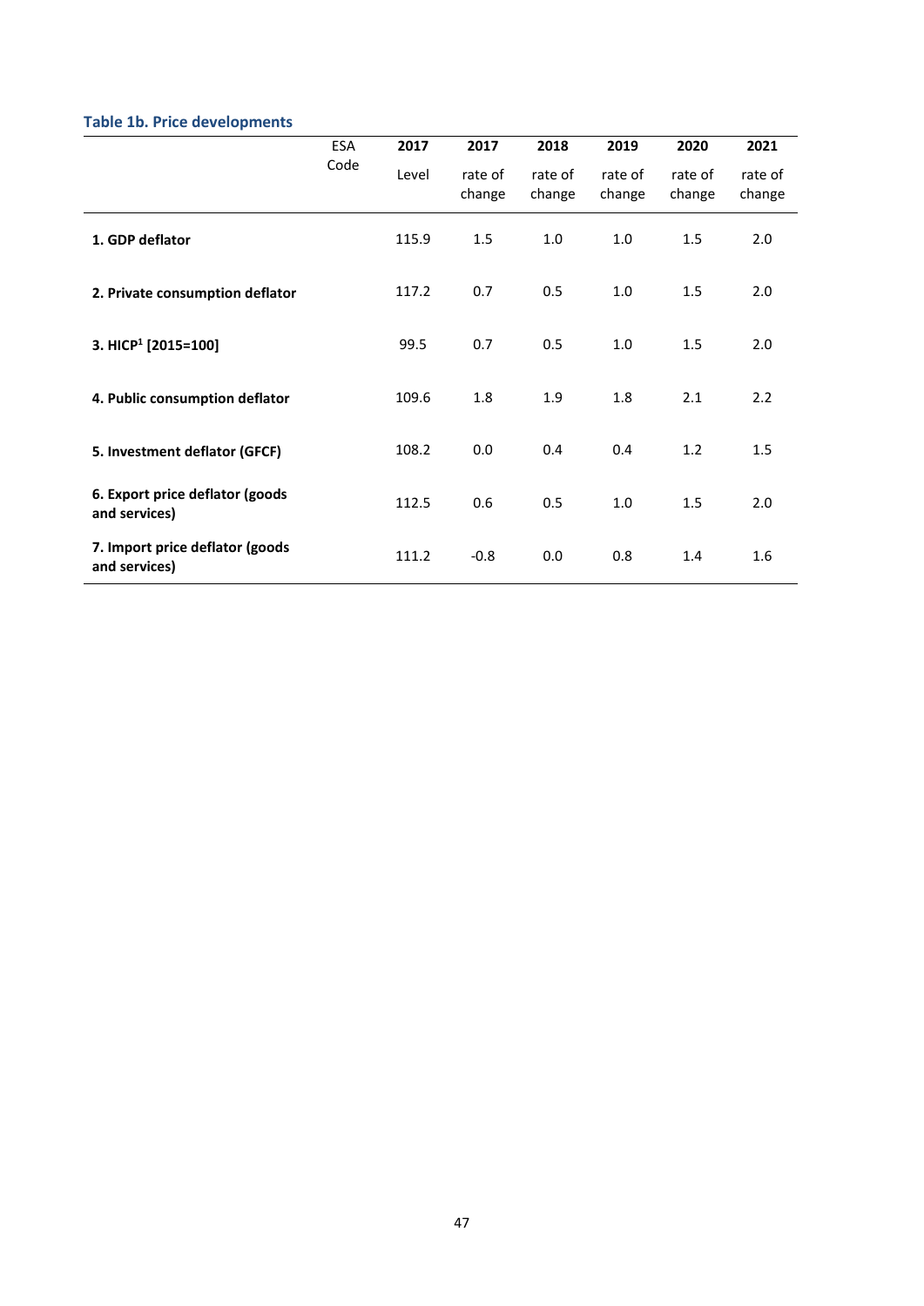### Table 1b. Price developments

| | ESA Code | 2017 | 2017 | 2018 | 2019 | 2020 | 2021 |
|---|---|---|---|---|---|---|---|
| | | Level | rate of change | rate of change | rate of change | rate of change | rate of change |
| **1. GDP deflator** | | 115.9 | 1.5 | 1.0 | 1.0 | 1.5 | 2.0 |
| **2. Private consumption deflator** | | 117.2 | 0.7 | 0.5 | 1.0 | 1.5 | 2.0 |
| **3. HICP[1] [2015=100]** | | 99.5 | 0.7 | 0.5 | 1.0 | 1.5 | 2.0 |
| **4. Public consumption deflator** | | 109.6 | 1.8 | 1.9 | 1.8 | 2.1 | 2.2 |
| **5. Investment deflator (GFCF)** | | 108.2 | 0.0 | 0.4 | 0.4 | 1.2 | 1.5 |
| **6. Export price deflator (goods and services)** | | 112.5 | 0.6 | 0.5 | 1.0 | 1.5 | 2.0 |
| **7. Import price deflator (goods and services)** | | 111.2 | -0.8 | 0.0 | 0.8 | 1.4 | 1.6 |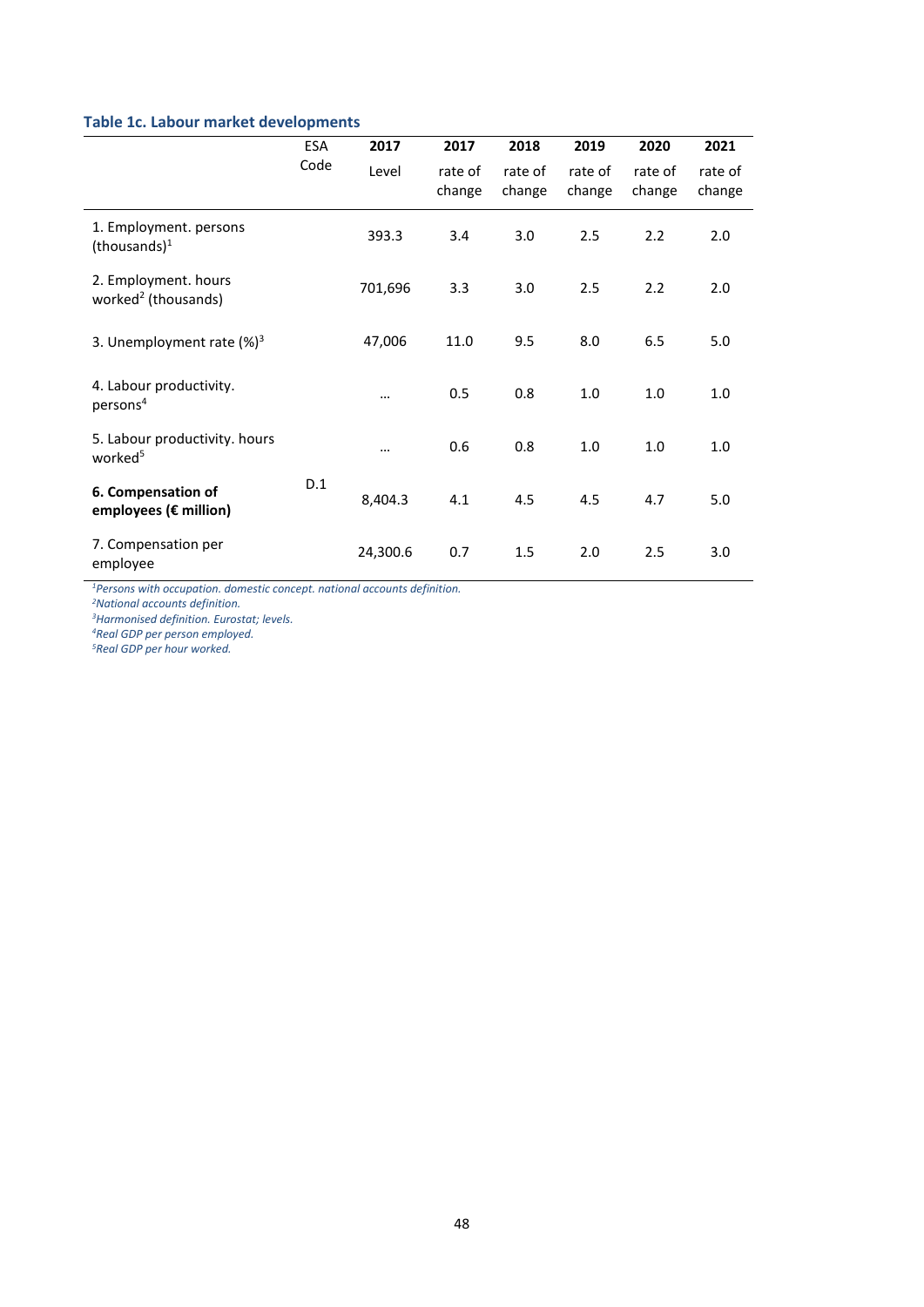### Table 1c. Labour market developments

| | ESA Code | 2017 Level | 2017 rate of change | 2018 rate of change | 2019 rate of change | 2020 rate of change | 2021 rate of change |
|---|---|---|---|---|---|---|---|
| 1. Employment. persons (thousands)[1] | | 393.3 | 3.4 | 3.0 | 2.5 | 2.2 | 2.0 |
| 2. Employment. hours worked[2] (thousands) | | 701,696 | 3.3 | 3.0 | 2.5 | 2.2 | 2.0 |
| 3. Unemployment rate (%)[3] | | 47,006 | 11.0 | 9.5 | 8.0 | 6.5 | 5.0 |
| 4. Labour productivity. persons[4] | | ... | 0.5 | 0.8 | 1.0 | 1.0 | 1.0 |
| 5. Labour productivity. hours worked[5] | | ... | 0.6 | 0.8 | 1.0 | 1.0 | 1.0 |
| **6. Compensation of employees (€ million)** | D.1 | 8,404.3 | 4.1 | 4.5 | 4.5 | 4.7 | 5.0 |
| 7. Compensation per employee | | 24,300.6 | 0.7 | 1.5 | 2.0 | 2.5 | 3.0 |

*[1]Persons with occupation. domestic concept. national accounts definition.*
*[2]National accounts definition.*
*[3]Harmonised definition. Eurostat; levels.*
*[4]Real GDP per person employed.*
*[5]Real GDP per hour worked.*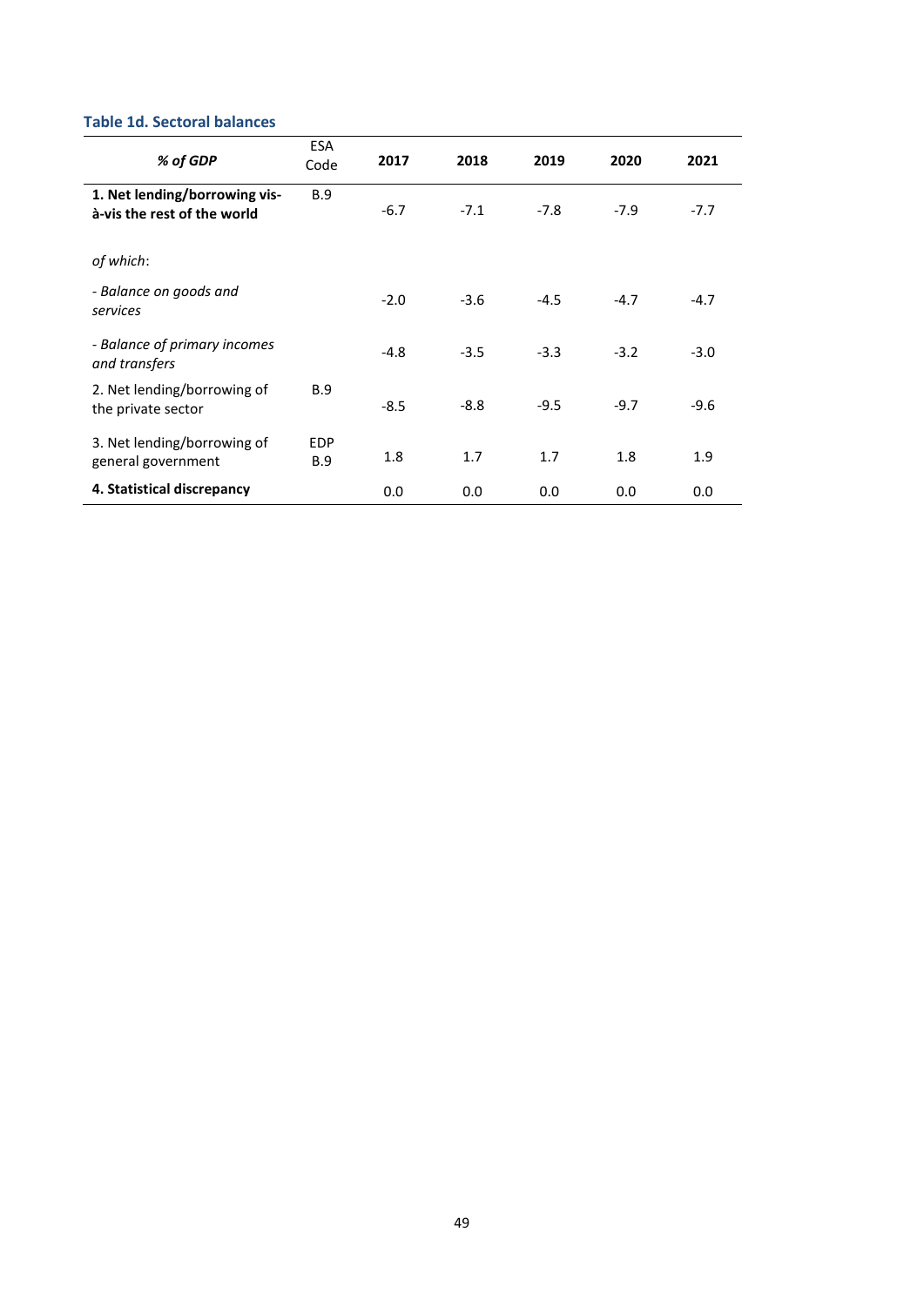### Table 1d. Sectoral balances

| *% of GDP* | ESA Code | 2017 | 2018 | 2019 | 2020 | 2021 |
|---|---|---|---|---|---|---|
| **1. Net lending/borrowing vis-à-vis the rest of the world** | B.9 | -6.7 | -7.1 | -7.8 | -7.9 | -7.7 |
| *of which*: | | | | | | |
| *- Balance on goods and services* | | -2.0 | -3.6 | -4.5 | -4.7 | -4.7 |
| *- Balance of primary incomes and transfers* | | -4.8 | -3.5 | -3.3 | -3.2 | -3.0 |
| 2. Net lending/borrowing of the private sector | B.9 | -8.5 | -8.8 | -9.5 | -9.7 | -9.6 |
| 3. Net lending/borrowing of general government | EDP B.9 | 1.8 | 1.7 | 1.7 | 1.8 | 1.9 |
| **4. Statistical discrepancy** | | 0.0 | 0.0 | 0.0 | 0.0 | 0.0 |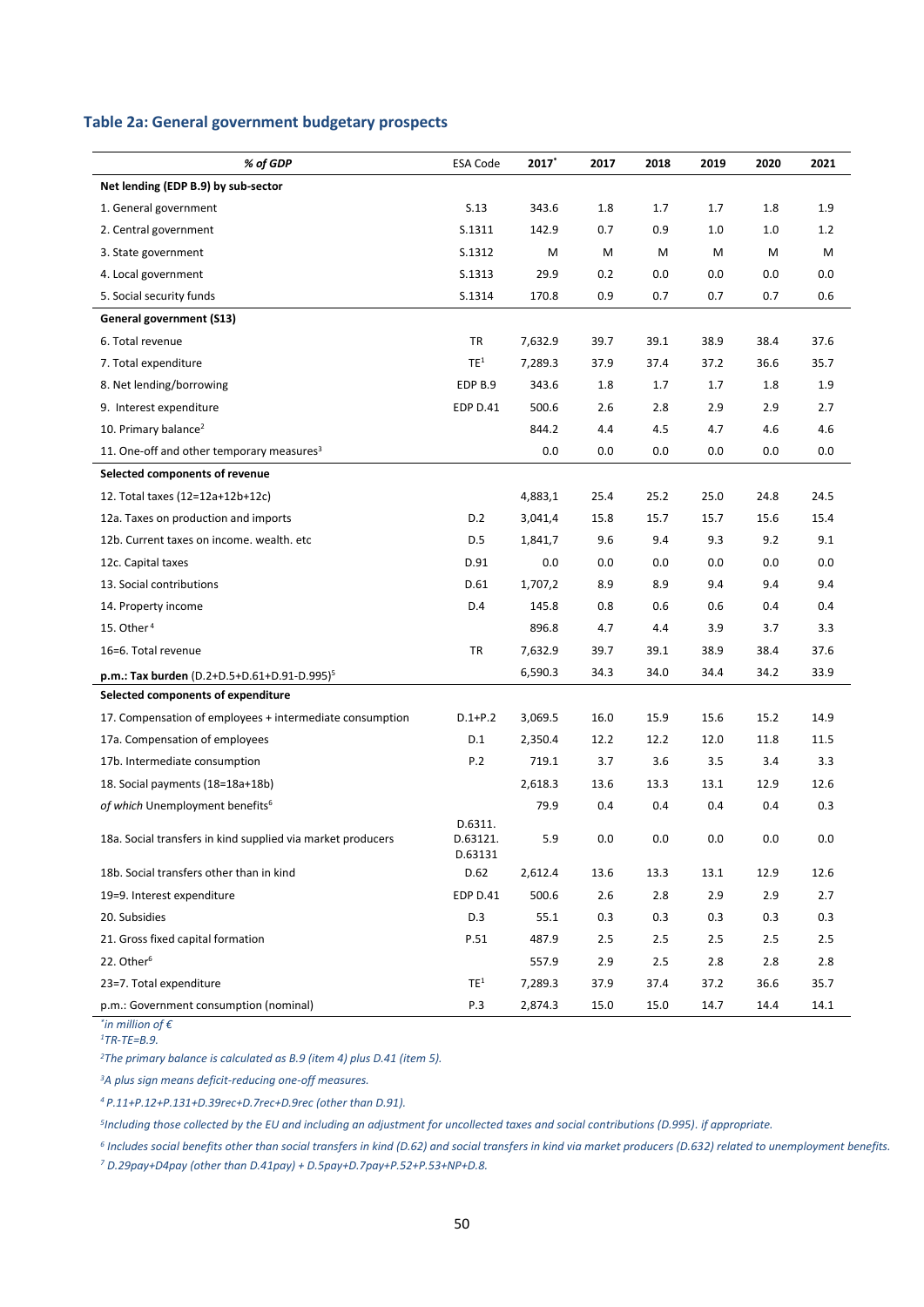## Table 2a: General government budgetary prospects

| *% of GDP* | ESA Code | 2017[*] | 2017 | 2018 | 2019 | 2020 | 2021 |
|---|---|---|---|---|---|---|---|
| **Net lending (EDP B.9) by sub-sector** | | | | | | | |
| 1. General government | S.13 | 343.6 | 1.8 | 1.7 | 1.7 | 1.8 | 1.9 |
| 2. Central government | S.1311 | 142.9 | 0.7 | 0.9 | 1.0 | 1.0 | 1.2 |
| 3. State government | S.1312 | M | M | M | M | M | M |
| 4. Local government | S.1313 | 29.9 | 0.2 | 0.0 | 0.0 | 0.0 | 0.0 |
| 5. Social security funds | S.1314 | 170.8 | 0.9 | 0.7 | 0.7 | 0.7 | 0.6 |
| **General government (S13)** | | | | | | | |
| 6. Total revenue | TR | 7,632.9 | 39.7 | 39.1 | 38.9 | 38.4 | 37.6 |
| 7. Total expenditure | TE[1] | 7,289.3 | 37.9 | 37.4 | 37.2 | 36.6 | 35.7 |
| 8. Net lending/borrowing | EDP B.9 | 343.6 | 1.8 | 1.7 | 1.7 | 1.8 | 1.9 |
| 9. Interest expenditure | EDP D.41 | 500.6 | 2.6 | 2.8 | 2.9 | 2.9 | 2.7 |
| 10. Primary balance[2] | | 844.2 | 4.4 | 4.5 | 4.7 | 4.6 | 4.6 |
| 11. One-off and other temporary measures[3] | | 0.0 | 0.0 | 0.0 | 0.0 | 0.0 | 0.0 |
| **Selected components of revenue** | | | | | | | |
| 12. Total taxes (12=12a+12b+12c) | | 4,883,1 | 25.4 | 25.2 | 25.0 | 24.8 | 24.5 |
| 12a. Taxes on production and imports | D.2 | 3,041,4 | 15.8 | 15.7 | 15.7 | 15.6 | 15.4 |
| 12b. Current taxes on income. wealth. etc | D.5 | 1,841,7 | 9.6 | 9.4 | 9.3 | 9.2 | 9.1 |
| 12c. Capital taxes | D.91 | 0.0 | 0.0 | 0.0 | 0.0 | 0.0 | 0.0 |
| 13. Social contributions | D.61 | 1,707,2 | 8.9 | 8.9 | 9.4 | 9.4 | 9.4 |
| 14. Property income | D.4 | 145.8 | 0.8 | 0.6 | 0.6 | 0.4 | 0.4 |
| 15. Other[4] | | 896.8 | 4.7 | 4.4 | 3.9 | 3.7 | 3.3 |
| 16=6. Total revenue | TR | 7,632.9 | 39.7 | 39.1 | 38.9 | 38.4 | 37.6 |
| **p.m.: Tax burden** (D.2+D.5+D.61+D.91-D.995)[5] | | 6,590.3 | 34.3 | 34.0 | 34.4 | 34.2 | 33.9 |
| **Selected components of expenditure** | | | | | | | |
| 17. Compensation of employees + intermediate consumption | D.1+P.2 | 3,069.5 | 16.0 | 15.9 | 15.6 | 15.2 | 14.9 |
| 17a. Compensation of employees | D.1 | 2,350.4 | 12.2 | 12.2 | 12.0 | 11.8 | 11.5 |
| 17b. Intermediate consumption | P.2 | 719.1 | 3.7 | 3.6 | 3.5 | 3.4 | 3.3 |
| 18. Social payments (18=18a+18b) | | 2,618.3 | 13.6 | 13.3 | 13.1 | 12.9 | 12.6 |
| *of which* Unemployment benefits[6] | | 79.9 | 0.4 | 0.4 | 0.4 | 0.4 | 0.3 |
| 18a. Social transfers in kind supplied via market producers | D.6311. D.63121. D.63131 | 5.9 | 0.0 | 0.0 | 0.0 | 0.0 | 0.0 |
| 18b. Social transfers other than in kind | D.62 | 2,612.4 | 13.6 | 13.3 | 13.1 | 12.9 | 12.6 |
| 19=9. Interest expenditure | EDP D.41 | 500.6 | 2.6 | 2.8 | 2.9 | 2.9 | 2.7 |
| 20. Subsidies | D.3 | 55.1 | 0.3 | 0.3 | 0.3 | 0.3 | 0.3 |
| 21. Gross fixed capital formation | P.51 | 487.9 | 2.5 | 2.5 | 2.5 | 2.5 | 2.5 |
| 22. Other[6] | | 557.9 | 2.9 | 2.5 | 2.8 | 2.8 | 2.8 |
| 23=7. Total expenditure | TE[1] | 7,289.3 | 37.9 | 37.4 | 37.2 | 36.6 | 35.7 |
| p.m.: Government consumption (nominal) | P.3 | 2,874.3 | 15.0 | 15.0 | 14.7 | 14.4 | 14.1 |

*[*]in million of €*

*[1]TR-TE=B.9.*

*[2]The primary balance is calculated as B.9 (item 4) plus D.41 (item 5).*

*[3]A plus sign means deficit-reducing one-off measures.*

*[4] P.11+P.12+P.131+D.39rec+D.7rec+D.9rec (other than D.91).*

*[5]Including those collected by the EU and including an adjustment for uncollected taxes and social contributions (D.995). if appropriate.*

*[6] Includes social benefits other than social transfers in kind (D.62) and social transfers in kind via market producers (D.632) related to unemployment benefits.*

*[7] D.29pay+D4pay (other than D.41pay) + D.5pay+D.7pay+P.52+P.53+NP+D.8.*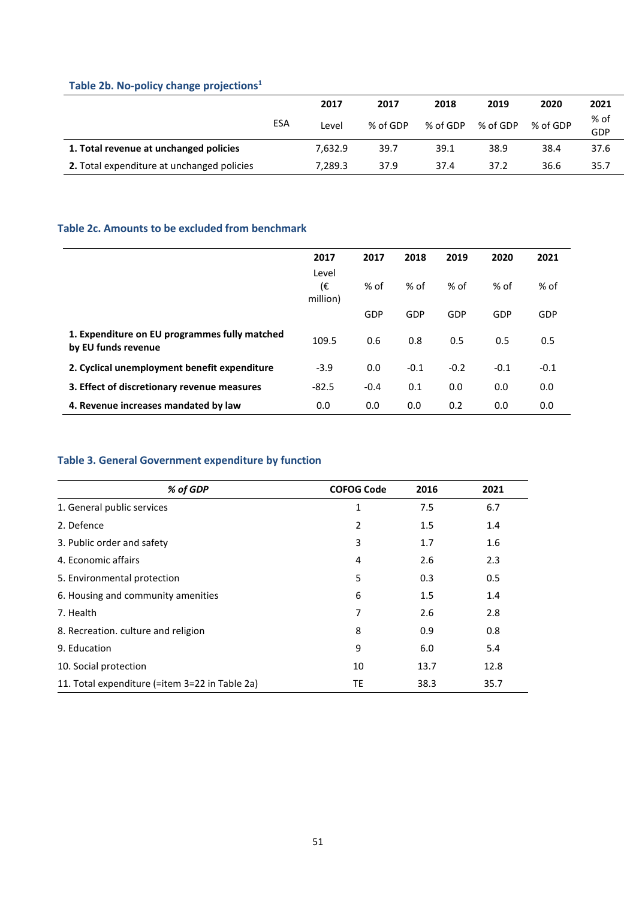### Table 2b. No-policy change projections[1]

| | ESA | 2017 | 2017 | 2018 | 2019 | 2020 | 2021 |
|---|---|---|---|---|---|---|---|
| | | Level | % of GDP | % of GDP | % of GDP | % of GDP | % of GDP |
| **1. Total revenue at unchanged policies** | | 7,632.9 | 39.7 | 39.1 | 38.9 | 38.4 | 37.6 |
| **2.** Total expenditure at unchanged policies | | 7,289.3 | 37.9 | 37.4 | 37.2 | 36.6 | 35.7 |

### Table 2c. Amounts to be excluded from benchmark

| | 2017 | 2017 | 2018 | 2019 | 2020 | 2021 |
|---|---|---|---|---|---|---|
| | Level (€ million) | % of GDP | % of GDP | % of GDP | % of GDP | % of GDP |
| **1. Expenditure on EU programmes fully matched by EU funds revenue** | 109.5 | 0.6 | 0.8 | 0.5 | 0.5 | 0.5 |
| **2. Cyclical unemployment benefit expenditure** | -3.9 | 0.0 | -0.1 | -0.2 | -0.1 | -0.1 |
| **3. Effect of discretionary revenue measures** | -82.5 | -0.4 | 0.1 | 0.0 | 0.0 | 0.0 |
| **4. Revenue increases mandated by law** | 0.0 | 0.0 | 0.0 | 0.2 | 0.0 | 0.0 |

### Table 3. General Government expenditure by function

| *% of GDP* | COFOG Code | 2016 | 2021 |
|---|---|---|---|
| 1. General public services | 1 | 7.5 | 6.7 |
| 2. Defence | 2 | 1.5 | 1.4 |
| 3. Public order and safety | 3 | 1.7 | 1.6 |
| 4. Economic affairs | 4 | 2.6 | 2.3 |
| 5. Environmental protection | 5 | 0.3 | 0.5 |
| 6. Housing and community amenities | 6 | 1.5 | 1.4 |
| 7. Health | 7 | 2.6 | 2.8 |
| 8. Recreation. culture and religion | 8 | 0.9 | 0.8 |
| 9. Education | 9 | 6.0 | 5.4 |
| 10. Social protection | 10 | 13.7 | 12.8 |
| 11. Total expenditure (=item 3=22 in Table 2a) | TE | 38.3 | 35.7 |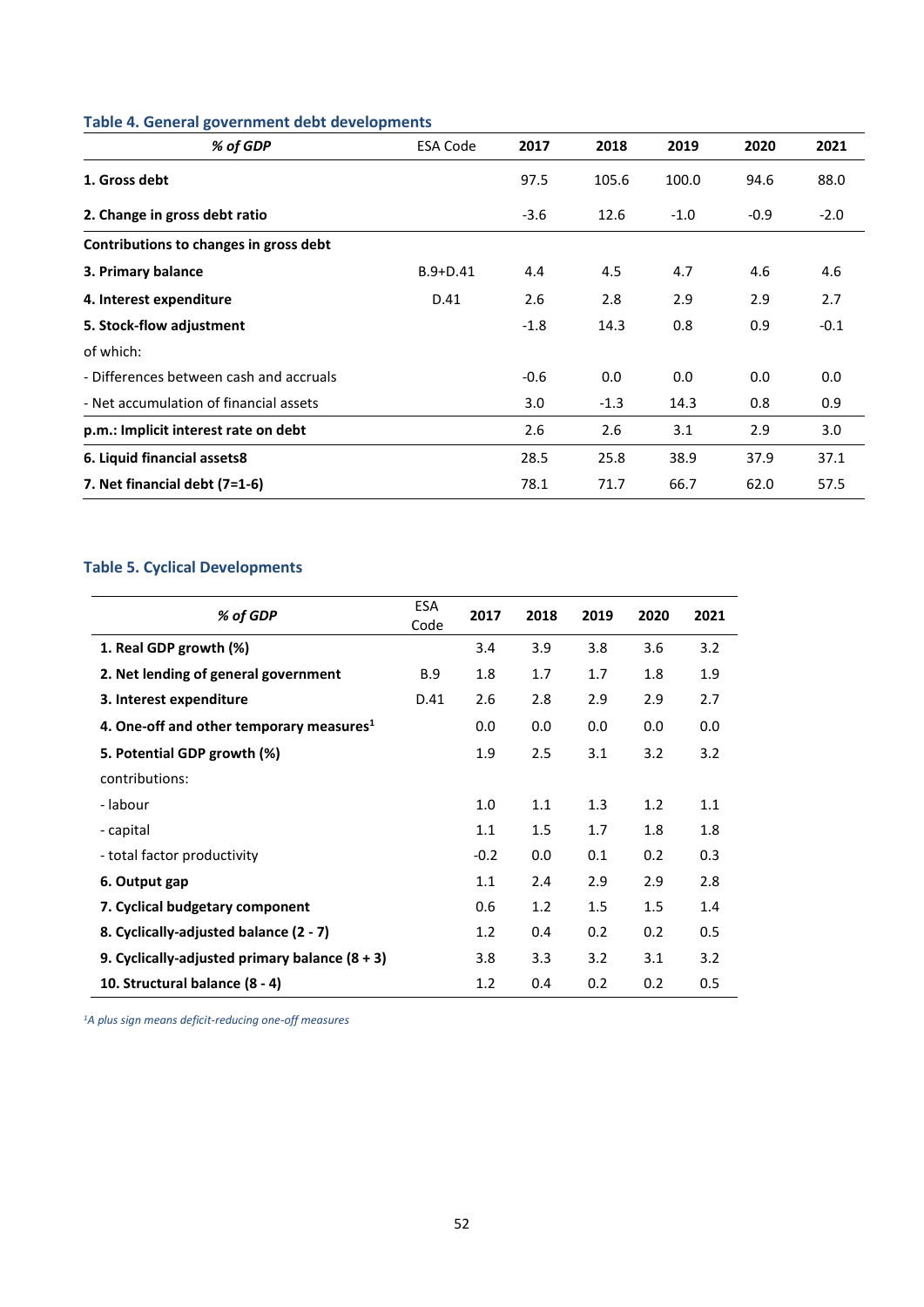### Table 4. General government debt developments

| *% of GDP* | ESA Code | 2017 | 2018 | 2019 | 2020 | 2021 |
|---|---|---|---|---|---|---|
| **1. Gross debt** | | 97.5 | 105.6 | 100.0 | 94.6 | 88.0 |
| **2. Change in gross debt ratio** | | -3.6 | 12.6 | -1.0 | -0.9 | -2.0 |
| **Contributions to changes in gross debt** | | | | | | |
| **3. Primary balance** | B.9+D.41 | 4.4 | 4.5 | 4.7 | 4.6 | 4.6 |
| **4. Interest expenditure** | D.41 | 2.6 | 2.8 | 2.9 | 2.9 | 2.7 |
| **5. Stock-flow adjustment** | | -1.8 | 14.3 | 0.8 | 0.9 | -0.1 |
| of which: | | | | | | |
| - Differences between cash and accruals | | -0.6 | 0.0 | 0.0 | 0.0 | 0.0 |
| - Net accumulation of financial assets | | 3.0 | -1.3 | 14.3 | 0.8 | 0.9 |
| **p.m.: Implicit interest rate on debt** | | 2.6 | 2.6 | 3.1 | 2.9 | 3.0 |
| **6. Liquid financial assets8** | | 28.5 | 25.8 | 38.9 | 37.9 | 37.1 |
| **7. Net financial debt (7=1-6)** | | 78.1 | 71.7 | 66.7 | 62.0 | 57.5 |

### Table 5. Cyclical Developments

| *% of GDP* | ESA Code | 2017 | 2018 | 2019 | 2020 | 2021 |
|---|---|---|---|---|---|---|
| **1. Real GDP growth (%)** | | 3.4 | 3.9 | 3.8 | 3.6 | 3.2 |
| **2. Net lending of general government** | B.9 | 1.8 | 1.7 | 1.7 | 1.8 | 1.9 |
| **3. Interest expenditure** | D.41 | 2.6 | 2.8 | 2.9 | 2.9 | 2.7 |
| **4. One-off and other temporary measures[1]** | | 0.0 | 0.0 | 0.0 | 0.0 | 0.0 |
| **5. Potential GDP growth (%)** | | 1.9 | 2.5 | 3.1 | 3.2 | 3.2 |
| contributions: | | | | | | |
| - labour | | 1.0 | 1.1 | 1.3 | 1.2 | 1.1 |
| - capital | | 1.1 | 1.5 | 1.7 | 1.8 | 1.8 |
| - total factor productivity | | -0.2 | 0.0 | 0.1 | 0.2 | 0.3 |
| **6. Output gap** | | 1.1 | 2.4 | 2.9 | 2.9 | 2.8 |
| **7. Cyclical budgetary component** | | 0.6 | 1.2 | 1.5 | 1.5 | 1.4 |
| **8. Cyclically-adjusted balance (2 - 7)** | | 1.2 | 0.4 | 0.2 | 0.2 | 0.5 |
| **9. Cyclically-adjusted primary balance (8 + 3)** | | 3.8 | 3.3 | 3.2 | 3.1 | 3.2 |
| **10. Structural balance (8 - 4)** | | 1.2 | 0.4 | 0.2 | 0.2 | 0.5 |

*[1]A plus sign means deficit-reducing one-off measures*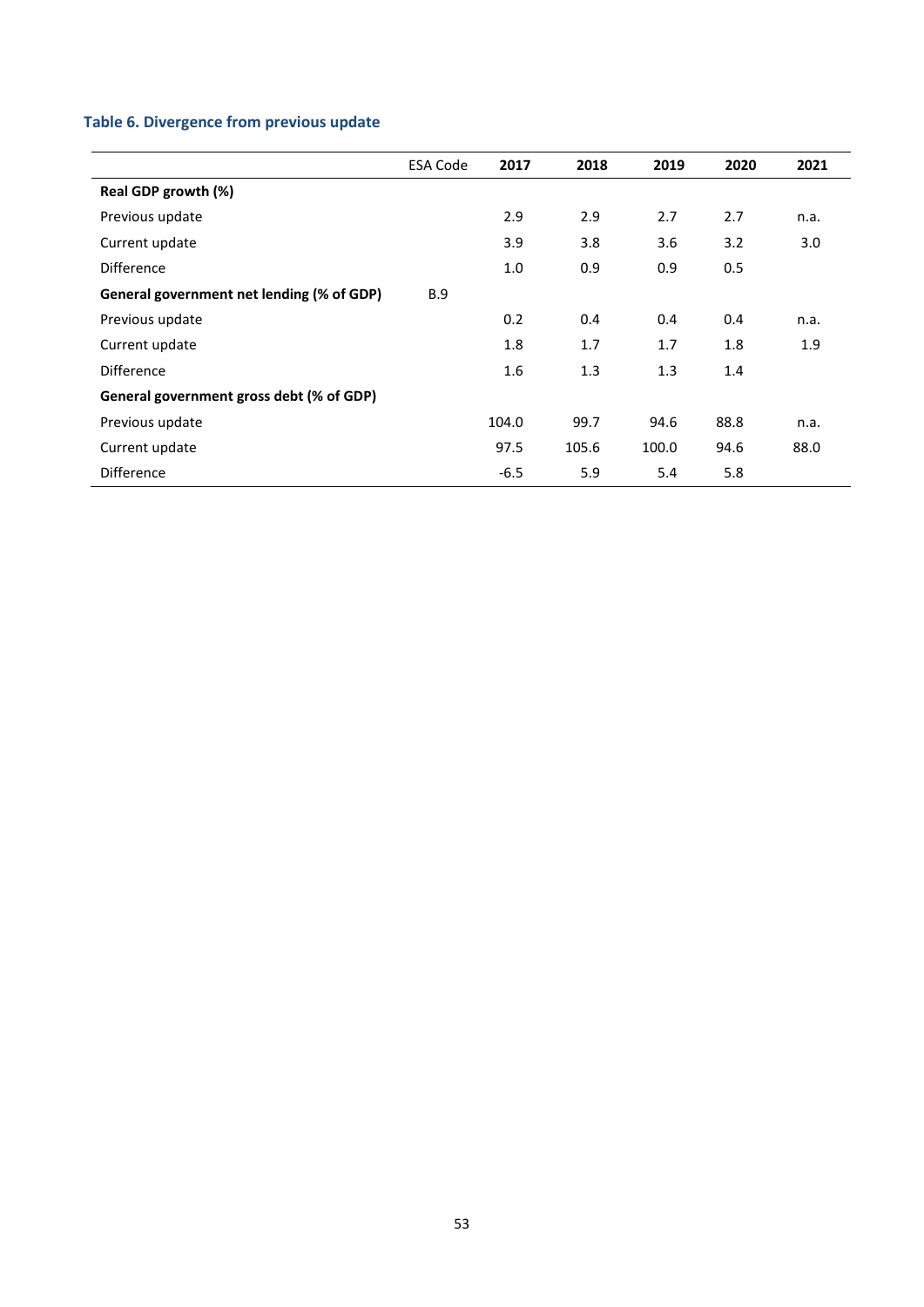**Table 6. Divergence from previous update**

| | ESA Code | 2017 | 2018 | 2019 | 2020 | 2021 |
|---|---|---|---|---|---|---|
| **Real GDP growth (%)** | | | | | | |
| Previous update | | 2.9 | 2.9 | 2.7 | 2.7 | n.a. |
| Current update | | 3.9 | 3.8 | 3.6 | 3.2 | 3.0 |
| Difference | | 1.0 | 0.9 | 0.9 | 0.5 | |
| **General government net lending (% of GDP)** | B.9 | | | | | |
| Previous update | | 0.2 | 0.4 | 0.4 | 0.4 | n.a. |
| Current update | | 1.8 | 1.7 | 1.7 | 1.8 | 1.9 |
| Difference | | 1.6 | 1.3 | 1.3 | 1.4 | |
| **General government gross debt (% of GDP)** | | | | | | |
| Previous update | | 104.0 | 99.7 | 94.6 | 88.8 | n.a. |
| Current update | | 97.5 | 105.6 | 100.0 | 94.6 | 88.0 |
| Difference | | -6.5 | 5.9 | 5.4 | 5.8 | |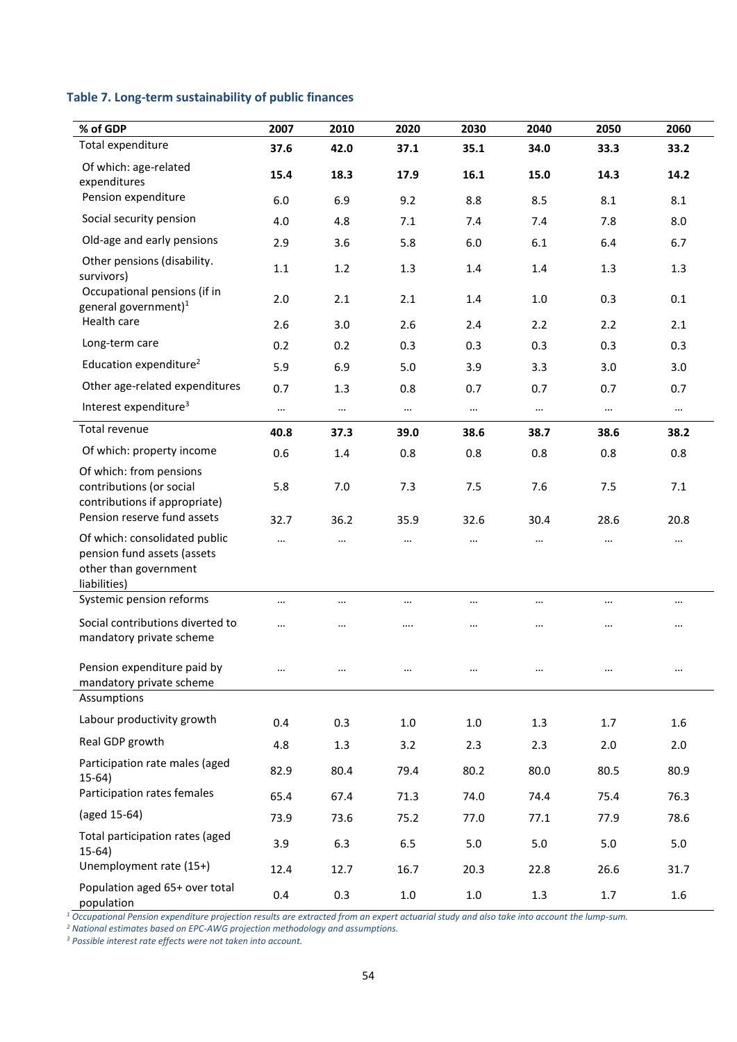### Table 7. Long-term sustainability of public finances

| % of GDP | 2007 | 2010 | 2020 | 2030 | 2040 | 2050 | 2060 |
|---|---|---|---|---|---|---|---|
| Total expenditure | **37.6** | **42.0** | **37.1** | **35.1** | **34.0** | **33.3** | **33.2** |
| Of which: age-related expenditures | **15.4** | **18.3** | **17.9** | **16.1** | **15.0** | **14.3** | **14.2** |
| Pension expenditure | 6.0 | 6.9 | 9.2 | 8.8 | 8.5 | 8.1 | 8.1 |
| Social security pension | 4.0 | 4.8 | 7.1 | 7.4 | 7.4 | 7.8 | 8.0 |
| Old-age and early pensions | 2.9 | 3.6 | 5.8 | 6.0 | 6.1 | 6.4 | 6.7 |
| Other pensions (disability. survivors) | 1.1 | 1.2 | 1.3 | 1.4 | 1.4 | 1.3 | 1.3 |
| Occupational pensions (if in general government)[1] | 2.0 | 2.1 | 2.1 | 1.4 | 1.0 | 0.3 | 0.1 |
| Health care | 2.6 | 3.0 | 2.6 | 2.4 | 2.2 | 2.2 | 2.1 |
| Long-term care | 0.2 | 0.2 | 0.3 | 0.3 | 0.3 | 0.3 | 0.3 |
| Education expenditure[2] | 5.9 | 6.9 | 5.0 | 3.9 | 3.3 | 3.0 | 3.0 |
| Other age-related expenditures | 0.7 | 1.3 | 0.8 | 0.7 | 0.7 | 0.7 | 0.7 |
| Interest expenditure[3] | ... | ... | ... | ... | ... | ... | ... |
| Total revenue | **40.8** | **37.3** | **39.0** | **38.6** | **38.7** | **38.6** | **38.2** |
| Of which: property income | 0.6 | 1.4 | 0.8 | 0.8 | 0.8 | 0.8 | 0.8 |
| Of which: from pensions contributions (or social contributions if appropriate) | 5.8 | 7.0 | 7.3 | 7.5 | 7.6 | 7.5 | 7.1 |
| Pension reserve fund assets | 32.7 | 36.2 | 35.9 | 32.6 | 30.4 | 28.6 | 20.8 |
| Of which: consolidated public pension fund assets (assets other than government liabilities) | ... | ... | ... | ... | ... | ... | ... |
| Systemic pension reforms | ... | ... | ... | ... | ... | ... | ... |
| Social contributions diverted to mandatory private scheme | ... | ... | .... | ... | ... | ... | ... |
| Pension expenditure paid by mandatory private scheme | ... | ... | ... | ... | ... | ... | ... |
| Assumptions | | | | | | | |
| Labour productivity growth | 0.4 | 0.3 | 1.0 | 1.0 | 1.3 | 1.7 | 1.6 |
| Real GDP growth | 4.8 | 1.3 | 3.2 | 2.3 | 2.3 | 2.0 | 2.0 |
| Participation rate males (aged 15-64) | 82.9 | 80.4 | 79.4 | 80.2 | 80.0 | 80.5 | 80.9 |
| Participation rates females | 65.4 | 67.4 | 71.3 | 74.0 | 74.4 | 75.4 | 76.3 |
| (aged 15-64) | 73.9 | 73.6 | 75.2 | 77.0 | 77.1 | 77.9 | 78.6 |
| Total participation rates (aged 15-64) | 3.9 | 6.3 | 6.5 | 5.0 | 5.0 | 5.0 | 5.0 |
| Unemployment rate (15+) | 12.4 | 12.7 | 16.7 | 20.3 | 22.8 | 26.6 | 31.7 |
| Population aged 65+ over total population | 0.4 | 0.3 | 1.0 | 1.0 | 1.3 | 1.7 | 1.6 |

*[1] Occupational Pension expenditure projection results are extracted from an expert actuarial study and also take into account the lump-sum.*
*[2] National estimates based on EPC-AWG projection methodology and assumptions.*
*[3] Possible interest rate effects were not taken into account.*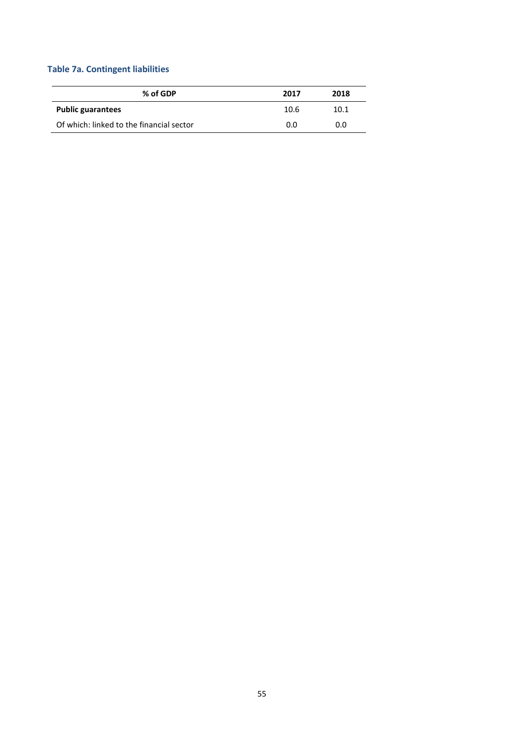### Table 7a. Contingent liabilities

| % of GDP | 2017 | 2018 |
|---|---|---|
| **Public guarantees** | 10.6 | 10.1 |
| Of which: linked to the financial sector | 0.0 | 0.0 |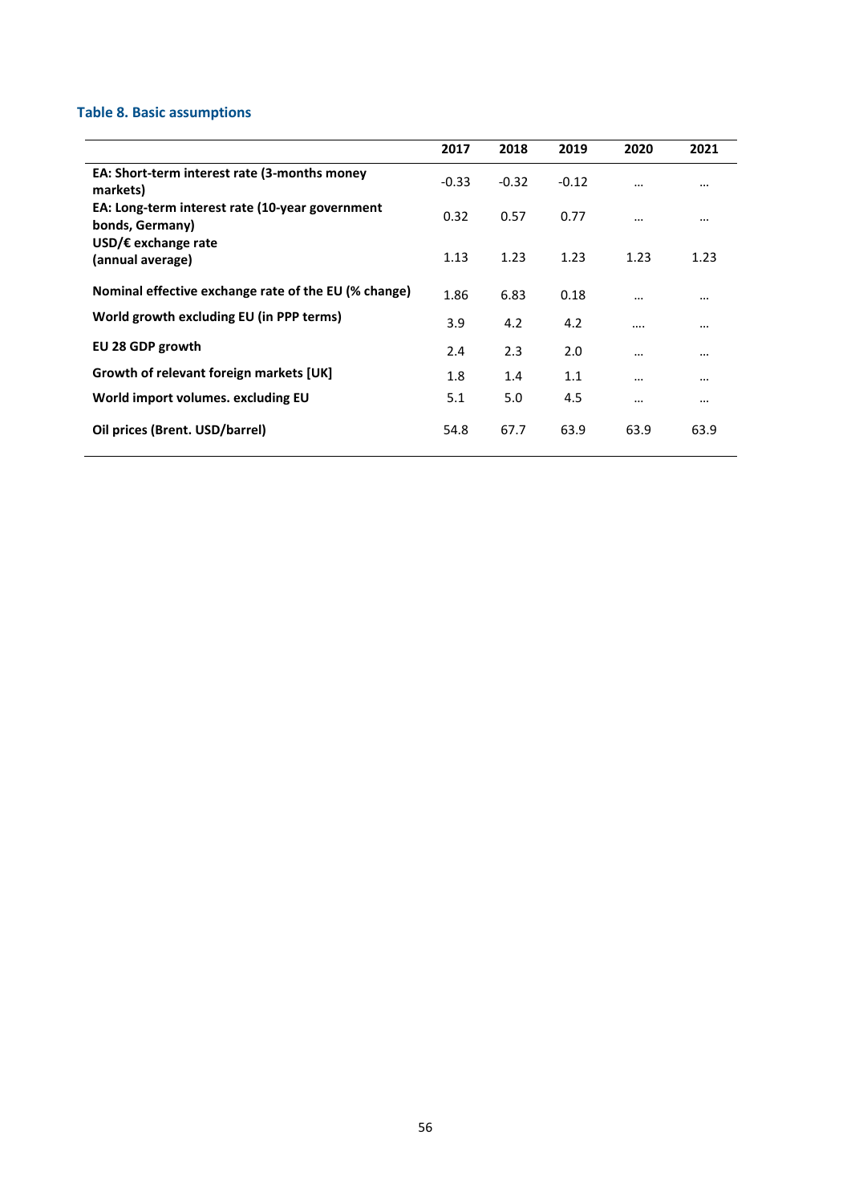### Table 8. Basic assumptions

| | 2017 | 2018 | 2019 | 2020 | 2021 |
|---|---|---|---|---|---|
| **EA: Short-term interest rate (3-months money markets)** | -0.33 | -0.32 | -0.12 | … | … |
| **EA: Long-term interest rate (10-year government bonds, Germany)** | 0.32 | 0.57 | 0.77 | … | … |
| **USD/€ exchange rate (annual average)** | 1.13 | 1.23 | 1.23 | 1.23 | 1.23 |
| **Nominal effective exchange rate of the EU (% change)** | 1.86 | 6.83 | 0.18 | … | … |
| **World growth excluding EU (in PPP terms)** | 3.9 | 4.2 | 4.2 | …. | … |
| **EU 28 GDP growth** | 2.4 | 2.3 | 2.0 | … | … |
| **Growth of relevant foreign markets [UK]** | 1.8 | 1.4 | 1.1 | … | … |
| **World import volumes. excluding EU** | 5.1 | 5.0 | 4.5 | … | … |
| **Oil prices (Brent. USD/barrel)** | 54.8 | 67.7 | 63.9 | 63.9 | 63.9 |